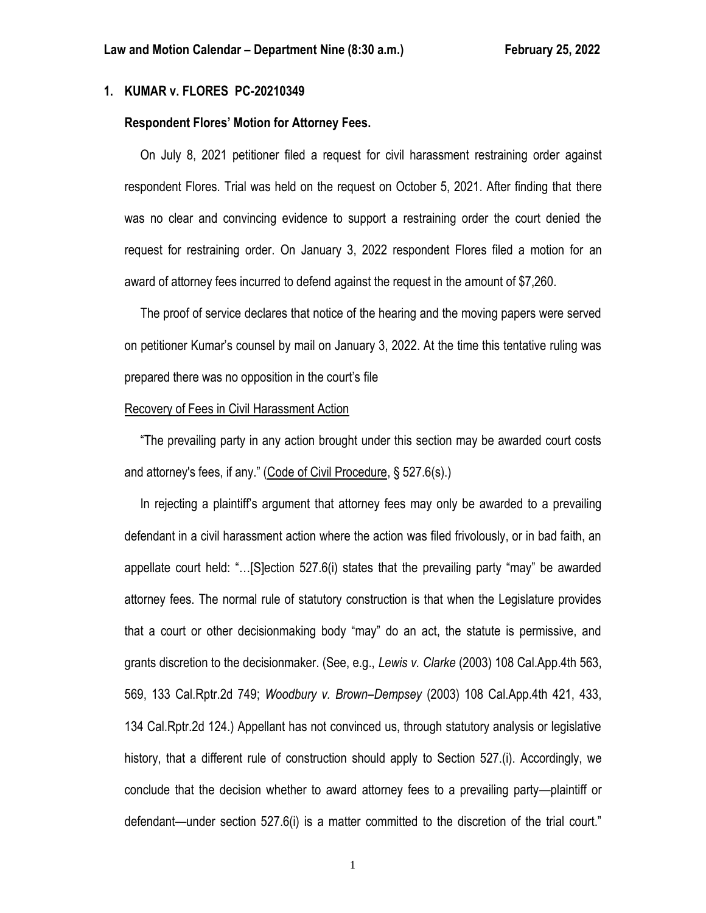**Law and Motion Calendar – Department Nine (8:30 a.m.) February 25, 2022**

**1. KUMAR v. FLORES PC-20210349**

**Respondent Flores' Motion for Attorney Fees.**

On July 8, 2021 petitioner filed a request for civil harassment restraining order against respondent Flores. Trial was held on the request on October 5, 2021. After finding that there was no clear and convincing evidence to support a restraining order the court denied the request for restraining order. On January 3, 2022 respondent Flores filed a motion for an award of attorney fees incurred to defend against the request in the amount of $7,260.

The proof of service declares that notice of the hearing and the moving papers were served on petitioner Kumar's counsel by mail on January 3, 2022. At the time this tentative ruling was prepared there was no opposition in the court's file

Recovery of Fees in Civil Harassment Action

"The prevailing party in any action brought under this section may be awarded court costs and attorney's fees, if any." (Code of Civil Procedure, § 527.6(s).)

In rejecting a plaintiff's argument that attorney fees may only be awarded to a prevailing defendant in a civil harassment action where the action was filed frivolously, or in bad faith, an appellate court held: "…[S]ection 527.6(i) states that the prevailing party "may" be awarded attorney fees. The normal rule of statutory construction is that when the Legislature provides that a court or other decisionmaking body "may" do an act, the statute is permissive, and grants discretion to the decisionmaker. (See, e.g., *Lewis v. Clarke* (2003) 108 Cal.App.4th 563, 569, 133 Cal.Rptr.2d 749; *Woodbury v. Brown–Dempsey* (2003) 108 Cal.App.4th 421, 433, 134 Cal.Rptr.2d 124.) Appellant has not convinced us, through statutory analysis or legislative history, that a different rule of construction should apply to Section 527.(i). Accordingly, we conclude that the decision whether to award attorney fees to a prevailing party—plaintiff or defendant—under section 527.6(i) is a matter committed to the discretion of the trial court."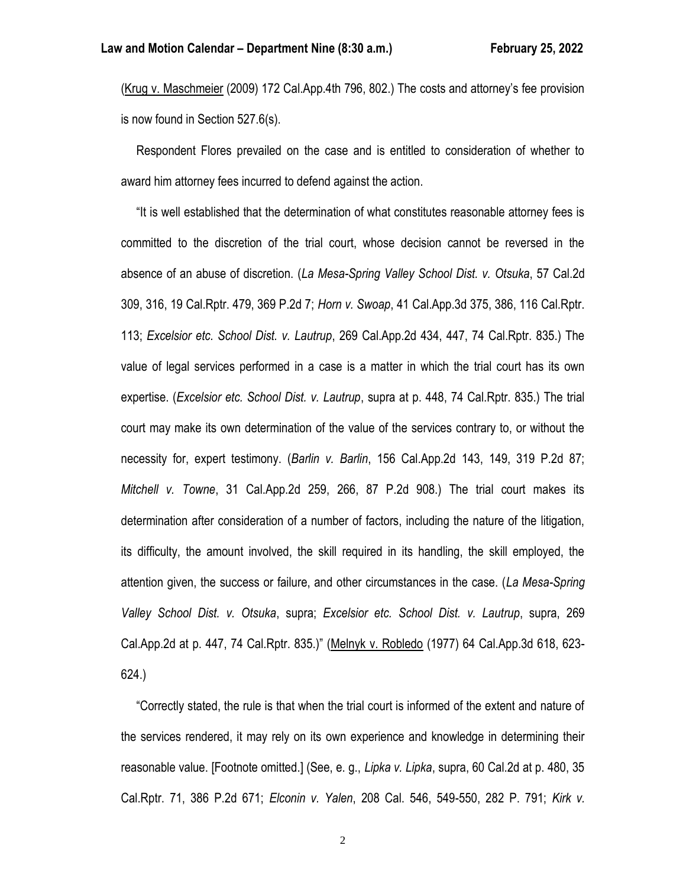(Krug v. Maschmeier (2009) 172 Cal.App.4th 796, 802.) The costs and attorney's fee provision is now found in Section 527.6(s).

Respondent Flores prevailed on the case and is entitled to consideration of whether to award him attorney fees incurred to defend against the action.

"It is well established that the determination of what constitutes reasonable attorney fees is committed to the discretion of the trial court, whose decision cannot be reversed in the absence of an abuse of discretion. (*La Mesa-Spring Valley School Dist. v. Otsuka*, 57 Cal.2d 309, 316, 19 Cal.Rptr. 479, 369 P.2d 7; *Horn v. Swoap*, 41 Cal.App.3d 375, 386, 116 Cal.Rptr. 113; *Excelsior etc. School Dist. v. Lautrup*, 269 Cal.App.2d 434, 447, 74 Cal.Rptr. 835.) The value of legal services performed in a case is a matter in which the trial court has its own expertise. (*Excelsior etc. School Dist. v. Lautrup*, supra at p. 448, 74 Cal.Rptr. 835.) The trial court may make its own determination of the value of the services contrary to, or without the necessity for, expert testimony. (*Barlin v. Barlin*, 156 Cal.App.2d 143, 149, 319 P.2d 87; *Mitchell v. Towne*, 31 Cal.App.2d 259, 266, 87 P.2d 908.) The trial court makes its determination after consideration of a number of factors, including the nature of the litigation, its difficulty, the amount involved, the skill required in its handling, the skill employed, the attention given, the success or failure, and other circumstances in the case. (*La Mesa-Spring Valley School Dist. v. Otsuka*, supra; *Excelsior etc. School Dist. v. Lautrup*, supra, 269 Cal.App.2d at p. 447, 74 Cal.Rptr. 835.)" (Melnyk v. Robledo (1977) 64 Cal.App.3d 618, 623-624.)

"Correctly stated, the rule is that when the trial court is informed of the extent and nature of the services rendered, it may rely on its own experience and knowledge in determining their reasonable value. [Footnote omitted.] (See, e. g., *Lipka v. Lipka*, supra, 60 Cal.2d at p. 480, 35 Cal.Rptr. 71, 386 P.2d 671; *Elconin v. Yalen*, 208 Cal. 546, 549-550, 282 P. 791; *Kirk v.*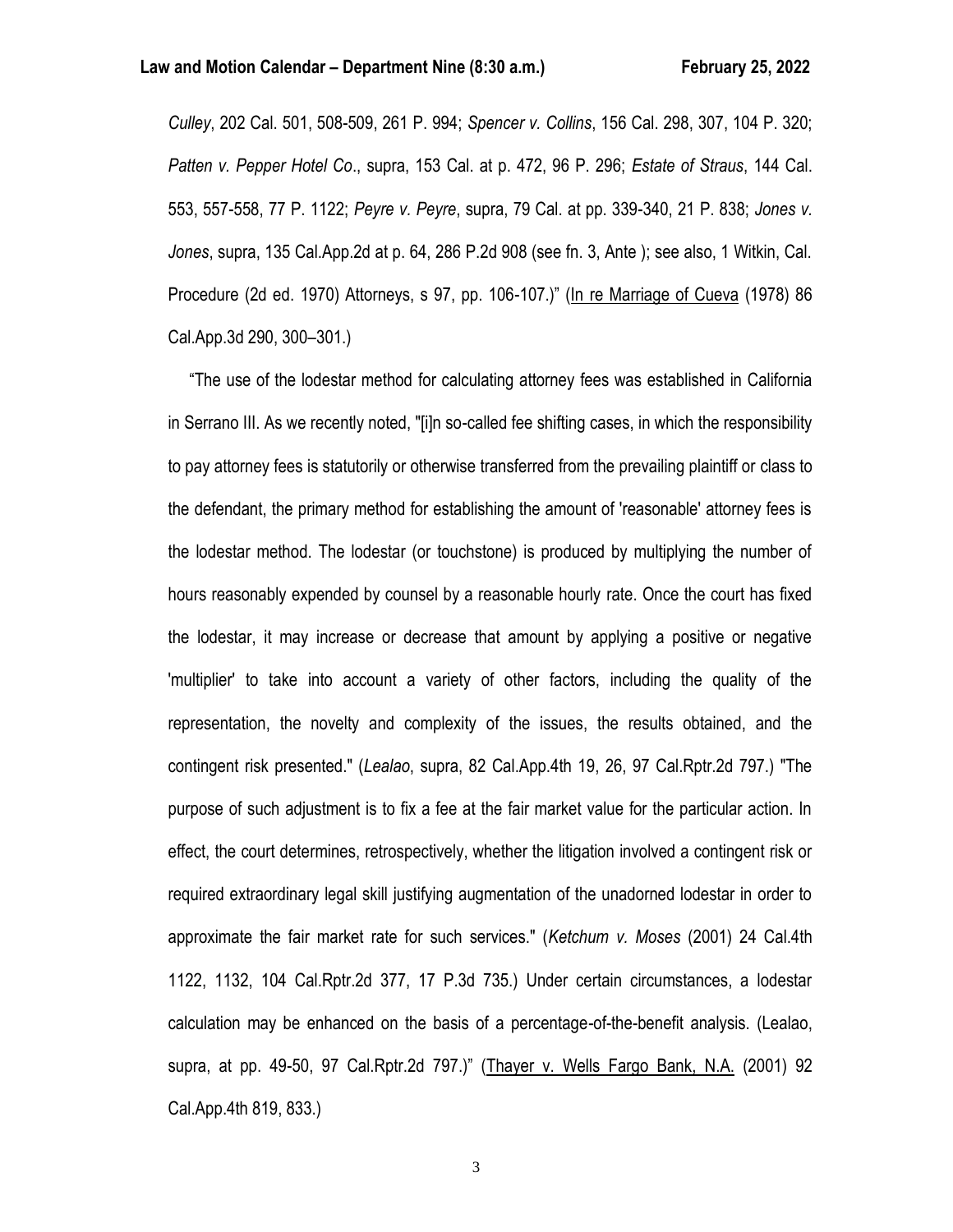*Culley*, 202 Cal. 501, 508-509, 261 P. 994; *Spencer v. Collins*, 156 Cal. 298, 307, 104 P. 320; *Patten v. Pepper Hotel Co*., supra, 153 Cal. at p. 472, 96 P. 296; *Estate of Straus*, 144 Cal. 553, 557-558, 77 P. 1122; *Peyre v. Peyre*, supra, 79 Cal. at pp. 339-340, 21 P. 838; *Jones v. Jones*, supra, 135 Cal.App.2d at p. 64, 286 P.2d 908 (see fn. 3, Ante ); see also, 1 Witkin, Cal. Procedure (2d ed. 1970) Attorneys, s 97, pp. 106-107.)" (In re Marriage of Cueva (1978) 86 Cal.App.3d 290, 300–301.)

"The use of the lodestar method for calculating attorney fees was established in California in Serrano III. As we recently noted, "[i]n so-called fee shifting cases, in which the responsibility to pay attorney fees is statutorily or otherwise transferred from the prevailing plaintiff or class to the defendant, the primary method for establishing the amount of 'reasonable' attorney fees is the lodestar method. The lodestar (or touchstone) is produced by multiplying the number of hours reasonably expended by counsel by a reasonable hourly rate. Once the court has fixed the lodestar, it may increase or decrease that amount by applying a positive or negative 'multiplier' to take into account a variety of other factors, including the quality of the representation, the novelty and complexity of the issues, the results obtained, and the contingent risk presented." (*Lealao*, supra, 82 Cal.App.4th 19, 26, 97 Cal.Rptr.2d 797.) "The purpose of such adjustment is to fix a fee at the fair market value for the particular action. In effect, the court determines, retrospectively, whether the litigation involved a contingent risk or required extraordinary legal skill justifying augmentation of the unadorned lodestar in order to approximate the fair market rate for such services." (*Ketchum v. Moses* (2001) 24 Cal.4th 1122, 1132, 104 Cal.Rptr.2d 377, 17 P.3d 735.) Under certain circumstances, a lodestar calculation may be enhanced on the basis of a percentage-of-the-benefit analysis. (Lealao, supra, at pp. 49-50, 97 Cal.Rptr.2d 797.)" (Thayer v. Wells Fargo Bank, N.A. (2001) 92 Cal.App.4th 819, 833.)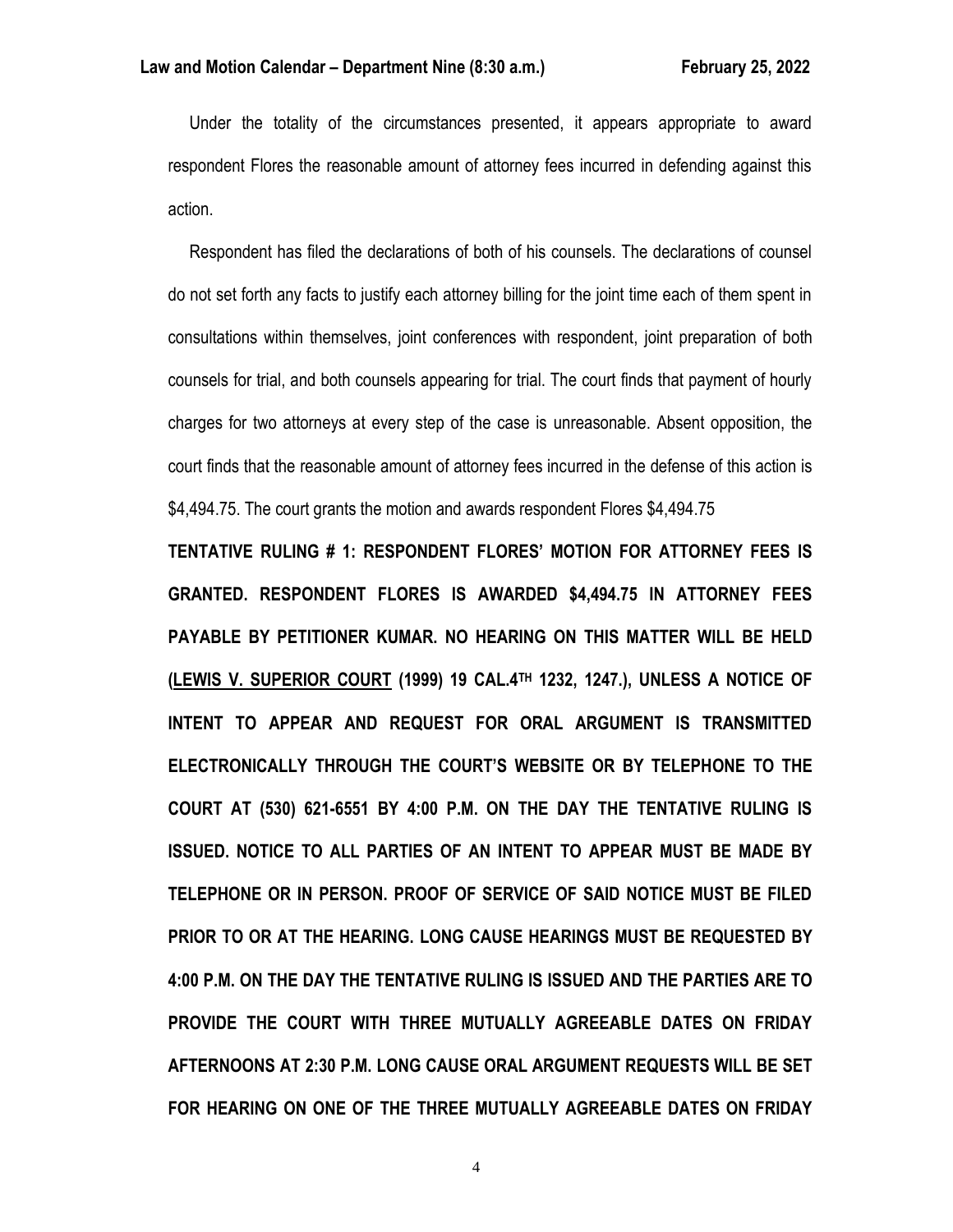Under the totality of the circumstances presented, it appears appropriate to award respondent Flores the reasonable amount of attorney fees incurred in defending against this action.

Respondent has filed the declarations of both of his counsels. The declarations of counsel do not set forth any facts to justify each attorney billing for the joint time each of them spent in consultations within themselves, joint conferences with respondent, joint preparation of both counsels for trial, and both counsels appearing for trial. The court finds that payment of hourly charges for two attorneys at every step of the case is unreasonable. Absent opposition, the court finds that the reasonable amount of attorney fees incurred in the defense of this action is $4,494.75. The court grants the motion and awards respondent Flores $4,494.75

**TENTATIVE RULING # 1: RESPONDENT FLORES' MOTION FOR ATTORNEY FEES IS GRANTED. RESPONDENT FLORES IS AWARDED $4,494.75 IN ATTORNEY FEES PAYABLE BY PETITIONER KUMAR. NO HEARING ON THIS MATTER WILL BE HELD (LEWIS V. SUPERIOR COURT (1999) 19 CAL.4TH 1232, 1247.), UNLESS A NOTICE OF INTENT TO APPEAR AND REQUEST FOR ORAL ARGUMENT IS TRANSMITTED ELECTRONICALLY THROUGH THE COURT'S WEBSITE OR BY TELEPHONE TO THE COURT AT (530) 621-6551 BY 4:00 P.M. ON THE DAY THE TENTATIVE RULING IS ISSUED. NOTICE TO ALL PARTIES OF AN INTENT TO APPEAR MUST BE MADE BY TELEPHONE OR IN PERSON. PROOF OF SERVICE OF SAID NOTICE MUST BE FILED PRIOR TO OR AT THE HEARING. LONG CAUSE HEARINGS MUST BE REQUESTED BY 4:00 P.M. ON THE DAY THE TENTATIVE RULING IS ISSUED AND THE PARTIES ARE TO PROVIDE THE COURT WITH THREE MUTUALLY AGREEABLE DATES ON FRIDAY AFTERNOONS AT 2:30 P.M. LONG CAUSE ORAL ARGUMENT REQUESTS WILL BE SET FOR HEARING ON ONE OF THE THREE MUTUALLY AGREEABLE DATES ON FRIDAY**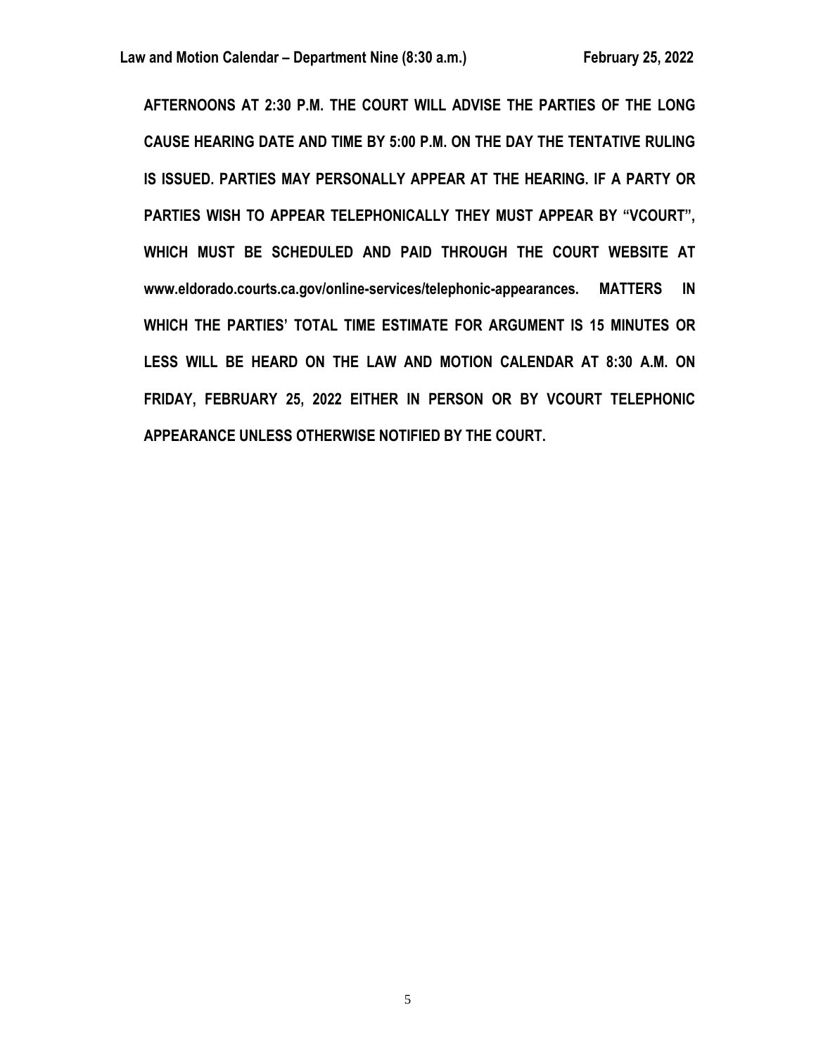**AFTERNOONS AT 2:30 P.M. THE COURT WILL ADVISE THE PARTIES OF THE LONG CAUSE HEARING DATE AND TIME BY 5:00 P.M. ON THE DAY THE TENTATIVE RULING IS ISSUED. PARTIES MAY PERSONALLY APPEAR AT THE HEARING. IF A PARTY OR PARTIES WISH TO APPEAR TELEPHONICALLY THEY MUST APPEAR BY "VCOURT", WHICH MUST BE SCHEDULED AND PAID THROUGH THE COURT WEBSITE AT www.eldorado.courts.ca.gov/online-services/telephonic-appearances. MATTERS IN WHICH THE PARTIES' TOTAL TIME ESTIMATE FOR ARGUMENT IS 15 MINUTES OR LESS WILL BE HEARD ON THE LAW AND MOTION CALENDAR AT 8:30 A.M. ON FRIDAY, FEBRUARY 25, 2022 EITHER IN PERSON OR BY VCOURT TELEPHONIC APPEARANCE UNLESS OTHERWISE NOTIFIED BY THE COURT.**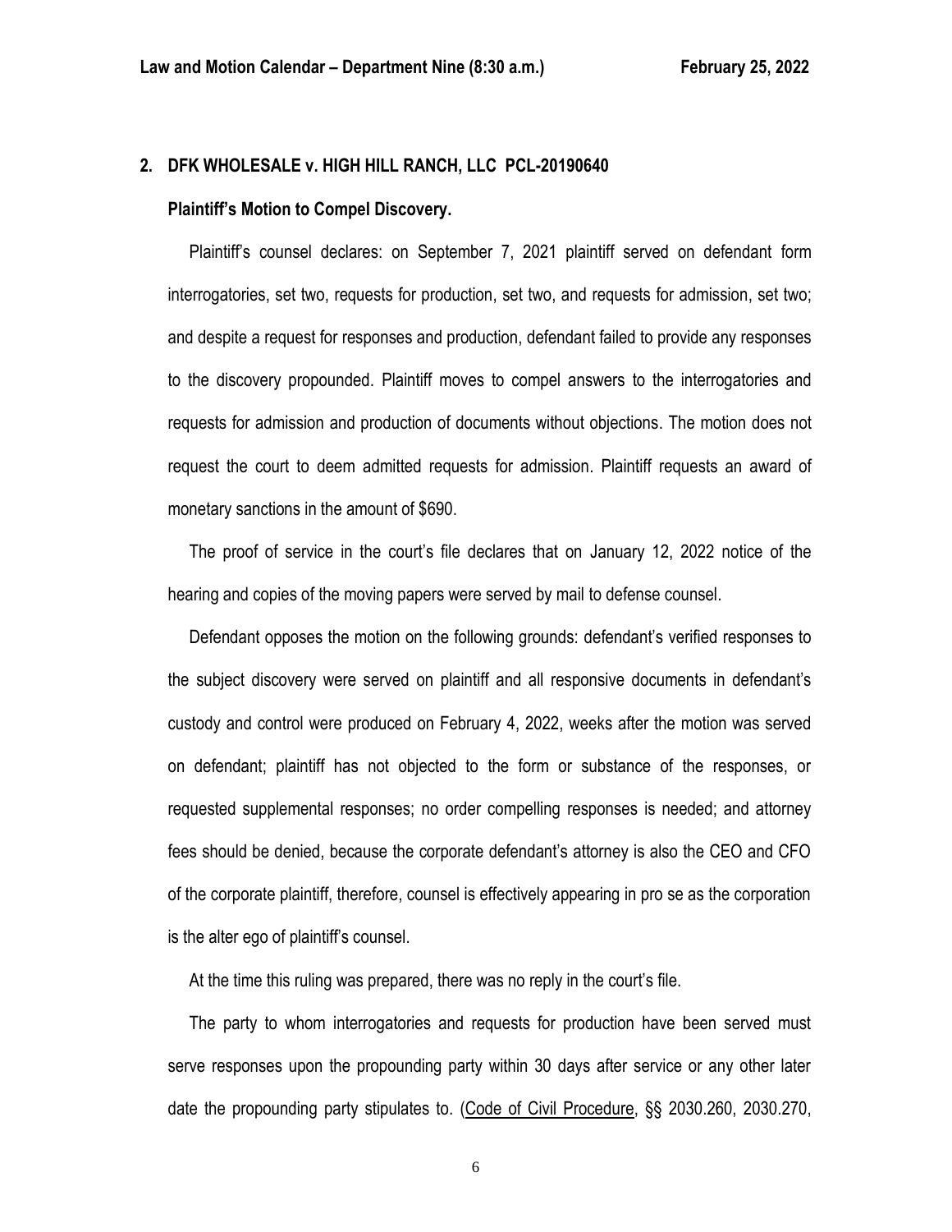## 2. DFK WHOLESALE v. HIGH HILL RANCH, LLC PCL-20190640

**Plaintiff's Motion to Compel Discovery.**

Plaintiff's counsel declares: on September 7, 2021 plaintiff served on defendant form interrogatories, set two, requests for production, set two, and requests for admission, set two; and despite a request for responses and production, defendant failed to provide any responses to the discovery propounded. Plaintiff moves to compel answers to the interrogatories and requests for admission and production of documents without objections. The motion does not request the court to deem admitted requests for admission. Plaintiff requests an award of monetary sanctions in the amount of $690.

The proof of service in the court's file declares that on January 12, 2022 notice of the hearing and copies of the moving papers were served by mail to defense counsel.

Defendant opposes the motion on the following grounds: defendant's verified responses to the subject discovery were served on plaintiff and all responsive documents in defendant's custody and control were produced on February 4, 2022, weeks after the motion was served on defendant; plaintiff has not objected to the form or substance of the responses, or requested supplemental responses; no order compelling responses is needed; and attorney fees should be denied, because the corporate defendant's attorney is also the CEO and CFO of the corporate plaintiff, therefore, counsel is effectively appearing in pro se as the corporation is the alter ego of plaintiff's counsel.

At the time this ruling was prepared, there was no reply in the court's file.

The party to whom interrogatories and requests for production have been served must serve responses upon the propounding party within 30 days after service or any other later date the propounding party stipulates to. (Code of Civil Procedure, §§ 2030.260, 2030.270,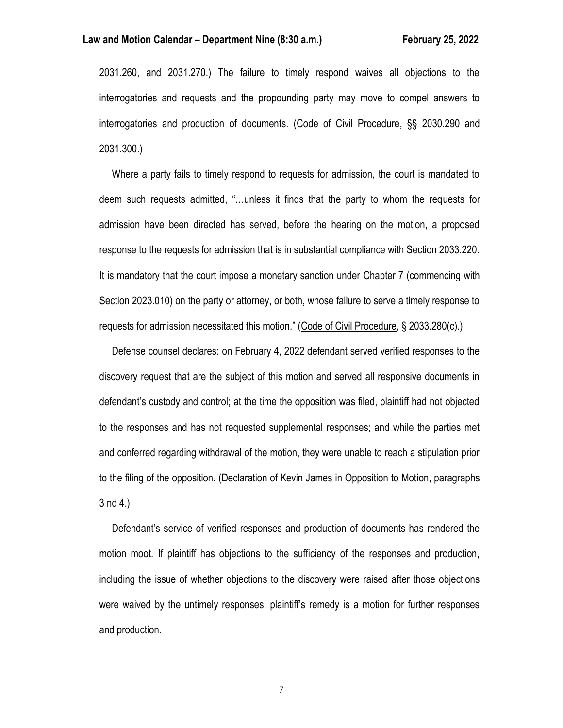2031.260, and 2031.270.) The failure to timely respond waives all objections to the interrogatories and requests and the propounding party may move to compel answers to interrogatories and production of documents. (Code of Civil Procedure, §§ 2030.290 and 2031.300.)

Where a party fails to timely respond to requests for admission, the court is mandated to deem such requests admitted, "…unless it finds that the party to whom the requests for admission have been directed has served, before the hearing on the motion, a proposed response to the requests for admission that is in substantial compliance with Section 2033.220. It is mandatory that the court impose a monetary sanction under Chapter 7 (commencing with Section 2023.010) on the party or attorney, or both, whose failure to serve a timely response to requests for admission necessitated this motion." (Code of Civil Procedure, § 2033.280(c).)

Defense counsel declares: on February 4, 2022 defendant served verified responses to the discovery request that are the subject of this motion and served all responsive documents in defendant's custody and control; at the time the opposition was filed, plaintiff had not objected to the responses and has not requested supplemental responses; and while the parties met and conferred regarding withdrawal of the motion, they were unable to reach a stipulation prior to the filing of the opposition. (Declaration of Kevin James in Opposition to Motion, paragraphs 3 nd 4.)

Defendant's service of verified responses and production of documents has rendered the motion moot. If plaintiff has objections to the sufficiency of the responses and production, including the issue of whether objections to the discovery were raised after those objections were waived by the untimely responses, plaintiff's remedy is a motion for further responses and production.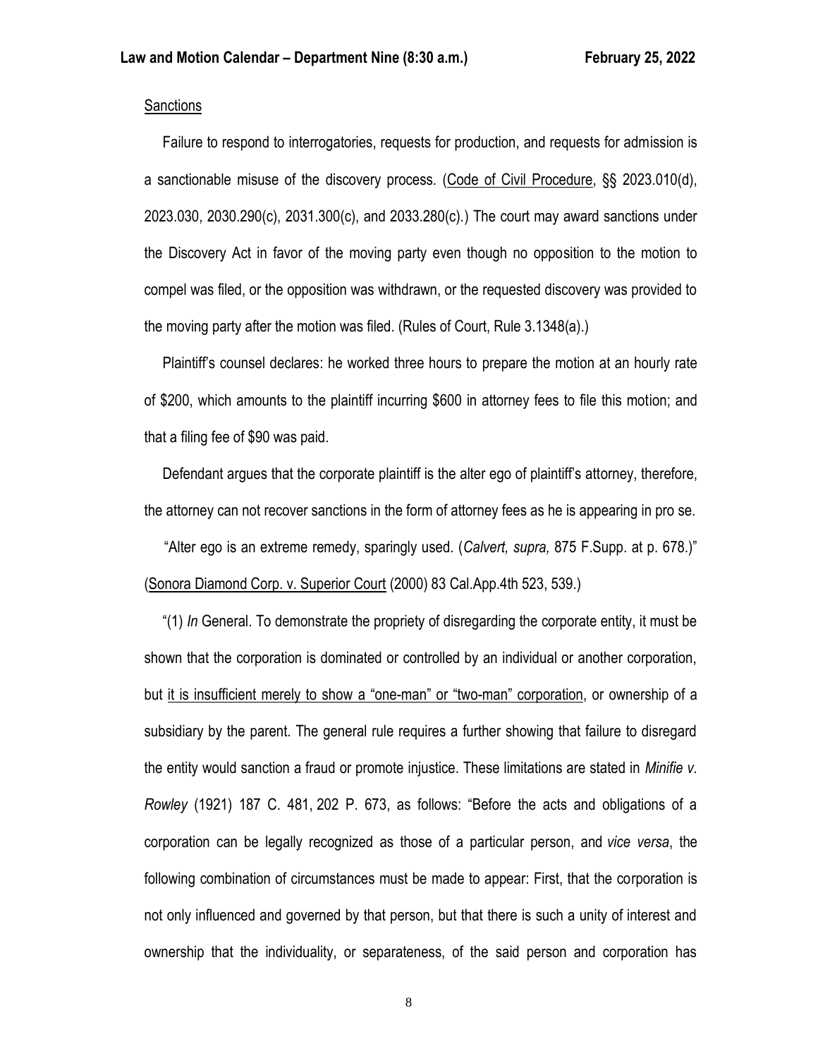Sanctions

Failure to respond to interrogatories, requests for production, and requests for admission is a sanctionable misuse of the discovery process. (Code of Civil Procedure, §§ 2023.010(d), 2023.030, 2030.290(c), 2031.300(c), and 2033.280(c).) The court may award sanctions under the Discovery Act in favor of the moving party even though no opposition to the motion to compel was filed, or the opposition was withdrawn, or the requested discovery was provided to the moving party after the motion was filed. (Rules of Court, Rule 3.1348(a).)

Plaintiff's counsel declares: he worked three hours to prepare the motion at an hourly rate of $200, which amounts to the plaintiff incurring $600 in attorney fees to file this motion; and that a filing fee of $90 was paid.

Defendant argues that the corporate plaintiff is the alter ego of plaintiff's attorney, therefore, the attorney can not recover sanctions in the form of attorney fees as he is appearing in pro se.

"Alter ego is an extreme remedy, sparingly used. (*Calvert, supra,* 875 F.Supp. at p. 678.)" (Sonora Diamond Corp. v. Superior Court (2000) 83 Cal.App.4th 523, 539.)

"(1) *In* General. To demonstrate the propriety of disregarding the corporate entity, it must be shown that the corporation is dominated or controlled by an individual or another corporation, but it is insufficient merely to show a "one-man" or "two-man" corporation, or ownership of a subsidiary by the parent. The general rule requires a further showing that failure to disregard the entity would sanction a fraud or promote injustice. These limitations are stated in *Minifie v. Rowley* (1921) 187 C. 481, 202 P. 673, as follows: "Before the acts and obligations of a corporation can be legally recognized as those of a particular person, and *vice versa*, the following combination of circumstances must be made to appear: First, that the corporation is not only influenced and governed by that person, but that there is such a unity of interest and ownership that the individuality, or separateness, of the said person and corporation has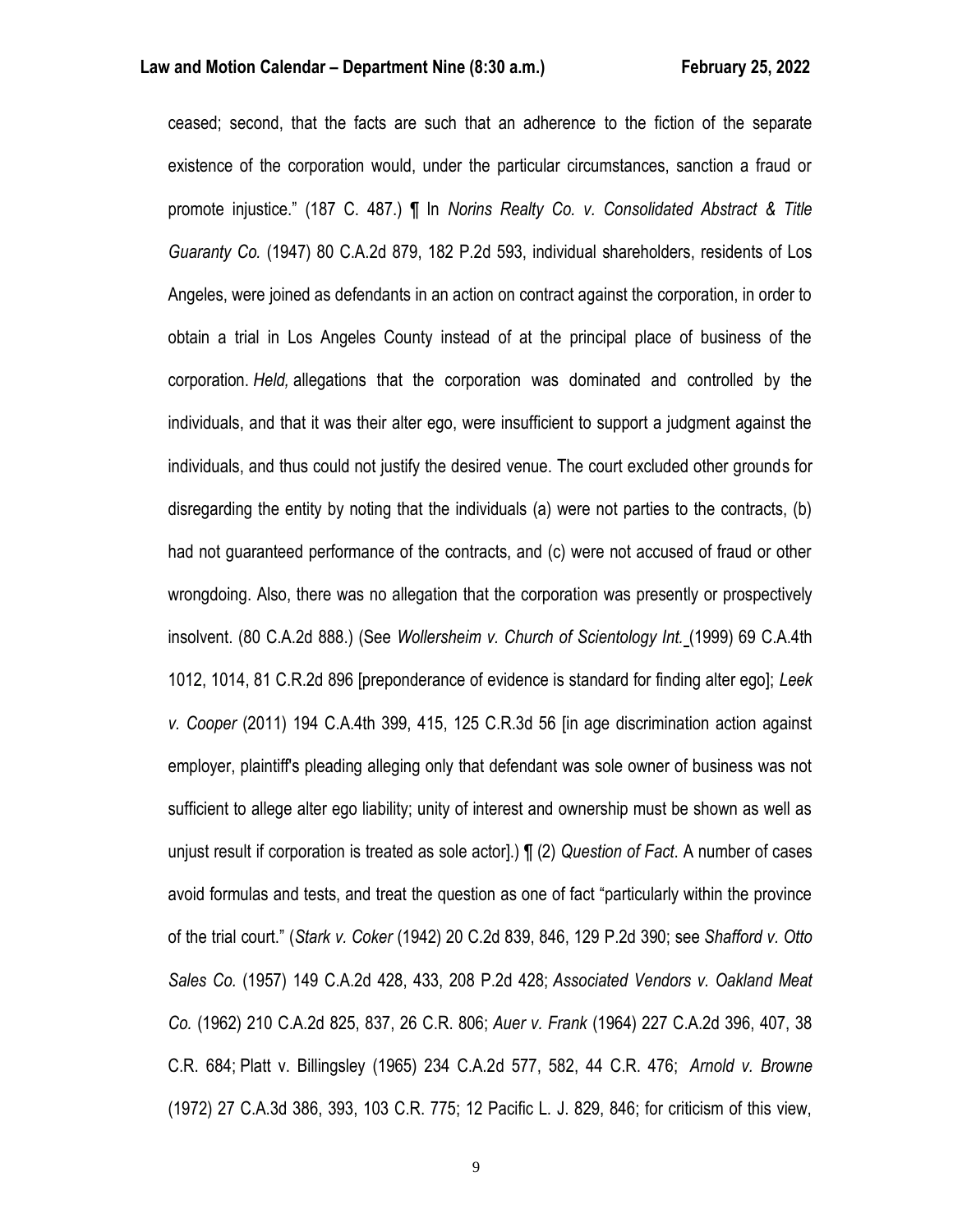ceased; second, that the facts are such that an adherence to the fiction of the separate existence of the corporation would, under the particular circumstances, sanction a fraud or promote injustice." (187 C. 487.) ¶ In *Norins Realty Co. v. Consolidated Abstract & Title Guaranty Co.* (1947) 80 C.A.2d 879, 182 P.2d 593, individual shareholders, residents of Los Angeles, were joined as defendants in an action on contract against the corporation, in order to obtain a trial in Los Angeles County instead of at the principal place of business of the corporation. *Held,* allegations that the corporation was dominated and controlled by the individuals, and that it was their alter ego, were insufficient to support a judgment against the individuals, and thus could not justify the desired venue. The court excluded other grounds for disregarding the entity by noting that the individuals (a) were not parties to the contracts, (b) had not guaranteed performance of the contracts, and (c) were not accused of fraud or other wrongdoing. Also, there was no allegation that the corporation was presently or prospectively insolvent. (80 C.A.2d 888.) (See *Wollersheim v. Church of Scientology Int.* (1999) 69 C.A.4th 1012, 1014, 81 C.R.2d 896 [preponderance of evidence is standard for finding alter ego]; *Leek v. Cooper* (2011) 194 C.A.4th 399, 415, 125 C.R.3d 56 [in age discrimination action against employer, plaintiff's pleading alleging only that defendant was sole owner of business was not sufficient to allege alter ego liability; unity of interest and ownership must be shown as well as unjust result if corporation is treated as sole actor].) ¶ (2) *Question of Fact*. A number of cases avoid formulas and tests, and treat the question as one of fact "particularly within the province of the trial court." (*Stark v. Coker* (1942) 20 C.2d 839, 846, 129 P.2d 390; see *Shafford v. Otto Sales Co.* (1957) 149 C.A.2d 428, 433, 208 P.2d 428; *Associated Vendors v. Oakland Meat Co.* (1962) 210 C.A.2d 825, 837, 26 C.R. 806; *Auer v. Frank* (1964) 227 C.A.2d 396, 407, 38 C.R. 684; Platt v. Billingsley (1965) 234 C.A.2d 577, 582, 44 C.R. 476; *Arnold v. Browne* (1972) 27 C.A.3d 386, 393, 103 C.R. 775; 12 Pacific L. J. 829, 846; for criticism of this view,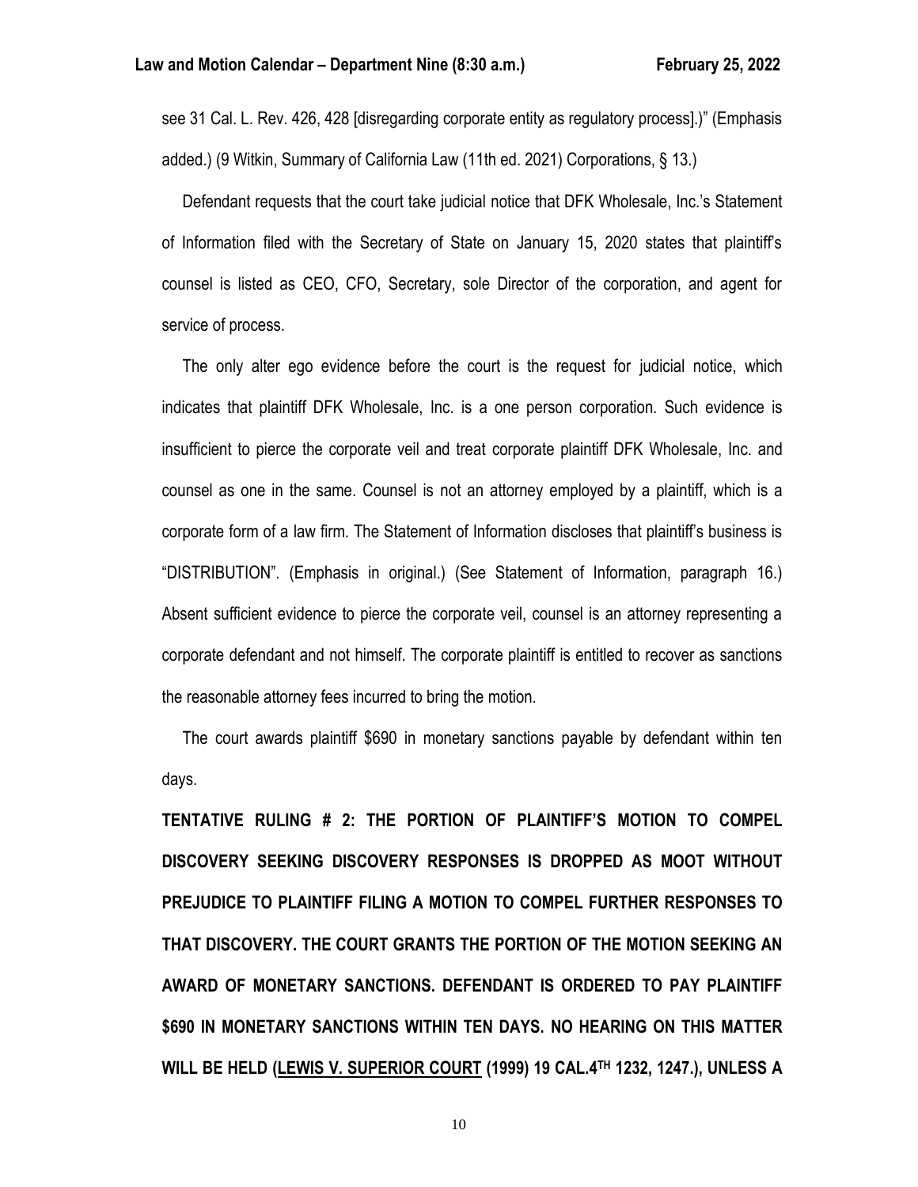see 31 Cal. L. Rev. 426, 428 [disregarding corporate entity as regulatory process].)" (Emphasis added.) (9 Witkin, Summary of California Law (11th ed. 2021) Corporations, § 13.)

Defendant requests that the court take judicial notice that DFK Wholesale, Inc.'s Statement of Information filed with the Secretary of State on January 15, 2020 states that plaintiff's counsel is listed as CEO, CFO, Secretary, sole Director of the corporation, and agent for service of process.

The only alter ego evidence before the court is the request for judicial notice, which indicates that plaintiff DFK Wholesale, Inc. is a one person corporation. Such evidence is insufficient to pierce the corporate veil and treat corporate plaintiff DFK Wholesale, Inc. and counsel as one in the same. Counsel is not an attorney employed by a plaintiff, which is a corporate form of a law firm. The Statement of Information discloses that plaintiff's business is "DISTRIBUTION". (Emphasis in original.) (See Statement of Information, paragraph 16.) Absent sufficient evidence to pierce the corporate veil, counsel is an attorney representing a corporate defendant and not himself. The corporate plaintiff is entitled to recover as sanctions the reasonable attorney fees incurred to bring the motion.

The court awards plaintiff $690 in monetary sanctions payable by defendant within ten days.

**TENTATIVE RULING # 2: THE PORTION OF PLAINTIFF'S MOTION TO COMPEL DISCOVERY SEEKING DISCOVERY RESPONSES IS DROPPED AS MOOT WITHOUT PREJUDICE TO PLAINTIFF FILING A MOTION TO COMPEL FURTHER RESPONSES TO THAT DISCOVERY. THE COURT GRANTS THE PORTION OF THE MOTION SEEKING AN AWARD OF MONETARY SANCTIONS. DEFENDANT IS ORDERED TO PAY PLAINTIFF $690 IN MONETARY SANCTIONS WITHIN TEN DAYS. NO HEARING ON THIS MATTER WILL BE HELD (<u>LEWIS V. SUPERIOR COURT</u> (1999) 19 CAL.4TH 1232, 1247.), UNLESS A**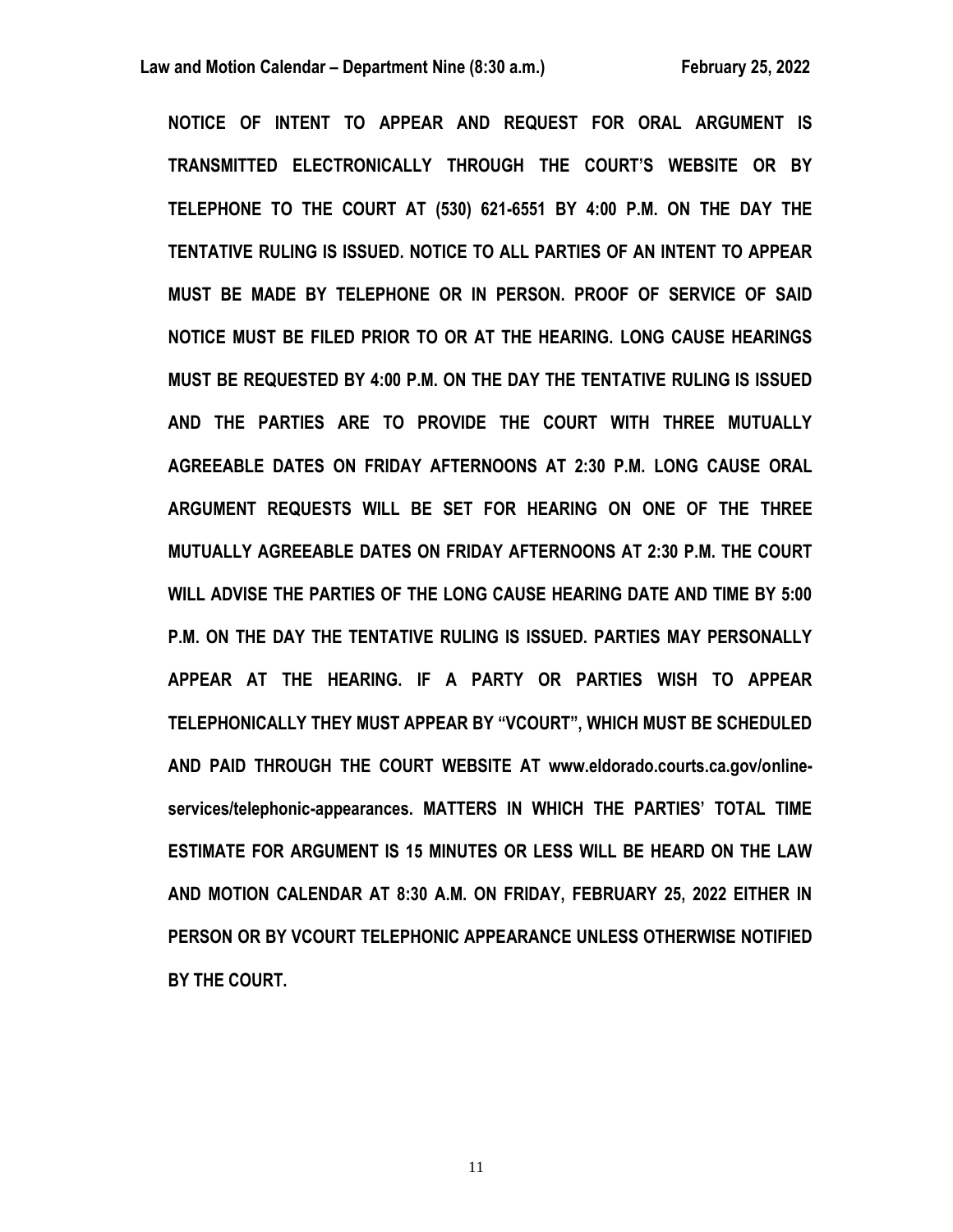**NOTICE OF INTENT TO APPEAR AND REQUEST FOR ORAL ARGUMENT IS TRANSMITTED ELECTRONICALLY THROUGH THE COURT'S WEBSITE OR BY TELEPHONE TO THE COURT AT (530) 621-6551 BY 4:00 P.M. ON THE DAY THE TENTATIVE RULING IS ISSUED. NOTICE TO ALL PARTIES OF AN INTENT TO APPEAR MUST BE MADE BY TELEPHONE OR IN PERSON. PROOF OF SERVICE OF SAID NOTICE MUST BE FILED PRIOR TO OR AT THE HEARING. LONG CAUSE HEARINGS MUST BE REQUESTED BY 4:00 P.M. ON THE DAY THE TENTATIVE RULING IS ISSUED AND THE PARTIES ARE TO PROVIDE THE COURT WITH THREE MUTUALLY AGREEABLE DATES ON FRIDAY AFTERNOONS AT 2:30 P.M. LONG CAUSE ORAL ARGUMENT REQUESTS WILL BE SET FOR HEARING ON ONE OF THE THREE MUTUALLY AGREEABLE DATES ON FRIDAY AFTERNOONS AT 2:30 P.M. THE COURT WILL ADVISE THE PARTIES OF THE LONG CAUSE HEARING DATE AND TIME BY 5:00 P.M. ON THE DAY THE TENTATIVE RULING IS ISSUED. PARTIES MAY PERSONALLY APPEAR AT THE HEARING. IF A PARTY OR PARTIES WISH TO APPEAR TELEPHONICALLY THEY MUST APPEAR BY "VCOURT", WHICH MUST BE SCHEDULED AND PAID THROUGH THE COURT WEBSITE AT www.eldorado.courts.ca.gov/online-services/telephonic-appearances. MATTERS IN WHICH THE PARTIES' TOTAL TIME ESTIMATE FOR ARGUMENT IS 15 MINUTES OR LESS WILL BE HEARD ON THE LAW AND MOTION CALENDAR AT 8:30 A.M. ON FRIDAY, FEBRUARY 25, 2022 EITHER IN PERSON OR BY VCOURT TELEPHONIC APPEARANCE UNLESS OTHERWISE NOTIFIED BY THE COURT.**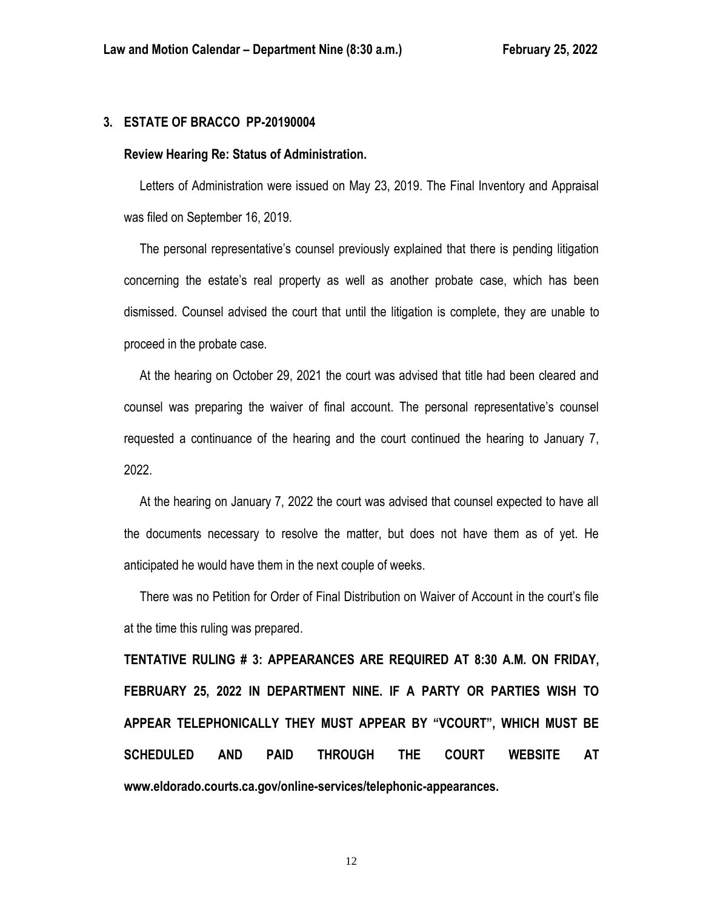### 3. ESTATE OF BRACCO PP-20190004

**Review Hearing Re: Status of Administration.**

Letters of Administration were issued on May 23, 2019. The Final Inventory and Appraisal was filed on September 16, 2019.

The personal representative's counsel previously explained that there is pending litigation concerning the estate's real property as well as another probate case, which has been dismissed. Counsel advised the court that until the litigation is complete, they are unable to proceed in the probate case.

At the hearing on October 29, 2021 the court was advised that title had been cleared and counsel was preparing the waiver of final account. The personal representative's counsel requested a continuance of the hearing and the court continued the hearing to January 7, 2022.

At the hearing on January 7, 2022 the court was advised that counsel expected to have all the documents necessary to resolve the matter, but does not have them as of yet. He anticipated he would have them in the next couple of weeks.

There was no Petition for Order of Final Distribution on Waiver of Account in the court's file at the time this ruling was prepared.

**TENTATIVE RULING # 3: APPEARANCES ARE REQUIRED AT 8:30 A.M. ON FRIDAY, FEBRUARY 25, 2022 IN DEPARTMENT NINE. IF A PARTY OR PARTIES WISH TO APPEAR TELEPHONICALLY THEY MUST APPEAR BY "VCOURT", WHICH MUST BE SCHEDULED AND PAID THROUGH THE COURT WEBSITE AT www.eldorado.courts.ca.gov/online-services/telephonic-appearances.**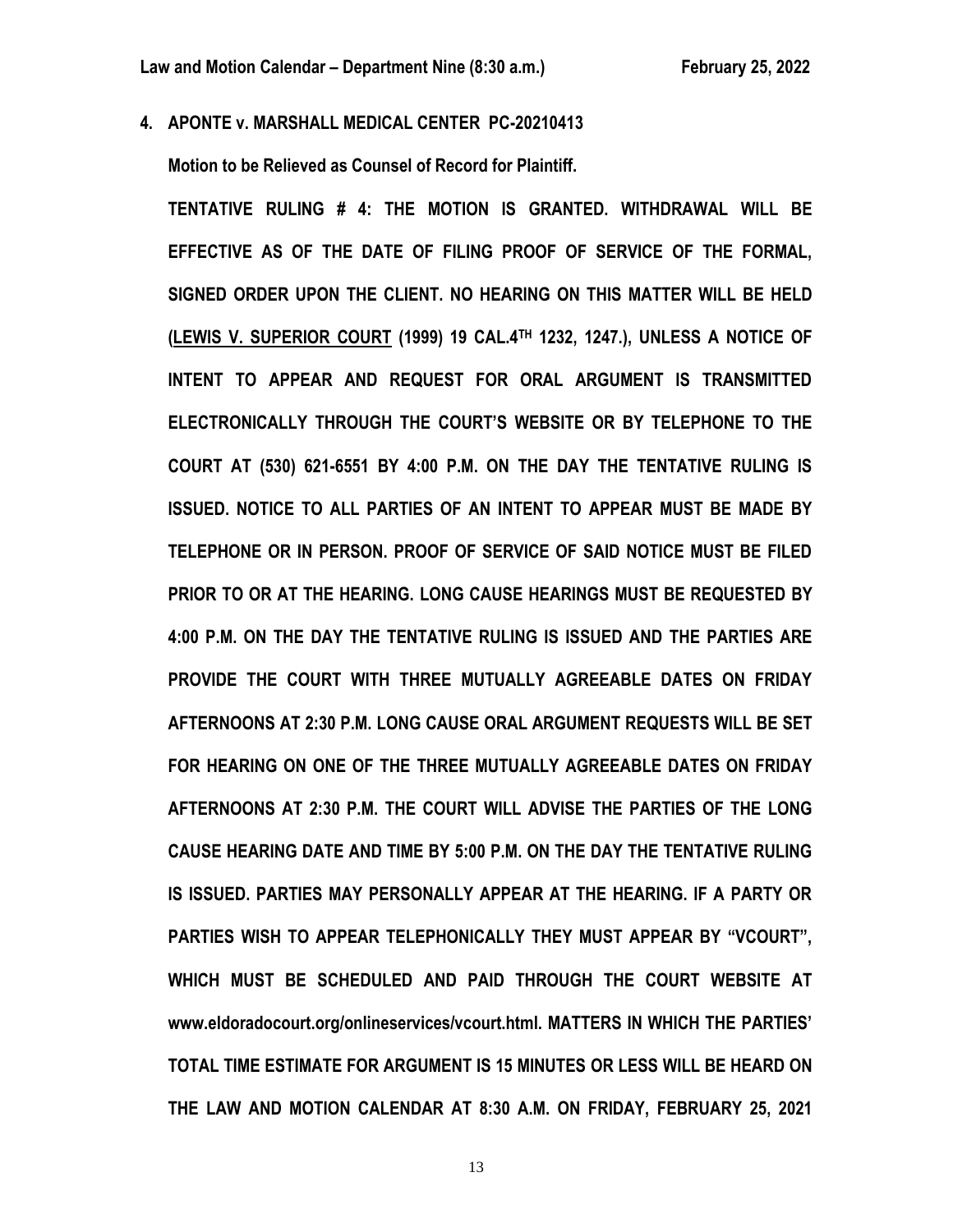**4. APONTE v. MARSHALL MEDICAL CENTER PC-20210413**

**Motion to be Relieved as Counsel of Record for Plaintiff.**

**TENTATIVE RULING # 4: THE MOTION IS GRANTED. WITHDRAWAL WILL BE EFFECTIVE AS OF THE DATE OF FILING PROOF OF SERVICE OF THE FORMAL, SIGNED ORDER UPON THE CLIENT. NO HEARING ON THIS MATTER WILL BE HELD (LEWIS V. SUPERIOR COURT (1999) 19 CAL.4TH 1232, 1247.), UNLESS A NOTICE OF INTENT TO APPEAR AND REQUEST FOR ORAL ARGUMENT IS TRANSMITTED ELECTRONICALLY THROUGH THE COURT'S WEBSITE OR BY TELEPHONE TO THE COURT AT (530) 621-6551 BY 4:00 P.M. ON THE DAY THE TENTATIVE RULING IS ISSUED. NOTICE TO ALL PARTIES OF AN INTENT TO APPEAR MUST BE MADE BY TELEPHONE OR IN PERSON. PROOF OF SERVICE OF SAID NOTICE MUST BE FILED PRIOR TO OR AT THE HEARING. LONG CAUSE HEARINGS MUST BE REQUESTED BY 4:00 P.M. ON THE DAY THE TENTATIVE RULING IS ISSUED AND THE PARTIES ARE PROVIDE THE COURT WITH THREE MUTUALLY AGREEABLE DATES ON FRIDAY AFTERNOONS AT 2:30 P.M. LONG CAUSE ORAL ARGUMENT REQUESTS WILL BE SET FOR HEARING ON ONE OF THE THREE MUTUALLY AGREEABLE DATES ON FRIDAY AFTERNOONS AT 2:30 P.M. THE COURT WILL ADVISE THE PARTIES OF THE LONG CAUSE HEARING DATE AND TIME BY 5:00 P.M. ON THE DAY THE TENTATIVE RULING IS ISSUED. PARTIES MAY PERSONALLY APPEAR AT THE HEARING. IF A PARTY OR PARTIES WISH TO APPEAR TELEPHONICALLY THEY MUST APPEAR BY "VCOURT", WHICH MUST BE SCHEDULED AND PAID THROUGH THE COURT WEBSITE AT www.eldoradocourt.org/onlineservices/vcourt.html. MATTERS IN WHICH THE PARTIES' TOTAL TIME ESTIMATE FOR ARGUMENT IS 15 MINUTES OR LESS WILL BE HEARD ON THE LAW AND MOTION CALENDAR AT 8:30 A.M. ON FRIDAY, FEBRUARY 25, 2021**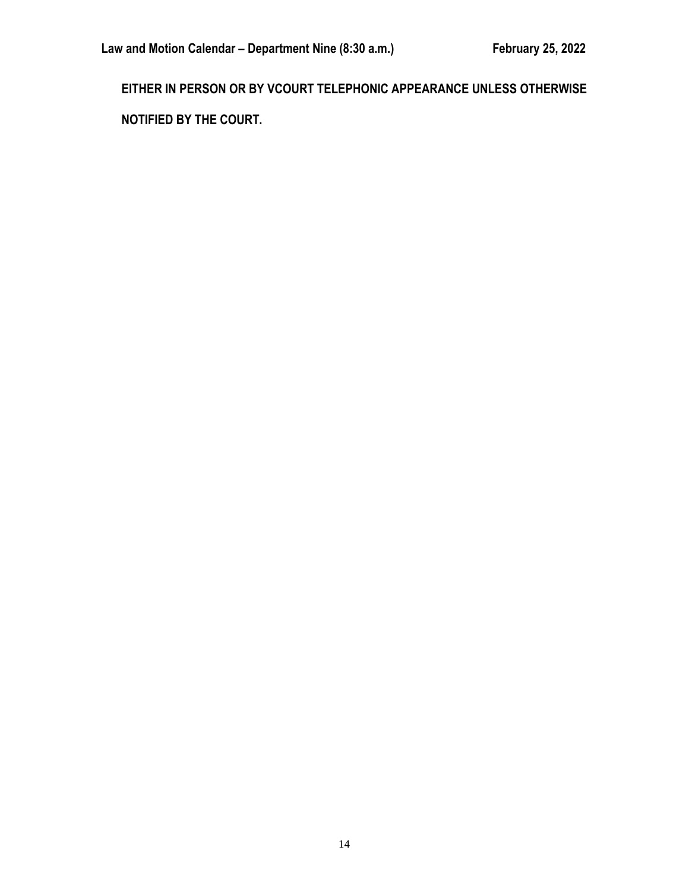**EITHER IN PERSON OR BY VCOURT TELEPHONIC APPEARANCE UNLESS OTHERWISE NOTIFIED BY THE COURT.**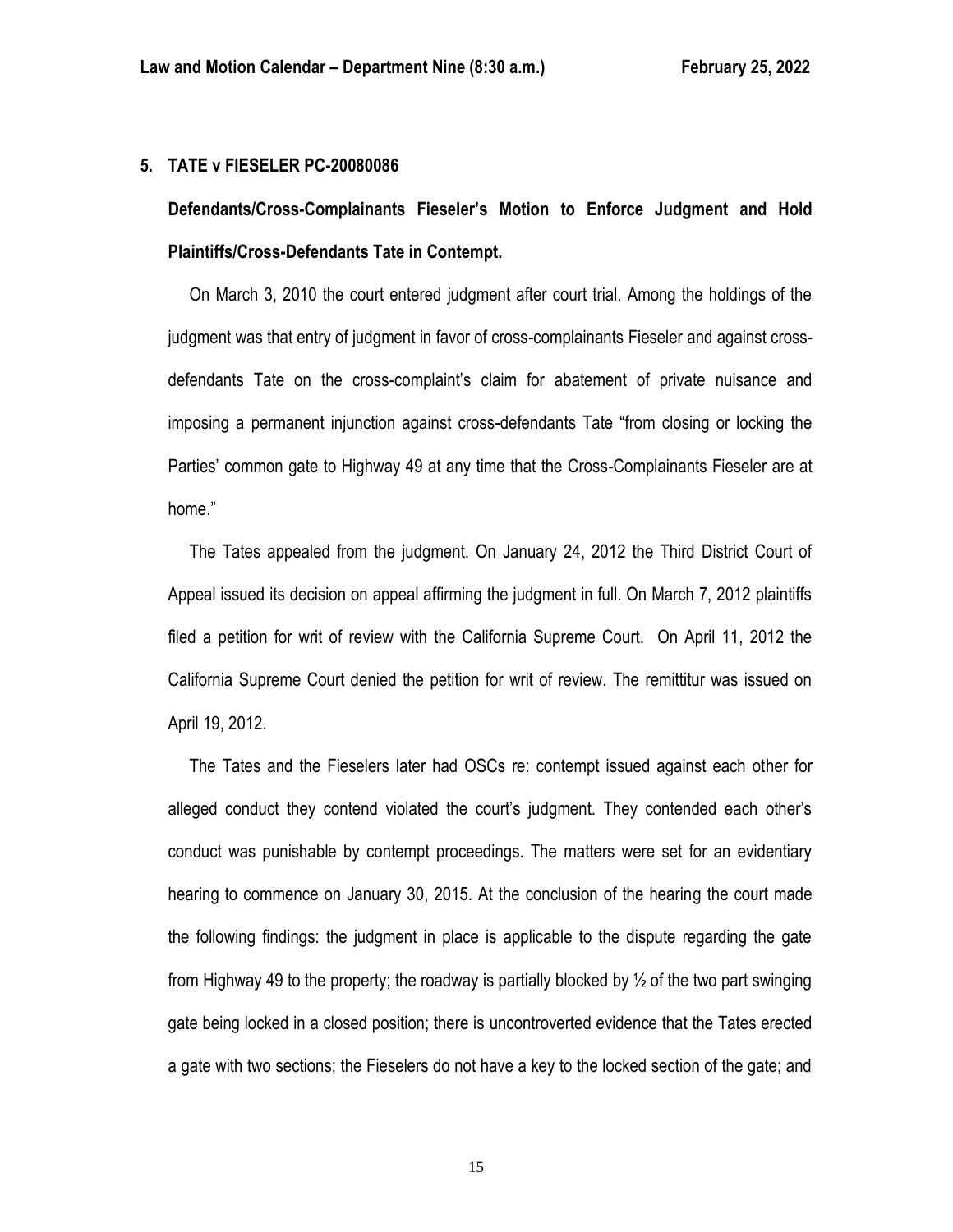## 5. TATE v FIESELER PC-20080086

**Defendants/Cross-Complainants Fieseler's Motion to Enforce Judgment and Hold Plaintiffs/Cross-Defendants Tate in Contempt.**

On March 3, 2010 the court entered judgment after court trial. Among the holdings of the judgment was that entry of judgment in favor of cross-complainants Fieseler and against cross-defendants Tate on the cross-complaint's claim for abatement of private nuisance and imposing a permanent injunction against cross-defendants Tate "from closing or locking the Parties' common gate to Highway 49 at any time that the Cross-Complainants Fieseler are at home."

The Tates appealed from the judgment. On January 24, 2012 the Third District Court of Appeal issued its decision on appeal affirming the judgment in full. On March 7, 2012 plaintiffs filed a petition for writ of review with the California Supreme Court. On April 11, 2012 the California Supreme Court denied the petition for writ of review. The remittitur was issued on April 19, 2012.

The Tates and the Fieselers later had OSCs re: contempt issued against each other for alleged conduct they contend violated the court's judgment. They contended each other's conduct was punishable by contempt proceedings. The matters were set for an evidentiary hearing to commence on January 30, 2015. At the conclusion of the hearing the court made the following findings: the judgment in place is applicable to the dispute regarding the gate from Highway 49 to the property; the roadway is partially blocked by ½ of the two part swinging gate being locked in a closed position; there is uncontroverted evidence that the Tates erected a gate with two sections; the Fieselers do not have a key to the locked section of the gate; and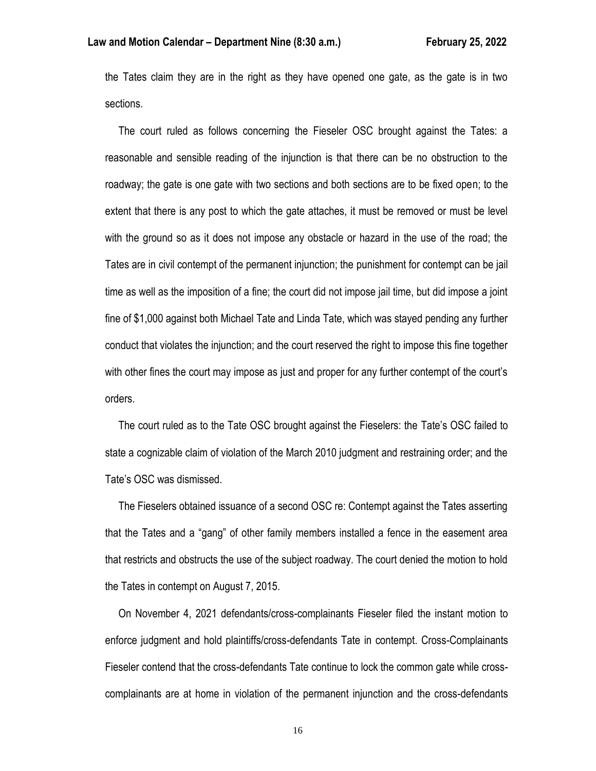the Tates claim they are in the right as they have opened one gate, as the gate is in two sections.

The court ruled as follows concerning the Fieseler OSC brought against the Tates: a reasonable and sensible reading of the injunction is that there can be no obstruction to the roadway; the gate is one gate with two sections and both sections are to be fixed open; to the extent that there is any post to which the gate attaches, it must be removed or must be level with the ground so as it does not impose any obstacle or hazard in the use of the road; the Tates are in civil contempt of the permanent injunction; the punishment for contempt can be jail time as well as the imposition of a fine; the court did not impose jail time, but did impose a joint fine of $1,000 against both Michael Tate and Linda Tate, which was stayed pending any further conduct that violates the injunction; and the court reserved the right to impose this fine together with other fines the court may impose as just and proper for any further contempt of the court's orders.

The court ruled as to the Tate OSC brought against the Fieselers: the Tate's OSC failed to state a cognizable claim of violation of the March 2010 judgment and restraining order; and the Tate's OSC was dismissed.

The Fieselers obtained issuance of a second OSC re: Contempt against the Tates asserting that the Tates and a "gang" of other family members installed a fence in the easement area that restricts and obstructs the use of the subject roadway. The court denied the motion to hold the Tates in contempt on August 7, 2015.

On November 4, 2021 defendants/cross-complainants Fieseler filed the instant motion to enforce judgment and hold plaintiffs/cross-defendants Tate in contempt. Cross-Complainants Fieseler contend that the cross-defendants Tate continue to lock the common gate while cross-complainants are at home in violation of the permanent injunction and the cross-defendants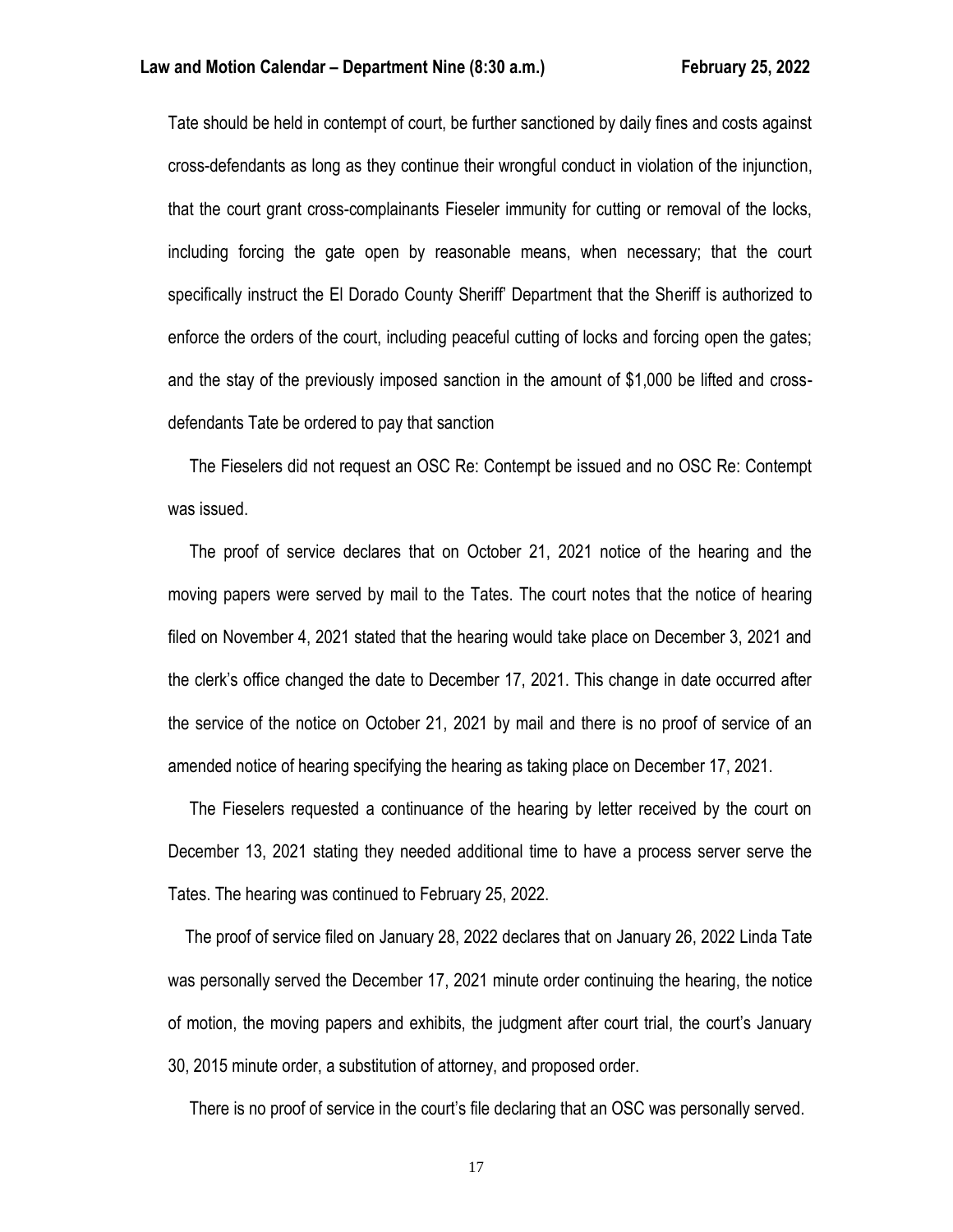Tate should be held in contempt of court, be further sanctioned by daily fines and costs against cross-defendants as long as they continue their wrongful conduct in violation of the injunction, that the court grant cross-complainants Fieseler immunity for cutting or removal of the locks, including forcing the gate open by reasonable means, when necessary; that the court specifically instruct the El Dorado County Sheriff' Department that the Sheriff is authorized to enforce the orders of the court, including peaceful cutting of locks and forcing open the gates; and the stay of the previously imposed sanction in the amount of $1,000 be lifted and cross-defendants Tate be ordered to pay that sanction

The Fieselers did not request an OSC Re: Contempt be issued and no OSC Re: Contempt was issued.

The proof of service declares that on October 21, 2021 notice of the hearing and the moving papers were served by mail to the Tates. The court notes that the notice of hearing filed on November 4, 2021 stated that the hearing would take place on December 3, 2021 and the clerk's office changed the date to December 17, 2021. This change in date occurred after the service of the notice on October 21, 2021 by mail and there is no proof of service of an amended notice of hearing specifying the hearing as taking place on December 17, 2021.

The Fieselers requested a continuance of the hearing by letter received by the court on December 13, 2021 stating they needed additional time to have a process server serve the Tates. The hearing was continued to February 25, 2022.

The proof of service filed on January 28, 2022 declares that on January 26, 2022 Linda Tate was personally served the December 17, 2021 minute order continuing the hearing, the notice of motion, the moving papers and exhibits, the judgment after court trial, the court's January 30, 2015 minute order, a substitution of attorney, and proposed order.

There is no proof of service in the court's file declaring that an OSC was personally served.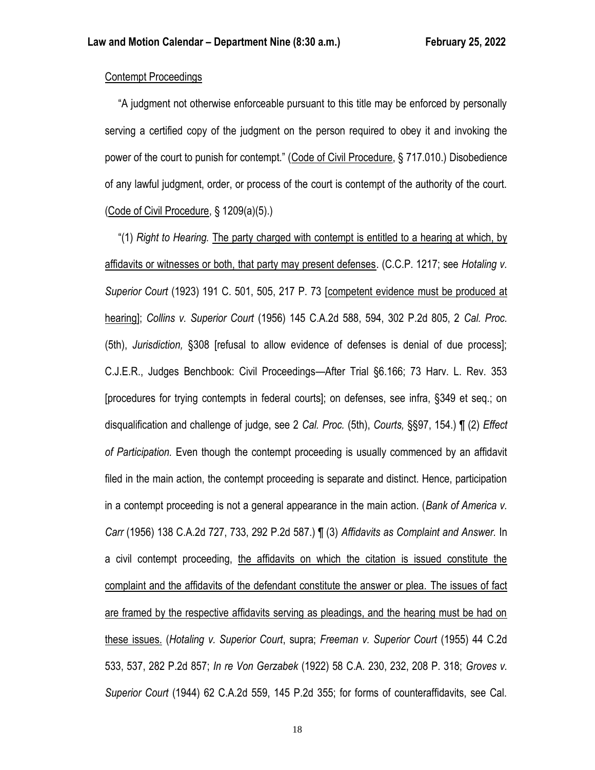<u>Contempt Proceedings</u>

"A judgment not otherwise enforceable pursuant to this title may be enforced by personally serving a certified copy of the judgment on the person required to obey it and invoking the power of the court to punish for contempt." (<u>Code of Civil Procedure</u>, § 717.010.) Disobedience of any lawful judgment, order, or process of the court is contempt of the authority of the court. (<u>Code of Civil Procedure</u>, § 1209(a)(5).)

"(1) *Right to Hearing.* <u>The party charged with contempt is entitled to a hearing at which, by affidavits or witnesses or both, that party may present defenses</u>. (C.C.P. 1217; see *Hotaling v. Superior Court* (1923) 191 C. 501, 505, 217 P. 73 [<u>competent evidence must be produced at hearing</u>]; *Collins v. Superior Court* (1956) 145 C.A.2d 588, 594, 302 P.2d 805, 2 *Cal. Proc.* (5th), *Jurisdiction,* §308 [refusal to allow evidence of defenses is denial of due process]; C.J.E.R., Judges Benchbook: Civil Proceedings—After Trial §6.166; 73 Harv. L. Rev. 353 [procedures for trying contempts in federal courts]; on defenses, see infra, §349 et seq.; on disqualification and challenge of judge, see 2 *Cal. Proc.* (5th), *Courts,* §§97, 154.) ¶ (2) *Effect of Participation.* Even though the contempt proceeding is usually commenced by an affidavit filed in the main action, the contempt proceeding is separate and distinct. Hence, participation in a contempt proceeding is not a general appearance in the main action. (*Bank of America v. Carr* (1956) 138 C.A.2d 727, 733, 292 P.2d 587.) ¶ (3) *Affidavits as Complaint and Answer.* In a civil contempt proceeding, <u>the affidavits on which the citation is issued constitute the complaint and the affidavits of the defendant constitute the answer or plea. The issues of fact are framed by the respective affidavits serving as pleadings, and the hearing must be had on these issues.</u> (*Hotaling v. Superior Court*, supra; *Freeman v. Superior Court* (1955) 44 C.2d 533, 537, 282 P.2d 857; *In re Von Gerzabek* (1922) 58 C.A. 230, 232, 208 P. 318; *Groves v. Superior Court* (1944) 62 C.A.2d 559, 145 P.2d 355; for forms of counteraffidavits, see Cal.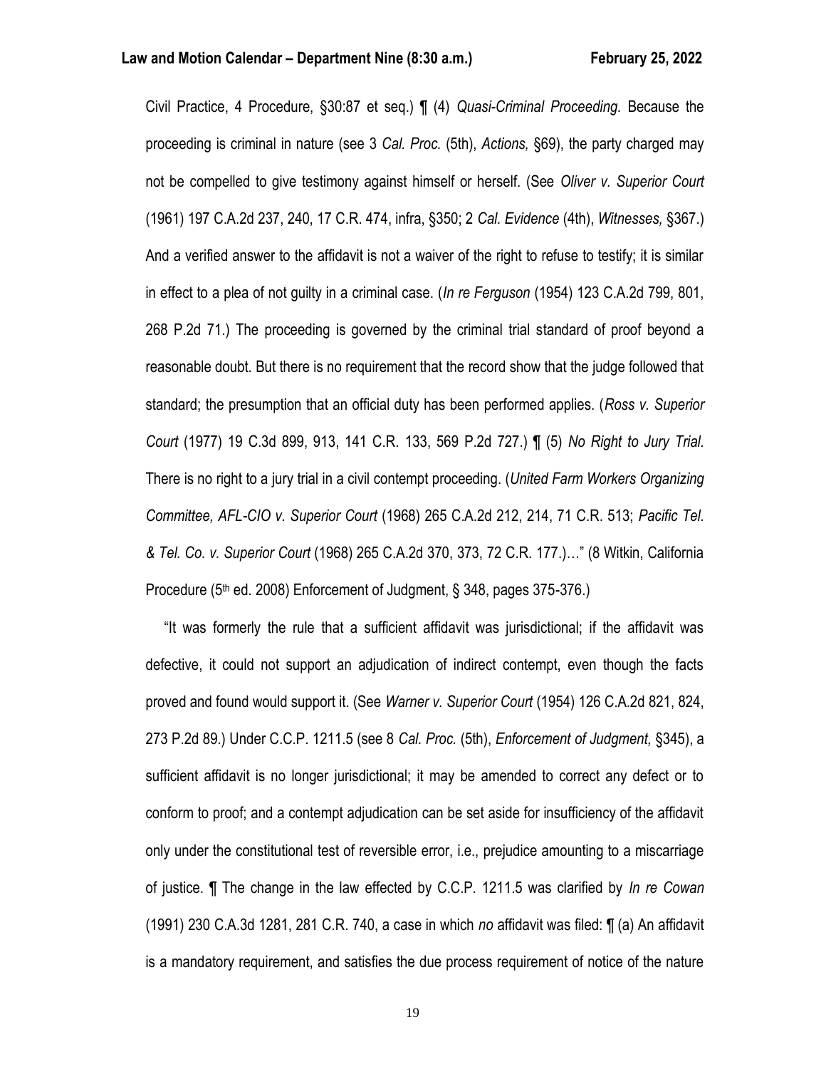Civil Practice, 4 Procedure, §30:87 et seq.) ¶ (4) *Quasi-Criminal Proceeding.* Because the proceeding is criminal in nature (see 3 *Cal. Proc.* (5th), *Actions,* §69), the party charged may not be compelled to give testimony against himself or herself. (See *Oliver v. Superior Court* (1961) 197 C.A.2d 237, 240, 17 C.R. 474, infra, §350; 2 *Cal. Evidence* (4th), *Witnesses,* §367.) And a verified answer to the affidavit is not a waiver of the right to refuse to testify; it is similar in effect to a plea of not guilty in a criminal case. (*In re Ferguson* (1954) 123 C.A.2d 799, 801, 268 P.2d 71.) The proceeding is governed by the criminal trial standard of proof beyond a reasonable doubt. But there is no requirement that the record show that the judge followed that standard; the presumption that an official duty has been performed applies. (*Ross v. Superior Court* (1977) 19 C.3d 899, 913, 141 C.R. 133, 569 P.2d 727.) ¶ (5) *No Right to Jury Trial.* There is no right to a jury trial in a civil contempt proceeding. (*United Farm Workers Organizing Committee, AFL-CIO v. Superior Court* (1968) 265 C.A.2d 212, 214, 71 C.R. 513; *Pacific Tel. & Tel. Co. v. Superior Court* (1968) 265 C.A.2d 370, 373, 72 C.R. 177.)…" (8 Witkin, California Procedure (5th ed. 2008) Enforcement of Judgment, § 348, pages 375-376.)

"It was formerly the rule that a sufficient affidavit was jurisdictional; if the affidavit was defective, it could not support an adjudication of indirect contempt, even though the facts proved and found would support it. (See *Warner v. Superior Court* (1954) 126 C.A.2d 821, 824, 273 P.2d 89.) Under C.C.P. 1211.5 (see 8 *Cal. Proc.* (5th), *Enforcement of Judgment,* §345), a sufficient affidavit is no longer jurisdictional; it may be amended to correct any defect or to conform to proof; and a contempt adjudication can be set aside for insufficiency of the affidavit only under the constitutional test of reversible error, i.e., prejudice amounting to a miscarriage of justice. ¶ The change in the law effected by C.C.P. 1211.5 was clarified by *In re Cowan* (1991) 230 C.A.3d 1281, 281 C.R. 740, a case in which *no* affidavit was filed: ¶ (a) An affidavit is a mandatory requirement, and satisfies the due process requirement of notice of the nature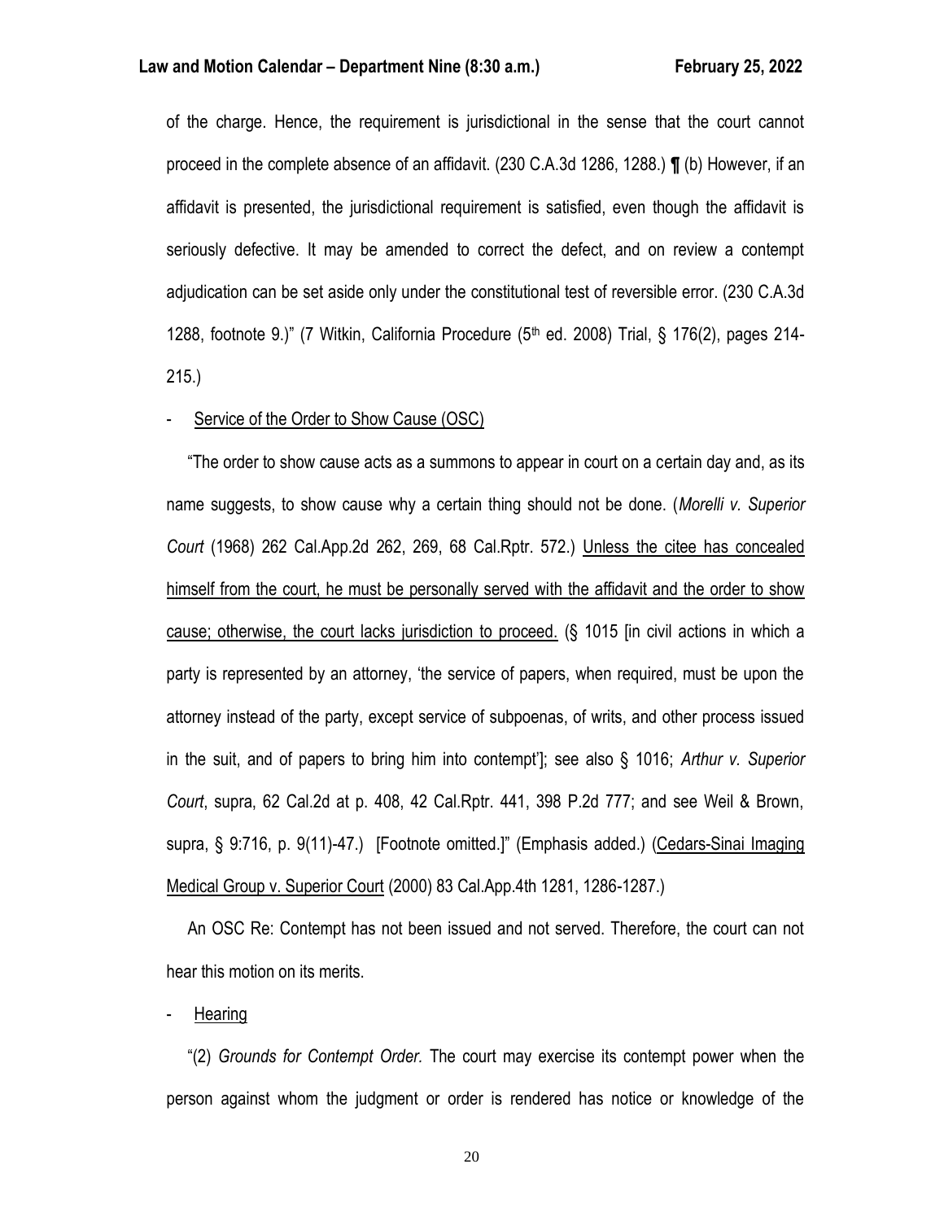of the charge. Hence, the requirement is jurisdictional in the sense that the court cannot proceed in the complete absence of an affidavit. (230 C.A.3d 1286, 1288.) ¶ (b) However, if an affidavit is presented, the jurisdictional requirement is satisfied, even though the affidavit is seriously defective. It may be amended to correct the defect, and on review a contempt adjudication can be set aside only under the constitutional test of reversible error. (230 C.A.3d 1288, footnote 9.)" (7 Witkin, California Procedure (5th ed. 2008) Trial, § 176(2), pages 214-215.)

- <u>Service of the Order to Show Cause (OSC)</u>

"The order to show cause acts as a summons to appear in court on a certain day and, as its name suggests, to show cause why a certain thing should not be done. (*Morelli v. Superior Court* (1968) 262 Cal.App.2d 262, 269, 68 Cal.Rptr. 572.) <u>Unless the citee has concealed himself from the court, he must be personally served with the affidavit and the order to show cause; otherwise, the court lacks jurisdiction to proceed.</u> (§ 1015 [in civil actions in which a party is represented by an attorney, 'the service of papers, when required, must be upon the attorney instead of the party, except service of subpoenas, of writs, and other process issued in the suit, and of papers to bring him into contempt']; see also § 1016; *Arthur v. Superior Court*, supra, 62 Cal.2d at p. 408, 42 Cal.Rptr. 441, 398 P.2d 777; and see Weil & Brown, supra, § 9:716, p. 9(11)-47.) [Footnote omitted.]" (Emphasis added.) (<u>Cedars-Sinai Imaging Medical Group v. Superior Court</u> (2000) 83 Cal.App.4th 1281, 1286-1287.)

An OSC Re: Contempt has not been issued and not served. Therefore, the court can not hear this motion on its merits.

- <u>Hearing</u>

"(2) *Grounds for Contempt Order.* The court may exercise its contempt power when the person against whom the judgment or order is rendered has notice or knowledge of the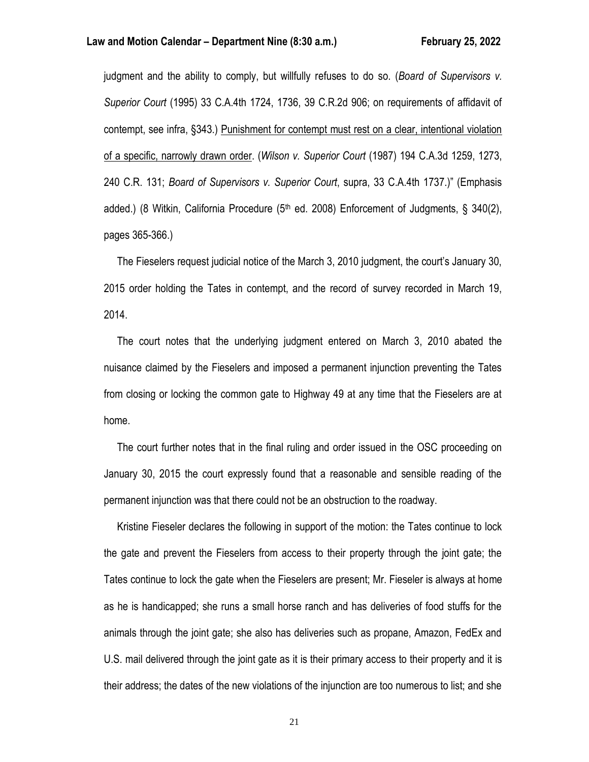judgment and the ability to comply, but willfully refuses to do so. (*Board of Supervisors v. Superior Court* (1995) 33 C.A.4th 1724, 1736, 39 C.R.2d 906; on requirements of affidavit of contempt, see infra, §343.) <u>Punishment for contempt must rest on a clear, intentional violation of a specific, narrowly drawn order</u>. (*Wilson v. Superior Court* (1987) 194 C.A.3d 1259, 1273, 240 C.R. 131; *Board of Supervisors v. Superior Court*, supra, 33 C.A.4th 1737.)" (Emphasis added.) (8 Witkin, California Procedure (5th ed. 2008) Enforcement of Judgments, § 340(2), pages 365-366.)

The Fieselers request judicial notice of the March 3, 2010 judgment, the court's January 30, 2015 order holding the Tates in contempt, and the record of survey recorded in March 19, 2014.

The court notes that the underlying judgment entered on March 3, 2010 abated the nuisance claimed by the Fieselers and imposed a permanent injunction preventing the Tates from closing or locking the common gate to Highway 49 at any time that the Fieselers are at home.

The court further notes that in the final ruling and order issued in the OSC proceeding on January 30, 2015 the court expressly found that a reasonable and sensible reading of the permanent injunction was that there could not be an obstruction to the roadway.

Kristine Fieseler declares the following in support of the motion: the Tates continue to lock the gate and prevent the Fieselers from access to their property through the joint gate; the Tates continue to lock the gate when the Fieselers are present; Mr. Fieseler is always at home as he is handicapped; she runs a small horse ranch and has deliveries of food stuffs for the animals through the joint gate; she also has deliveries such as propane, Amazon, FedEx and U.S. mail delivered through the joint gate as it is their primary access to their property and it is their address; the dates of the new violations of the injunction are too numerous to list; and she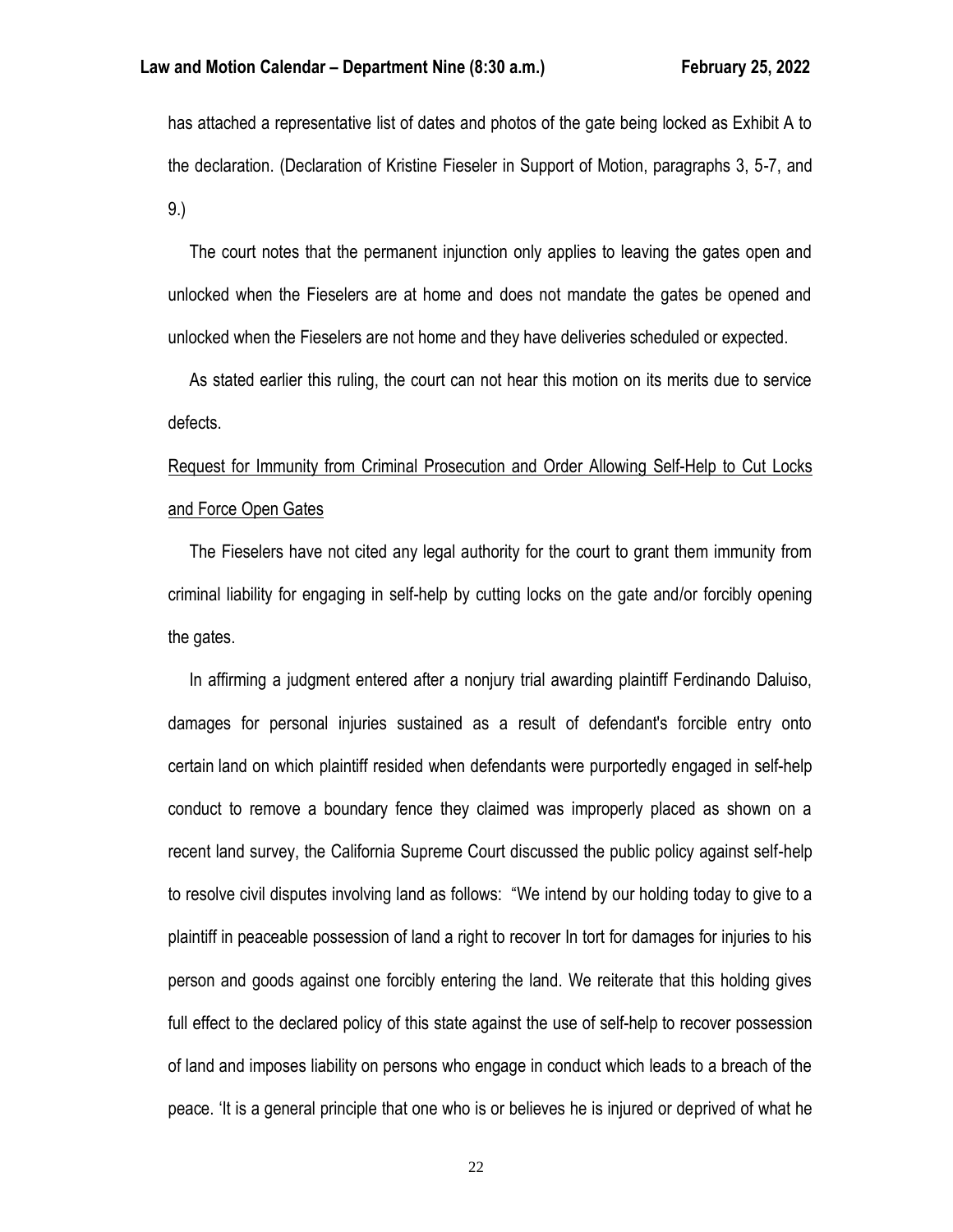has attached a representative list of dates and photos of the gate being locked as Exhibit A to the declaration. (Declaration of Kristine Fieseler in Support of Motion, paragraphs 3, 5-7, and 9.)

The court notes that the permanent injunction only applies to leaving the gates open and unlocked when the Fieselers are at home and does not mandate the gates be opened and unlocked when the Fieselers are not home and they have deliveries scheduled or expected.

As stated earlier this ruling, the court can not hear this motion on its merits due to service defects.

<u>Request for Immunity from Criminal Prosecution and Order Allowing Self-Help to Cut Locks and Force Open Gates</u>

The Fieselers have not cited any legal authority for the court to grant them immunity from criminal liability for engaging in self-help by cutting locks on the gate and/or forcibly opening the gates.

In affirming a judgment entered after a nonjury trial awarding plaintiff Ferdinando Daluiso, damages for personal injuries sustained as a result of defendant's forcible entry onto certain land on which plaintiff resided when defendants were purportedly engaged in self-help conduct to remove a boundary fence they claimed was improperly placed as shown on a recent land survey, the California Supreme Court discussed the public policy against self-help to resolve civil disputes involving land as follows: "We intend by our holding today to give to a plaintiff in peaceable possession of land a right to recover In tort for damages for injuries to his person and goods against one forcibly entering the land. We reiterate that this holding gives full effect to the declared policy of this state against the use of self-help to recover possession of land and imposes liability on persons who engage in conduct which leads to a breach of the peace. 'It is a general principle that one who is or believes he is injured or deprived of what he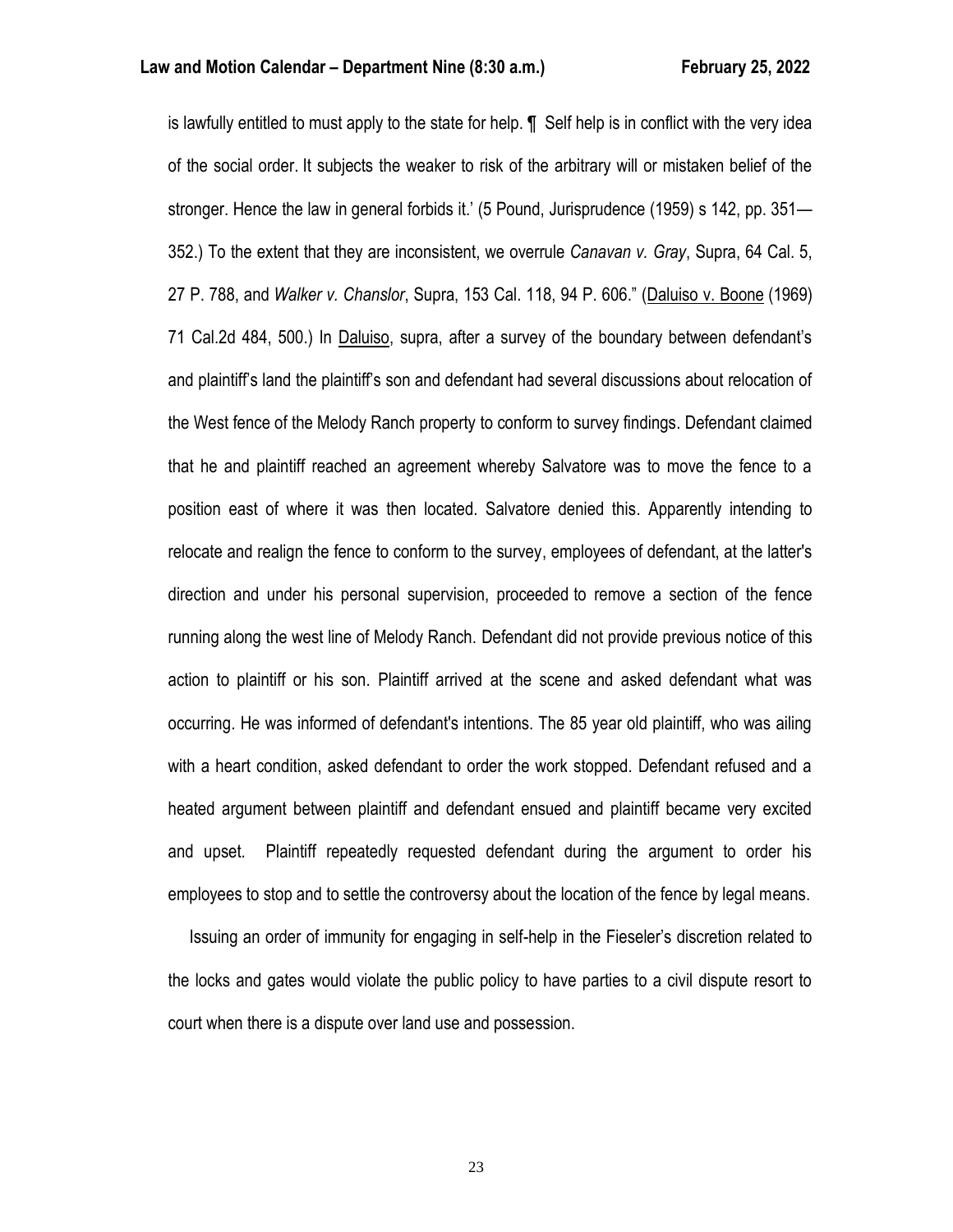is lawfully entitled to must apply to the state for help. ¶ Self help is in conflict with the very idea of the social order. It subjects the weaker to risk of the arbitrary will or mistaken belief of the stronger. Hence the law in general forbids it.' (5 Pound, Jurisprudence (1959) s 142, pp. 351—352.) To the extent that they are inconsistent, we overrule *Canavan v. Gray*, Supra, 64 Cal. 5, 27 P. 788, and *Walker v. Chanslor*, Supra, 153 Cal. 118, 94 P. 606." (Daluiso v. Boone (1969) 71 Cal.2d 484, 500.) In Daluiso, supra, after a survey of the boundary between defendant's and plaintiff's land the plaintiff's son and defendant had several discussions about relocation of the West fence of the Melody Ranch property to conform to survey findings. Defendant claimed that he and plaintiff reached an agreement whereby Salvatore was to move the fence to a position east of where it was then located. Salvatore denied this. Apparently intending to relocate and realign the fence to conform to the survey, employees of defendant, at the latter's direction and under his personal supervision, proceeded to remove a section of the fence running along the west line of Melody Ranch. Defendant did not provide previous notice of this action to plaintiff or his son. Plaintiff arrived at the scene and asked defendant what was occurring. He was informed of defendant's intentions. The 85 year old plaintiff, who was ailing with a heart condition, asked defendant to order the work stopped. Defendant refused and a heated argument between plaintiff and defendant ensued and plaintiff became very excited and upset. Plaintiff repeatedly requested defendant during the argument to order his employees to stop and to settle the controversy about the location of the fence by legal means.

Issuing an order of immunity for engaging in self-help in the Fieseler's discretion related to the locks and gates would violate the public policy to have parties to a civil dispute resort to court when there is a dispute over land use and possession.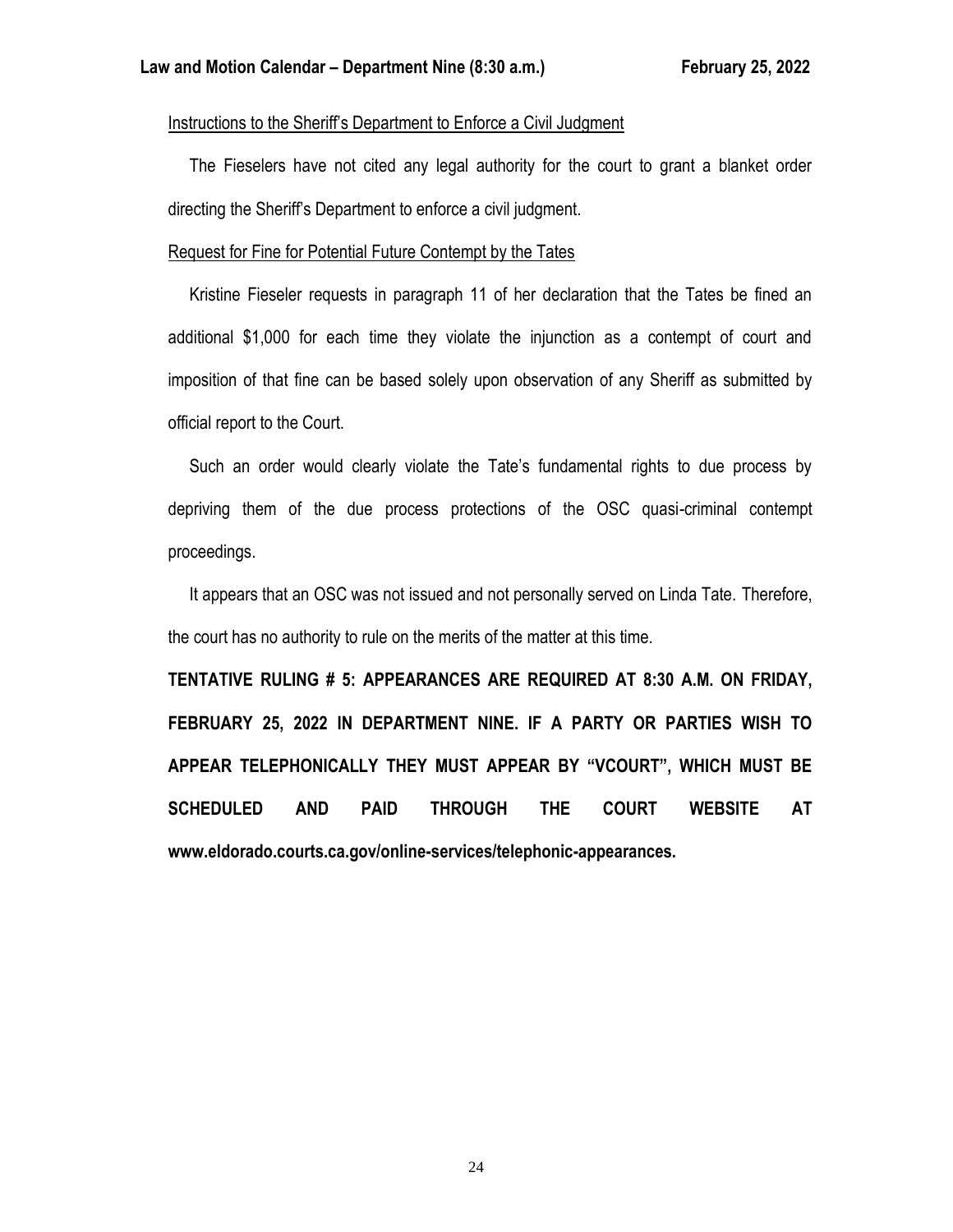Instructions to the Sheriff's Department to Enforce a Civil Judgment

The Fieselers have not cited any legal authority for the court to grant a blanket order directing the Sheriff's Department to enforce a civil judgment.

Request for Fine for Potential Future Contempt by the Tates

Kristine Fieseler requests in paragraph 11 of her declaration that the Tates be fined an additional $1,000 for each time they violate the injunction as a contempt of court and imposition of that fine can be based solely upon observation of any Sheriff as submitted by official report to the Court.

Such an order would clearly violate the Tate's fundamental rights to due process by depriving them of the due process protections of the OSC quasi-criminal contempt proceedings.

It appears that an OSC was not issued and not personally served on Linda Tate. Therefore, the court has no authority to rule on the merits of the matter at this time.

**TENTATIVE RULING # 5: APPEARANCES ARE REQUIRED AT 8:30 A.M. ON FRIDAY, FEBRUARY 25, 2022 IN DEPARTMENT NINE. IF A PARTY OR PARTIES WISH TO APPEAR TELEPHONICALLY THEY MUST APPEAR BY "VCOURT", WHICH MUST BE SCHEDULED AND PAID THROUGH THE COURT WEBSITE AT www.eldorado.courts.ca.gov/online-services/telephonic-appearances.**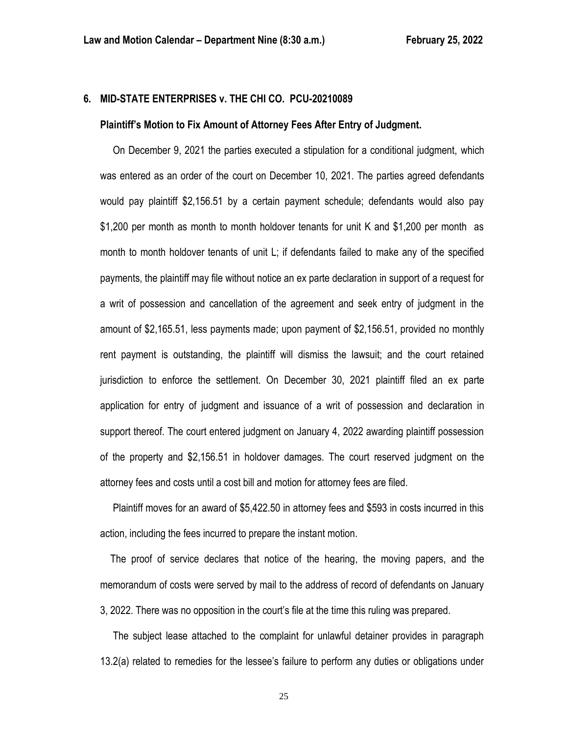**6. MID-STATE ENTERPRISES v. THE CHI CO. PCU-20210089**

**Plaintiff's Motion to Fix Amount of Attorney Fees After Entry of Judgment.**

On December 9, 2021 the parties executed a stipulation for a conditional judgment, which was entered as an order of the court on December 10, 2021. The parties agreed defendants would pay plaintiff $2,156.51 by a certain payment schedule; defendants would also pay $1,200 per month as month to month holdover tenants for unit K and $1,200 per month as month to month holdover tenants of unit L; if defendants failed to make any of the specified payments, the plaintiff may file without notice an ex parte declaration in support of a request for a writ of possession and cancellation of the agreement and seek entry of judgment in the amount of $2,165.51, less payments made; upon payment of $2,156.51, provided no monthly rent payment is outstanding, the plaintiff will dismiss the lawsuit; and the court retained jurisdiction to enforce the settlement. On December 30, 2021 plaintiff filed an ex parte application for entry of judgment and issuance of a writ of possession and declaration in support thereof. The court entered judgment on January 4, 2022 awarding plaintiff possession of the property and $2,156.51 in holdover damages. The court reserved judgment on the attorney fees and costs until a cost bill and motion for attorney fees are filed.

Plaintiff moves for an award of $5,422.50 in attorney fees and $593 in costs incurred in this action, including the fees incurred to prepare the instant motion.

The proof of service declares that notice of the hearing, the moving papers, and the memorandum of costs were served by mail to the address of record of defendants on January 3, 2022. There was no opposition in the court's file at the time this ruling was prepared.

The subject lease attached to the complaint for unlawful detainer provides in paragraph 13.2(a) related to remedies for the lessee's failure to perform any duties or obligations under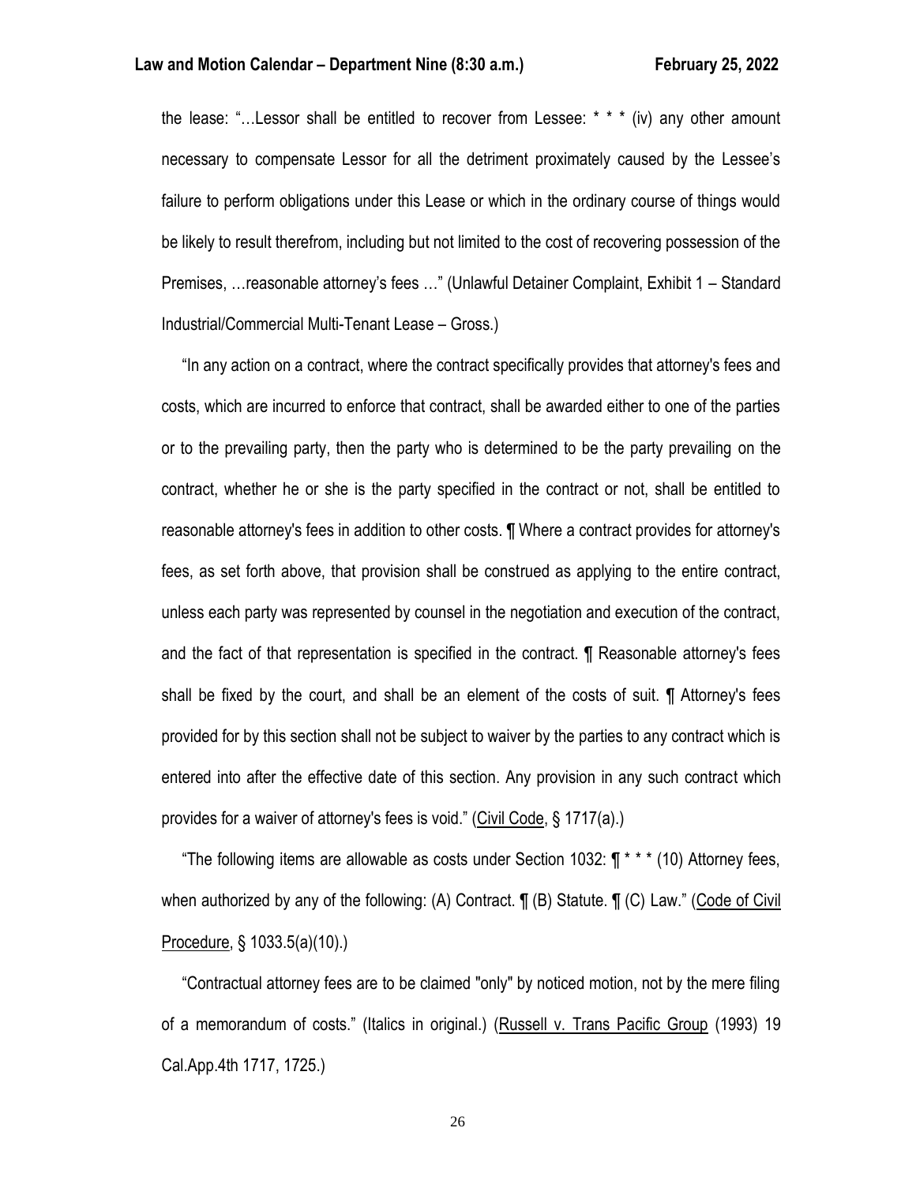the lease: "…Lessor shall be entitled to recover from Lessee: * * * (iv) any other amount necessary to compensate Lessor for all the detriment proximately caused by the Lessee's failure to perform obligations under this Lease or which in the ordinary course of things would be likely to result therefrom, including but not limited to the cost of recovering possession of the Premises, …reasonable attorney's fees …" (Unlawful Detainer Complaint, Exhibit 1 – Standard Industrial/Commercial Multi-Tenant Lease – Gross.)

"In any action on a contract, where the contract specifically provides that attorney's fees and costs, which are incurred to enforce that contract, shall be awarded either to one of the parties or to the prevailing party, then the party who is determined to be the party prevailing on the contract, whether he or she is the party specified in the contract or not, shall be entitled to reasonable attorney's fees in addition to other costs. ¶ Where a contract provides for attorney's fees, as set forth above, that provision shall be construed as applying to the entire contract, unless each party was represented by counsel in the negotiation and execution of the contract, and the fact of that representation is specified in the contract. ¶ Reasonable attorney's fees shall be fixed by the court, and shall be an element of the costs of suit. ¶ Attorney's fees provided for by this section shall not be subject to waiver by the parties to any contract which is entered into after the effective date of this section. Any provision in any such contract which provides for a waiver of attorney's fees is void." (Civil Code, § 1717(a).)

"The following items are allowable as costs under Section 1032: ¶ * * * (10) Attorney fees, when authorized by any of the following: (A) Contract. ¶ (B) Statute. ¶ (C) Law." (Code of Civil Procedure, § 1033.5(a)(10).)

"Contractual attorney fees are to be claimed "only" by noticed motion, not by the mere filing of a memorandum of costs." (Italics in original.) (Russell v. Trans Pacific Group (1993) 19 Cal.App.4th 1717, 1725.)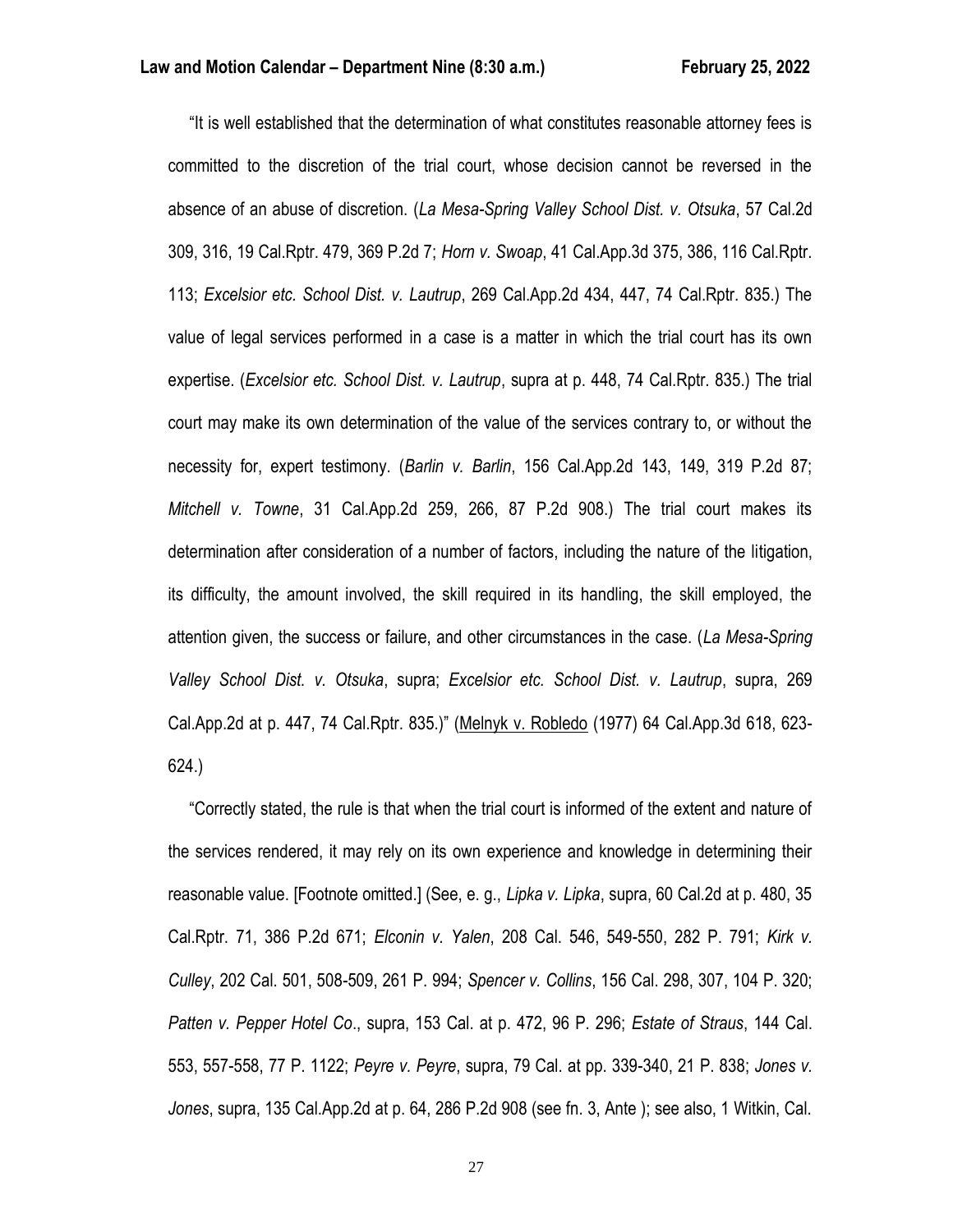"It is well established that the determination of what constitutes reasonable attorney fees is committed to the discretion of the trial court, whose decision cannot be reversed in the absence of an abuse of discretion. (*La Mesa-Spring Valley School Dist. v. Otsuka*, 57 Cal.2d 309, 316, 19 Cal.Rptr. 479, 369 P.2d 7; *Horn v. Swoap*, 41 Cal.App.3d 375, 386, 116 Cal.Rptr. 113; *Excelsior etc. School Dist. v. Lautrup*, 269 Cal.App.2d 434, 447, 74 Cal.Rptr. 835.) The value of legal services performed in a case is a matter in which the trial court has its own expertise. (*Excelsior etc. School Dist. v. Lautrup*, supra at p. 448, 74 Cal.Rptr. 835.) The trial court may make its own determination of the value of the services contrary to, or without the necessity for, expert testimony. (*Barlin v. Barlin*, 156 Cal.App.2d 143, 149, 319 P.2d 87; *Mitchell v. Towne*, 31 Cal.App.2d 259, 266, 87 P.2d 908.) The trial court makes its determination after consideration of a number of factors, including the nature of the litigation, its difficulty, the amount involved, the skill required in its handling, the skill employed, the attention given, the success or failure, and other circumstances in the case. (*La Mesa-Spring Valley School Dist. v. Otsuka*, supra; *Excelsior etc. School Dist. v. Lautrup*, supra, 269 Cal.App.2d at p. 447, 74 Cal.Rptr. 835.)" (Melnyk v. Robledo (1977) 64 Cal.App.3d 618, 623-624.)

"Correctly stated, the rule is that when the trial court is informed of the extent and nature of the services rendered, it may rely on its own experience and knowledge in determining their reasonable value. [Footnote omitted.] (See, e. g., *Lipka v. Lipka*, supra, 60 Cal.2d at p. 480, 35 Cal.Rptr. 71, 386 P.2d 671; *Elconin v. Yalen*, 208 Cal. 546, 549-550, 282 P. 791; *Kirk v. Culley*, 202 Cal. 501, 508-509, 261 P. 994; *Spencer v. Collins*, 156 Cal. 298, 307, 104 P. 320; *Patten v. Pepper Hotel Co*., supra, 153 Cal. at p. 472, 96 P. 296; *Estate of Straus*, 144 Cal. 553, 557-558, 77 P. 1122; *Peyre v. Peyre*, supra, 79 Cal. at pp. 339-340, 21 P. 838; *Jones v. Jones*, supra, 135 Cal.App.2d at p. 64, 286 P.2d 908 (see fn. 3, Ante ); see also, 1 Witkin, Cal.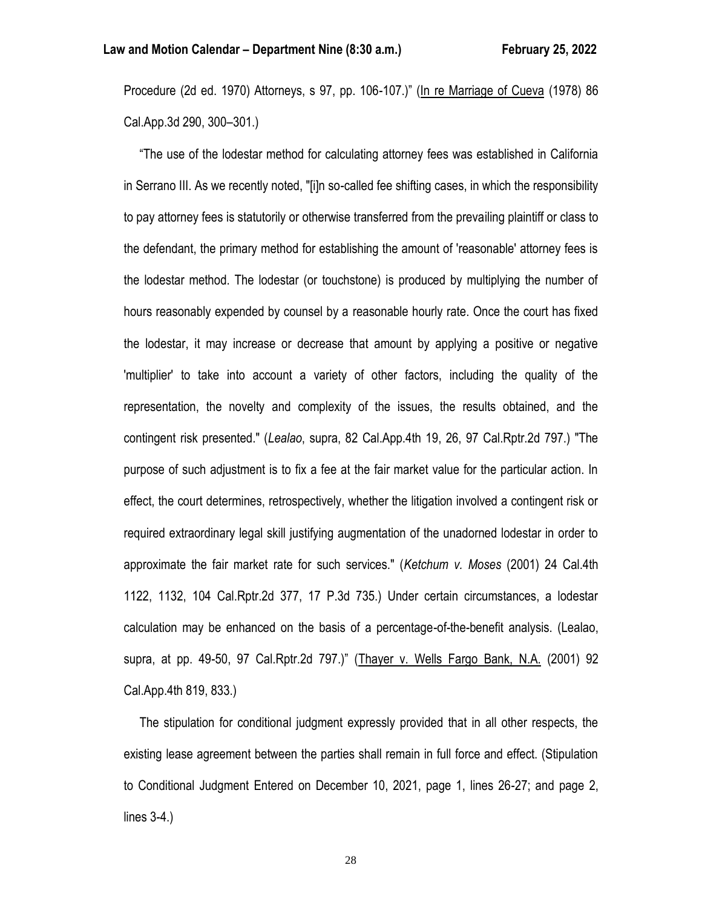Procedure (2d ed. 1970) Attorneys, s 97, pp. 106-107.)" (In re Marriage of Cueva (1978) 86 Cal.App.3d 290, 300–301.)

"The use of the lodestar method for calculating attorney fees was established in California in Serrano III. As we recently noted, "[i]n so-called fee shifting cases, in which the responsibility to pay attorney fees is statutorily or otherwise transferred from the prevailing plaintiff or class to the defendant, the primary method for establishing the amount of 'reasonable' attorney fees is the lodestar method. The lodestar (or touchstone) is produced by multiplying the number of hours reasonably expended by counsel by a reasonable hourly rate. Once the court has fixed the lodestar, it may increase or decrease that amount by applying a positive or negative 'multiplier' to take into account a variety of other factors, including the quality of the representation, the novelty and complexity of the issues, the results obtained, and the contingent risk presented." (*Lealao*, supra, 82 Cal.App.4th 19, 26, 97 Cal.Rptr.2d 797.) "The purpose of such adjustment is to fix a fee at the fair market value for the particular action. In effect, the court determines, retrospectively, whether the litigation involved a contingent risk or required extraordinary legal skill justifying augmentation of the unadorned lodestar in order to approximate the fair market rate for such services." (*Ketchum v. Moses* (2001) 24 Cal.4th 1122, 1132, 104 Cal.Rptr.2d 377, 17 P.3d 735.) Under certain circumstances, a lodestar calculation may be enhanced on the basis of a percentage-of-the-benefit analysis. (Lealao, supra, at pp. 49-50, 97 Cal.Rptr.2d 797.)" (Thayer v. Wells Fargo Bank, N.A. (2001) 92 Cal.App.4th 819, 833.)

The stipulation for conditional judgment expressly provided that in all other respects, the existing lease agreement between the parties shall remain in full force and effect. (Stipulation to Conditional Judgment Entered on December 10, 2021, page 1, lines 26-27; and page 2, lines 3-4.)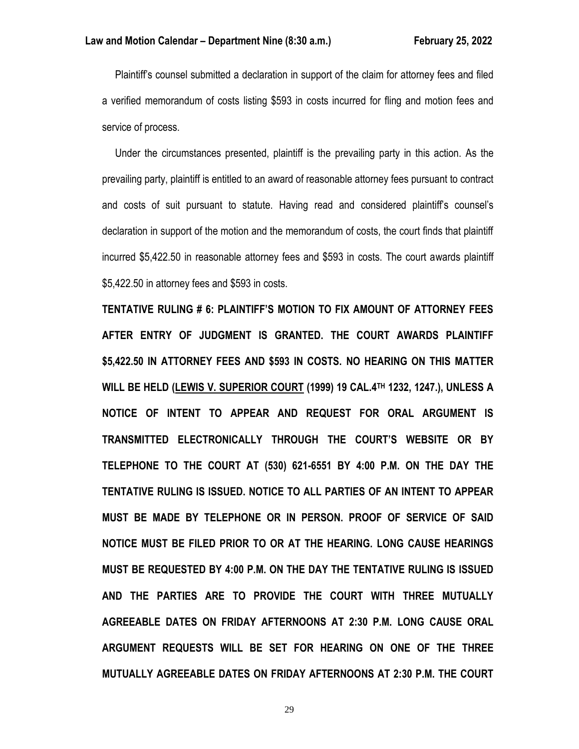Plaintiff's counsel submitted a declaration in support of the claim for attorney fees and filed a verified memorandum of costs listing $593 in costs incurred for fling and motion fees and service of process.

Under the circumstances presented, plaintiff is the prevailing party in this action. As the prevailing party, plaintiff is entitled to an award of reasonable attorney fees pursuant to contract and costs of suit pursuant to statute. Having read and considered plaintiff's counsel's declaration in support of the motion and the memorandum of costs, the court finds that plaintiff incurred $5,422.50 in reasonable attorney fees and $593 in costs. The court awards plaintiff $5,422.50 in attorney fees and $593 in costs.

**TENTATIVE RULING # 6: PLAINTIFF'S MOTION TO FIX AMOUNT OF ATTORNEY FEES AFTER ENTRY OF JUDGMENT IS GRANTED. THE COURT AWARDS PLAINTIFF $5,422.50 IN ATTORNEY FEES AND $593 IN COSTS. NO HEARING ON THIS MATTER WILL BE HELD (LEWIS V. SUPERIOR COURT (1999) 19 CAL.4TH 1232, 1247.), UNLESS A NOTICE OF INTENT TO APPEAR AND REQUEST FOR ORAL ARGUMENT IS TRANSMITTED ELECTRONICALLY THROUGH THE COURT'S WEBSITE OR BY TELEPHONE TO THE COURT AT (530) 621-6551 BY 4:00 P.M. ON THE DAY THE TENTATIVE RULING IS ISSUED. NOTICE TO ALL PARTIES OF AN INTENT TO APPEAR MUST BE MADE BY TELEPHONE OR IN PERSON. PROOF OF SERVICE OF SAID NOTICE MUST BE FILED PRIOR TO OR AT THE HEARING. LONG CAUSE HEARINGS MUST BE REQUESTED BY 4:00 P.M. ON THE DAY THE TENTATIVE RULING IS ISSUED AND THE PARTIES ARE TO PROVIDE THE COURT WITH THREE MUTUALLY AGREEABLE DATES ON FRIDAY AFTERNOONS AT 2:30 P.M. LONG CAUSE ORAL ARGUMENT REQUESTS WILL BE SET FOR HEARING ON ONE OF THE THREE MUTUALLY AGREEABLE DATES ON FRIDAY AFTERNOONS AT 2:30 P.M. THE COURT**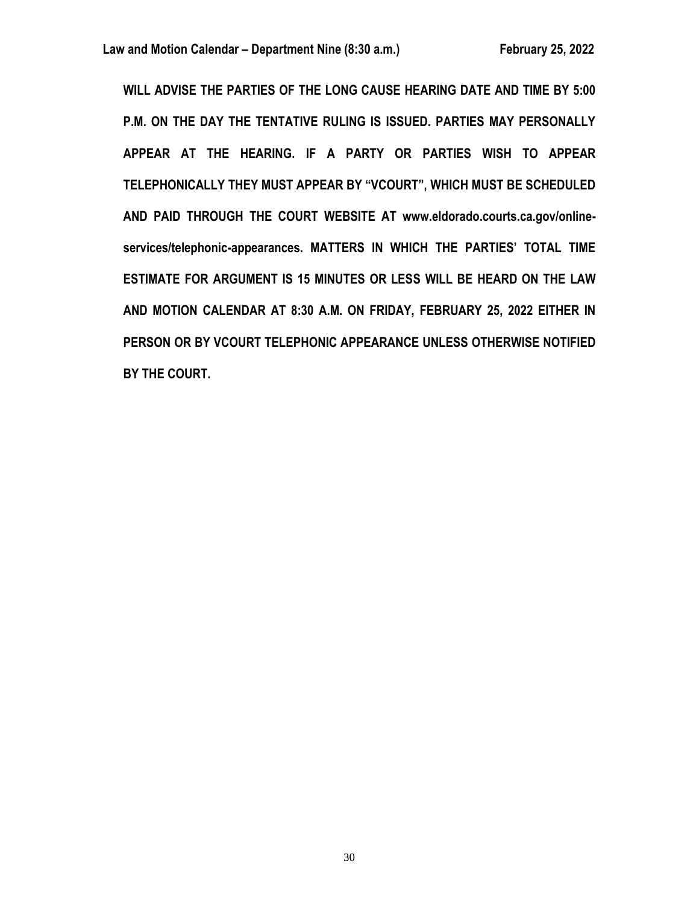**WILL ADVISE THE PARTIES OF THE LONG CAUSE HEARING DATE AND TIME BY 5:00 P.M. ON THE DAY THE TENTATIVE RULING IS ISSUED. PARTIES MAY PERSONALLY APPEAR AT THE HEARING. IF A PARTY OR PARTIES WISH TO APPEAR TELEPHONICALLY THEY MUST APPEAR BY "VCOURT", WHICH MUST BE SCHEDULED AND PAID THROUGH THE COURT WEBSITE AT www.eldorado.courts.ca.gov/online-services/telephonic-appearances. MATTERS IN WHICH THE PARTIES' TOTAL TIME ESTIMATE FOR ARGUMENT IS 15 MINUTES OR LESS WILL BE HEARD ON THE LAW AND MOTION CALENDAR AT 8:30 A.M. ON FRIDAY, FEBRUARY 25, 2022 EITHER IN PERSON OR BY VCOURT TELEPHONIC APPEARANCE UNLESS OTHERWISE NOTIFIED BY THE COURT.**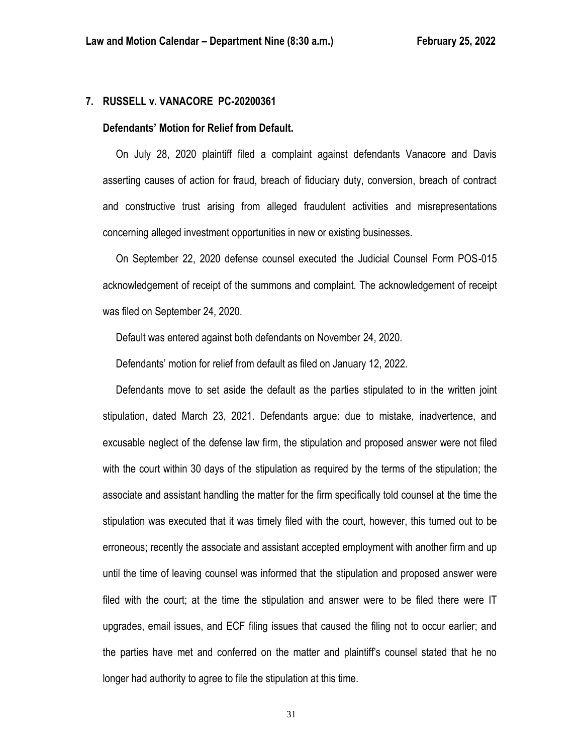## 7. RUSSELL v. VANACORE PC-20200361

### Defendants' Motion for Relief from Default.

On July 28, 2020 plaintiff filed a complaint against defendants Vanacore and Davis asserting causes of action for fraud, breach of fiduciary duty, conversion, breach of contract and constructive trust arising from alleged fraudulent activities and misrepresentations concerning alleged investment opportunities in new or existing businesses.

On September 22, 2020 defense counsel executed the Judicial Counsel Form POS-015 acknowledgement of receipt of the summons and complaint. The acknowledgement of receipt was filed on September 24, 2020.

Default was entered against both defendants on November 24, 2020.

Defendants' motion for relief from default as filed on January 12, 2022.

Defendants move to set aside the default as the parties stipulated to in the written joint stipulation, dated March 23, 2021. Defendants argue: due to mistake, inadvertence, and excusable neglect of the defense law firm, the stipulation and proposed answer were not filed with the court within 30 days of the stipulation as required by the terms of the stipulation; the associate and assistant handling the matter for the firm specifically told counsel at the time the stipulation was executed that it was timely filed with the court, however, this turned out to be erroneous; recently the associate and assistant accepted employment with another firm and up until the time of leaving counsel was informed that the stipulation and proposed answer were filed with the court; at the time the stipulation and answer were to be filed there were IT upgrades, email issues, and ECF filing issues that caused the filing not to occur earlier; and the parties have met and conferred on the matter and plaintiff's counsel stated that he no longer had authority to agree to file the stipulation at this time.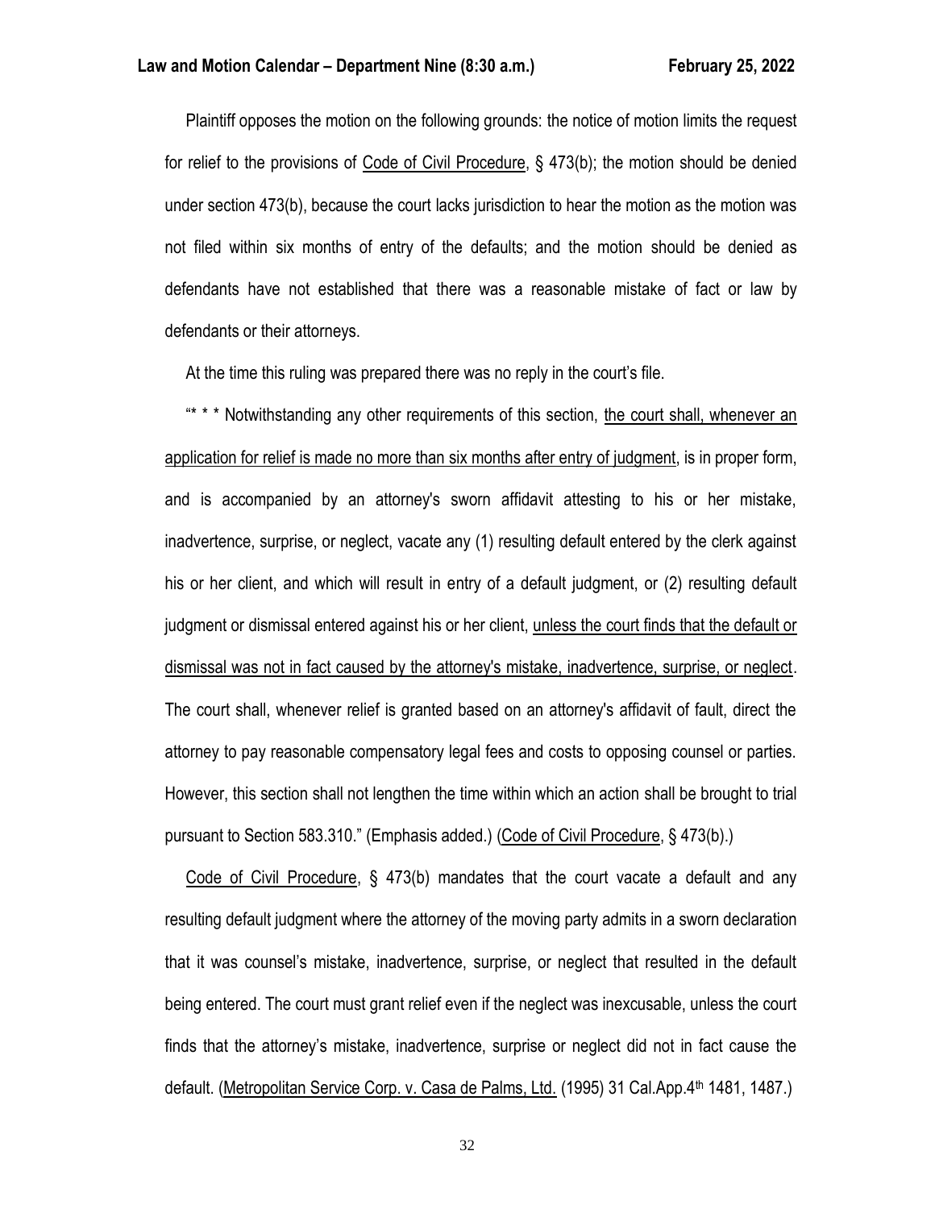Plaintiff opposes the motion on the following grounds: the notice of motion limits the request for relief to the provisions of Code of Civil Procedure, § 473(b); the motion should be denied under section 473(b), because the court lacks jurisdiction to hear the motion as the motion was not filed within six months of entry of the defaults; and the motion should be denied as defendants have not established that there was a reasonable mistake of fact or law by defendants or their attorneys.

At the time this ruling was prepared there was no reply in the court's file.

"* * * Notwithstanding any other requirements of this section, the court shall, whenever an application for relief is made no more than six months after entry of judgment, is in proper form, and is accompanied by an attorney's sworn affidavit attesting to his or her mistake, inadvertence, surprise, or neglect, vacate any (1) resulting default entered by the clerk against his or her client, and which will result in entry of a default judgment, or (2) resulting default judgment or dismissal entered against his or her client, unless the court finds that the default or dismissal was not in fact caused by the attorney's mistake, inadvertence, surprise, or neglect. The court shall, whenever relief is granted based on an attorney's affidavit of fault, direct the attorney to pay reasonable compensatory legal fees and costs to opposing counsel or parties. However, this section shall not lengthen the time within which an action shall be brought to trial pursuant to Section 583.310." (Emphasis added.) (Code of Civil Procedure, § 473(b).)

Code of Civil Procedure, § 473(b) mandates that the court vacate a default and any resulting default judgment where the attorney of the moving party admits in a sworn declaration that it was counsel's mistake, inadvertence, surprise, or neglect that resulted in the default being entered. The court must grant relief even if the neglect was inexcusable, unless the court finds that the attorney's mistake, inadvertence, surprise or neglect did not in fact cause the default. (Metropolitan Service Corp. v. Casa de Palms, Ltd. (1995) 31 Cal.App.4th 1481, 1487.)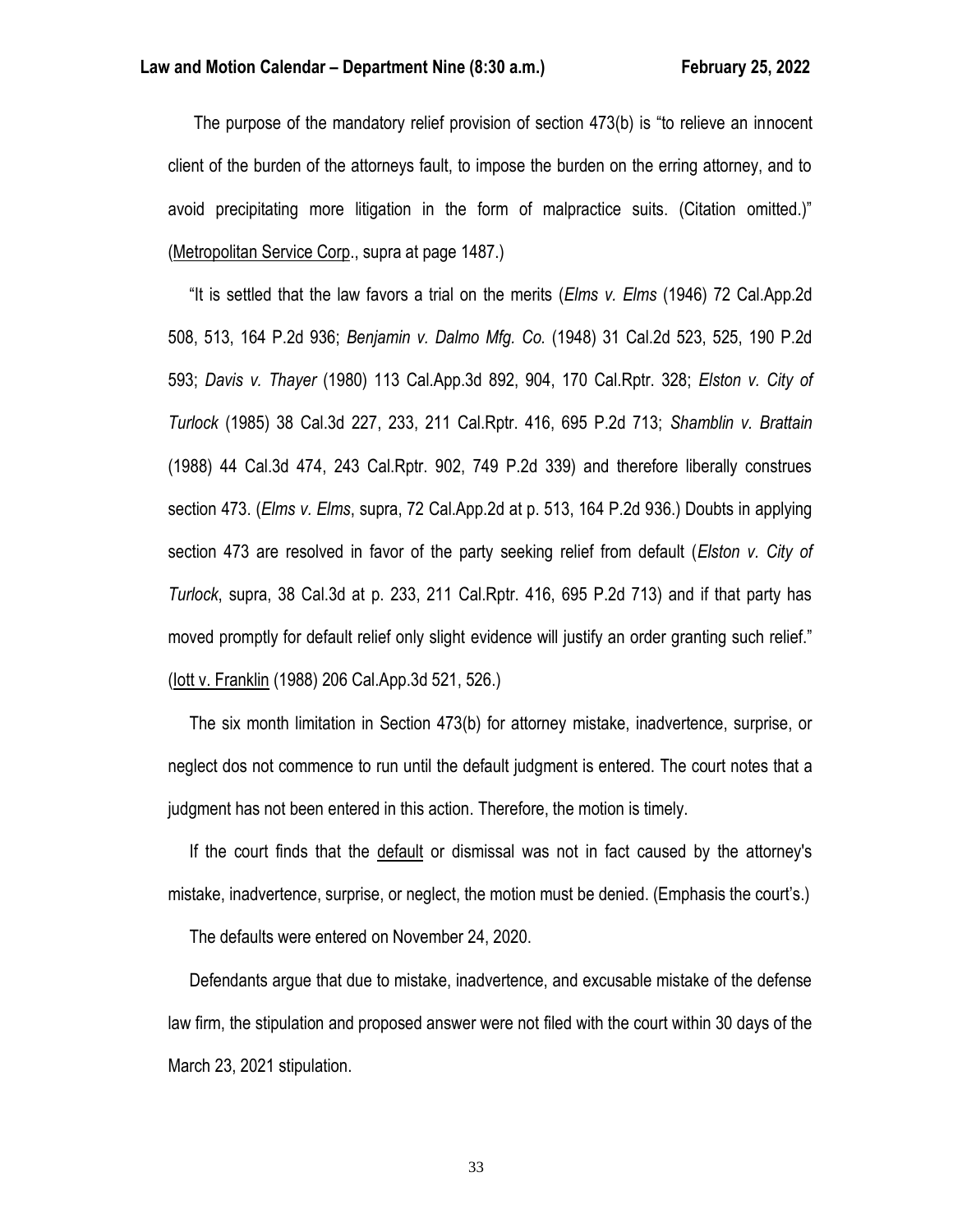The purpose of the mandatory relief provision of section 473(b) is "to relieve an innocent client of the burden of the attorneys fault, to impose the burden on the erring attorney, and to avoid precipitating more litigation in the form of malpractice suits. (Citation omitted.)" (Metropolitan Service Corp., supra at page 1487.)

"It is settled that the law favors a trial on the merits (*Elms v. Elms* (1946) 72 Cal.App.2d 508, 513, 164 P.2d 936; *Benjamin v. Dalmo Mfg. Co.* (1948) 31 Cal.2d 523, 525, 190 P.2d 593; *Davis v. Thayer* (1980) 113 Cal.App.3d 892, 904, 170 Cal.Rptr. 328; *Elston v. City of Turlock* (1985) 38 Cal.3d 227, 233, 211 Cal.Rptr. 416, 695 P.2d 713; *Shamblin v. Brattain* (1988) 44 Cal.3d 474, 243 Cal.Rptr. 902, 749 P.2d 339) and therefore liberally construes section 473. (*Elms v. Elms*, supra, 72 Cal.App.2d at p. 513, 164 P.2d 936.) Doubts in applying section 473 are resolved in favor of the party seeking relief from default (*Elston v. City of Turlock*, supra, 38 Cal.3d at p. 233, 211 Cal.Rptr. 416, 695 P.2d 713) and if that party has moved promptly for default relief only slight evidence will justify an order granting such relief." (Iott v. Franklin (1988) 206 Cal.App.3d 521, 526.)

The six month limitation in Section 473(b) for attorney mistake, inadvertence, surprise, or neglect dos not commence to run until the default judgment is entered. The court notes that a judgment has not been entered in this action. Therefore, the motion is timely.

If the court finds that the default or dismissal was not in fact caused by the attorney's mistake, inadvertence, surprise, or neglect, the motion must be denied. (Emphasis the court's.)

The defaults were entered on November 24, 2020.

Defendants argue that due to mistake, inadvertence, and excusable mistake of the defense law firm, the stipulation and proposed answer were not filed with the court within 30 days of the March 23, 2021 stipulation.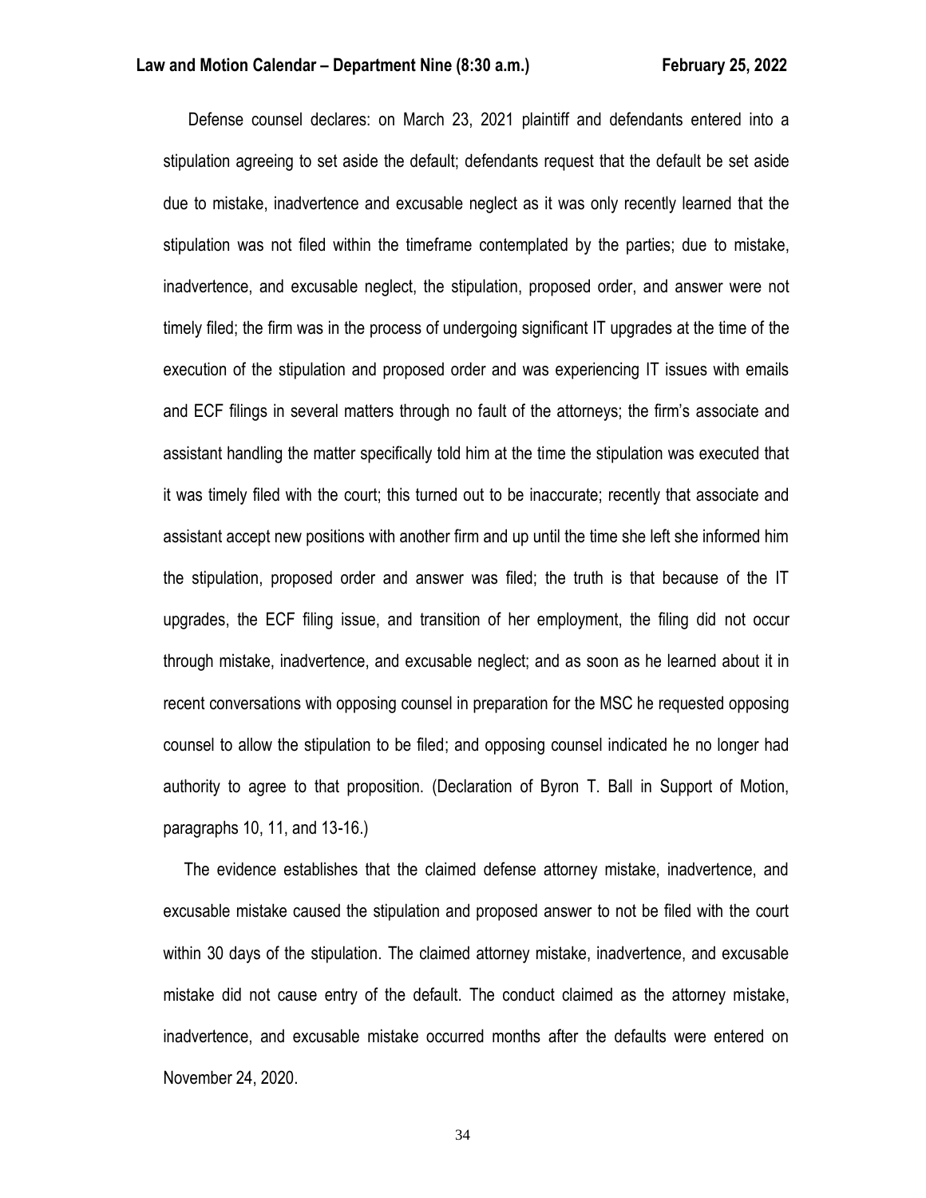Defense counsel declares: on March 23, 2021 plaintiff and defendants entered into a stipulation agreeing to set aside the default; defendants request that the default be set aside due to mistake, inadvertence and excusable neglect as it was only recently learned that the stipulation was not filed within the timeframe contemplated by the parties; due to mistake, inadvertence, and excusable neglect, the stipulation, proposed order, and answer were not timely filed; the firm was in the process of undergoing significant IT upgrades at the time of the execution of the stipulation and proposed order and was experiencing IT issues with emails and ECF filings in several matters through no fault of the attorneys; the firm's associate and assistant handling the matter specifically told him at the time the stipulation was executed that it was timely filed with the court; this turned out to be inaccurate; recently that associate and assistant accept new positions with another firm and up until the time she left she informed him the stipulation, proposed order and answer was filed; the truth is that because of the IT upgrades, the ECF filing issue, and transition of her employment, the filing did not occur through mistake, inadvertence, and excusable neglect; and as soon as he learned about it in recent conversations with opposing counsel in preparation for the MSC he requested opposing counsel to allow the stipulation to be filed; and opposing counsel indicated he no longer had authority to agree to that proposition. (Declaration of Byron T. Ball in Support of Motion, paragraphs 10, 11, and 13-16.)

The evidence establishes that the claimed defense attorney mistake, inadvertence, and excusable mistake caused the stipulation and proposed answer to not be filed with the court within 30 days of the stipulation. The claimed attorney mistake, inadvertence, and excusable mistake did not cause entry of the default. The conduct claimed as the attorney mistake, inadvertence, and excusable mistake occurred months after the defaults were entered on November 24, 2020.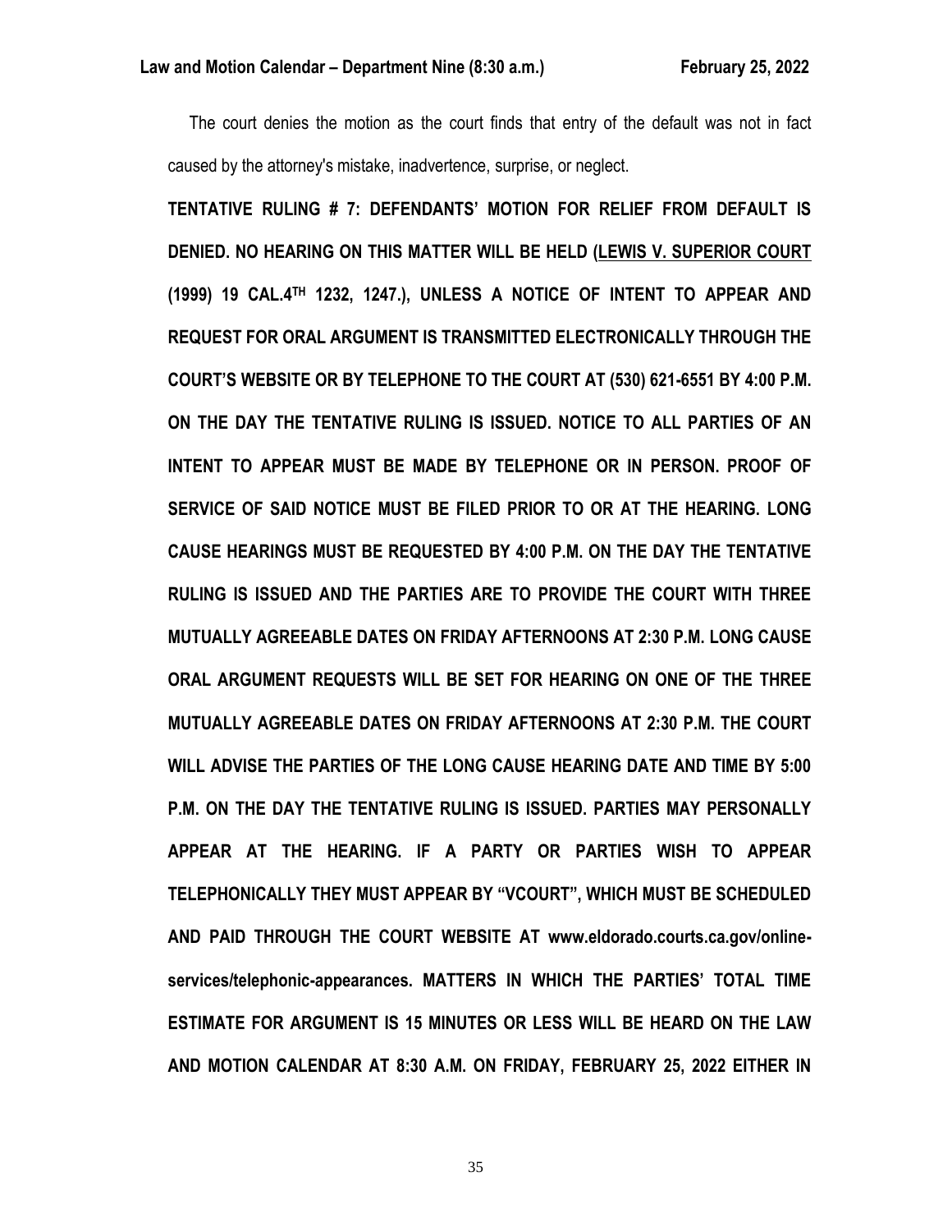The court denies the motion as the court finds that entry of the default was not in fact caused by the attorney's mistake, inadvertence, surprise, or neglect.

**TENTATIVE RULING # 7: DEFENDANTS' MOTION FOR RELIEF FROM DEFAULT IS DENIED. NO HEARING ON THIS MATTER WILL BE HELD (LEWIS V. SUPERIOR COURT (1999) 19 CAL.4TH 1232, 1247.), UNLESS A NOTICE OF INTENT TO APPEAR AND REQUEST FOR ORAL ARGUMENT IS TRANSMITTED ELECTRONICALLY THROUGH THE COURT'S WEBSITE OR BY TELEPHONE TO THE COURT AT (530) 621-6551 BY 4:00 P.M. ON THE DAY THE TENTATIVE RULING IS ISSUED. NOTICE TO ALL PARTIES OF AN INTENT TO APPEAR MUST BE MADE BY TELEPHONE OR IN PERSON. PROOF OF SERVICE OF SAID NOTICE MUST BE FILED PRIOR TO OR AT THE HEARING. LONG CAUSE HEARINGS MUST BE REQUESTED BY 4:00 P.M. ON THE DAY THE TENTATIVE RULING IS ISSUED AND THE PARTIES ARE TO PROVIDE THE COURT WITH THREE MUTUALLY AGREEABLE DATES ON FRIDAY AFTERNOONS AT 2:30 P.M. LONG CAUSE ORAL ARGUMENT REQUESTS WILL BE SET FOR HEARING ON ONE OF THE THREE MUTUALLY AGREEABLE DATES ON FRIDAY AFTERNOONS AT 2:30 P.M. THE COURT WILL ADVISE THE PARTIES OF THE LONG CAUSE HEARING DATE AND TIME BY 5:00 P.M. ON THE DAY THE TENTATIVE RULING IS ISSUED. PARTIES MAY PERSONALLY APPEAR AT THE HEARING. IF A PARTY OR PARTIES WISH TO APPEAR TELEPHONICALLY THEY MUST APPEAR BY "VCOURT", WHICH MUST BE SCHEDULED AND PAID THROUGH THE COURT WEBSITE AT www.eldorado.courts.ca.gov/online-services/telephonic-appearances. MATTERS IN WHICH THE PARTIES' TOTAL TIME ESTIMATE FOR ARGUMENT IS 15 MINUTES OR LESS WILL BE HEARD ON THE LAW AND MOTION CALENDAR AT 8:30 A.M. ON FRIDAY, FEBRUARY 25, 2022 EITHER IN**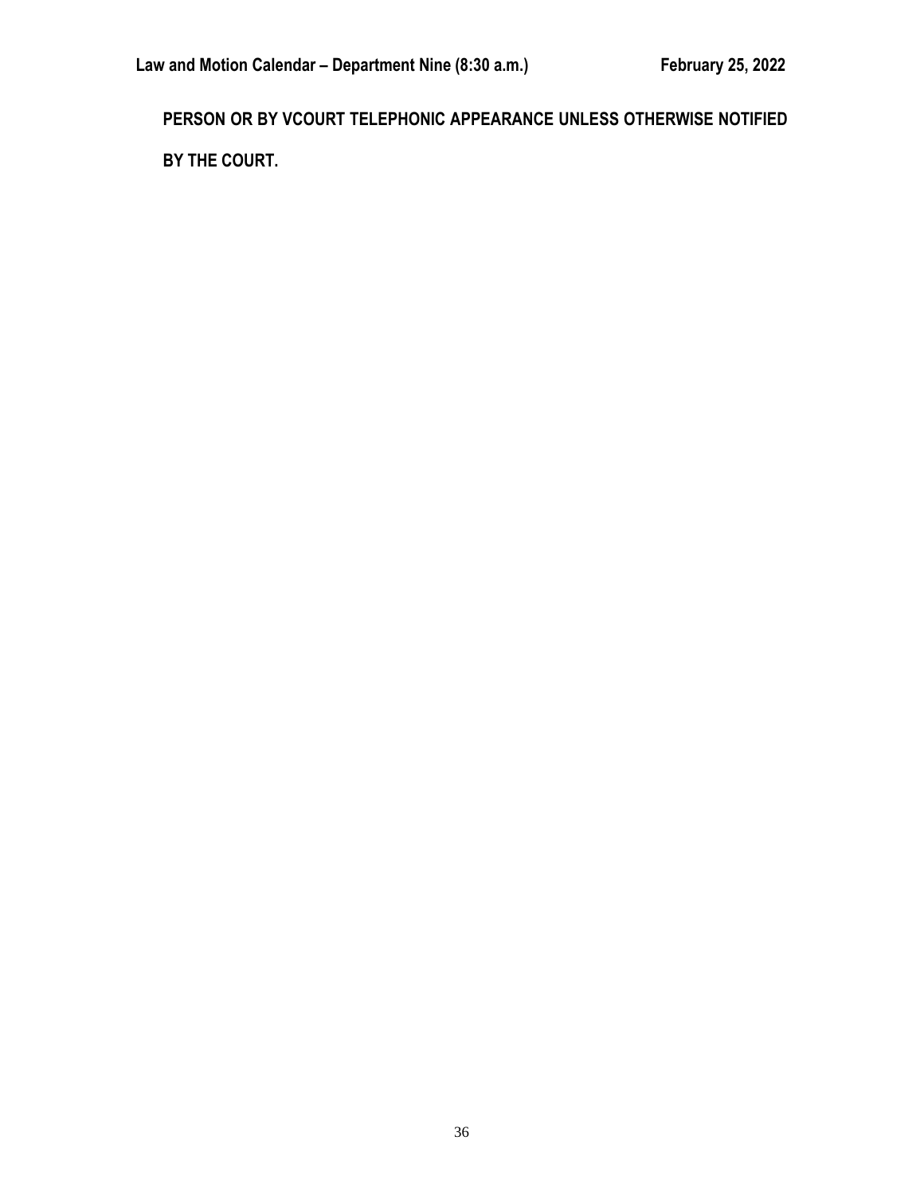**PERSON OR BY VCOURT TELEPHONIC APPEARANCE UNLESS OTHERWISE NOTIFIED BY THE COURT.**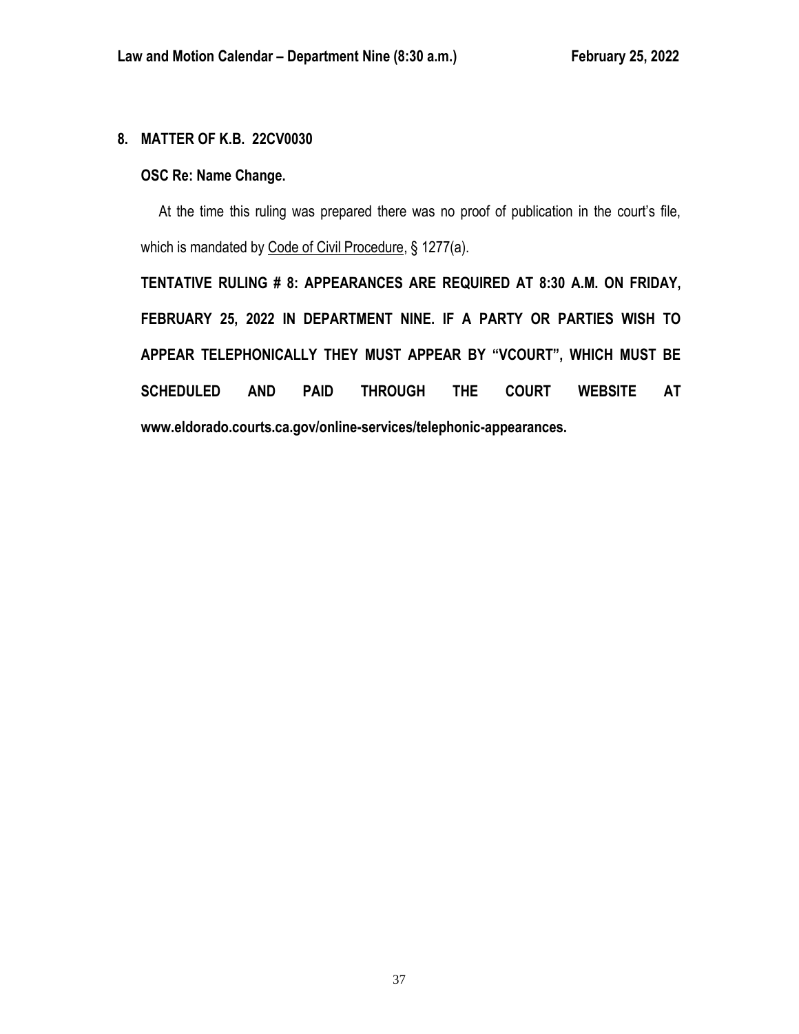**8. MATTER OF K.B. 22CV0030**

**OSC Re: Name Change.**

At the time this ruling was prepared there was no proof of publication in the court's file, which is mandated by Code of Civil Procedure, § 1277(a).

**TENTATIVE RULING # 8: APPEARANCES ARE REQUIRED AT 8:30 A.M. ON FRIDAY, FEBRUARY 25, 2022 IN DEPARTMENT NINE. IF A PARTY OR PARTIES WISH TO APPEAR TELEPHONICALLY THEY MUST APPEAR BY "VCOURT", WHICH MUST BE SCHEDULED AND PAID THROUGH THE COURT WEBSITE AT www.eldorado.courts.ca.gov/online-services/telephonic-appearances.**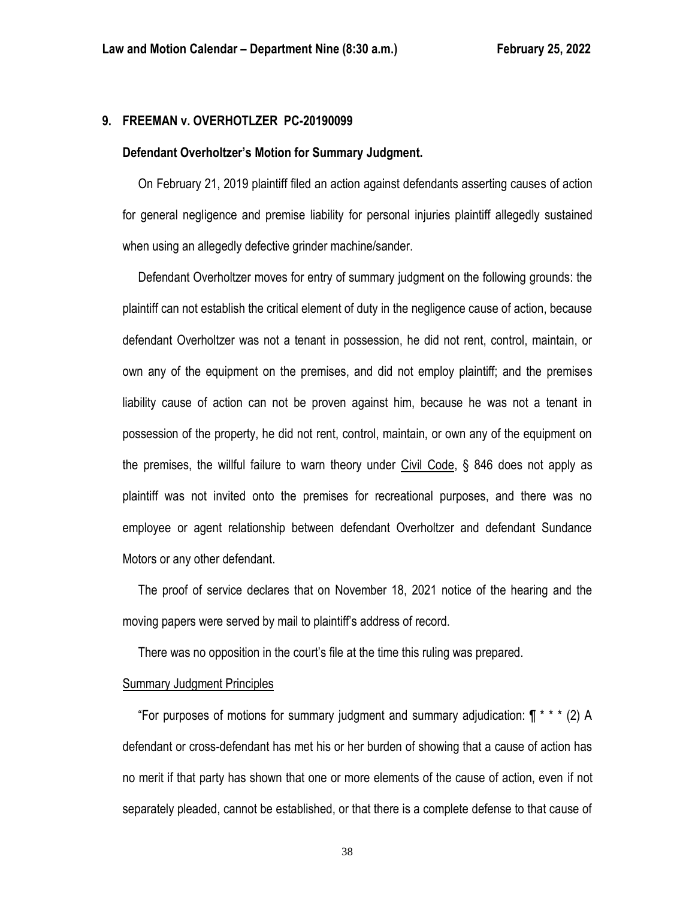## 9. FREEMAN v. OVERHOTLZER PC-20190099

### Defendant Overholtzer's Motion for Summary Judgment.

On February 21, 2019 plaintiff filed an action against defendants asserting causes of action for general negligence and premise liability for personal injuries plaintiff allegedly sustained when using an allegedly defective grinder machine/sander.

Defendant Overholtzer moves for entry of summary judgment on the following grounds: the plaintiff can not establish the critical element of duty in the negligence cause of action, because defendant Overholtzer was not a tenant in possession, he did not rent, control, maintain, or own any of the equipment on the premises, and did not employ plaintiff; and the premises liability cause of action can not be proven against him, because he was not a tenant in possession of the property, he did not rent, control, maintain, or own any of the equipment on the premises, the willful failure to warn theory under Civil Code, § 846 does not apply as plaintiff was not invited onto the premises for recreational purposes, and there was no employee or agent relationship between defendant Overholtzer and defendant Sundance Motors or any other defendant.

The proof of service declares that on November 18, 2021 notice of the hearing and the moving papers were served by mail to plaintiff's address of record.

There was no opposition in the court's file at the time this ruling was prepared.

Summary Judgment Principles

"For purposes of motions for summary judgment and summary adjudication: ¶ * * * (2) A defendant or cross-defendant has met his or her burden of showing that a cause of action has no merit if that party has shown that one or more elements of the cause of action, even if not separately pleaded, cannot be established, or that there is a complete defense to that cause of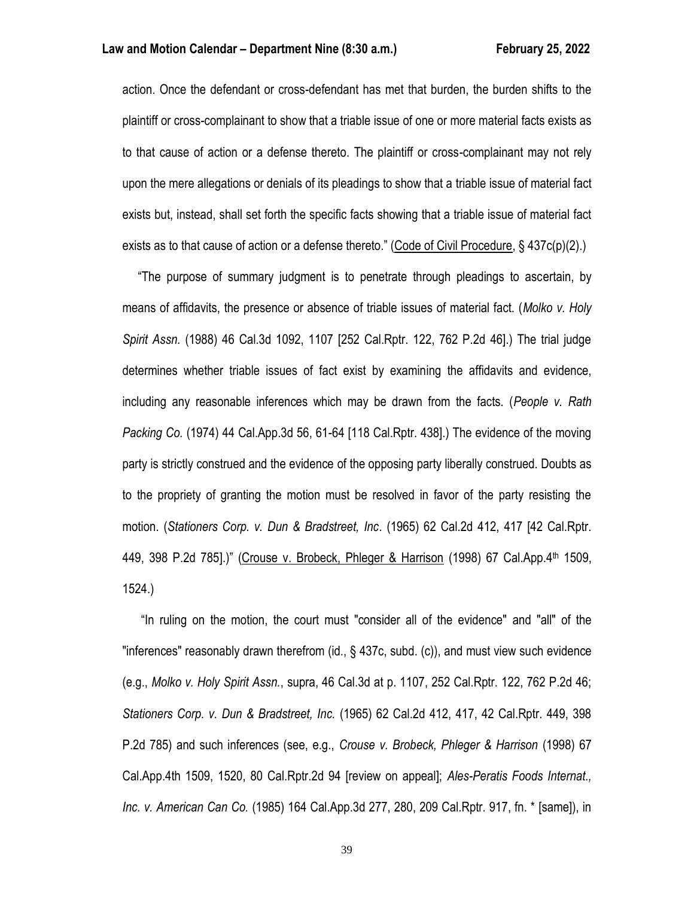action. Once the defendant or cross-defendant has met that burden, the burden shifts to the plaintiff or cross-complainant to show that a triable issue of one or more material facts exists as to that cause of action or a defense thereto. The plaintiff or cross-complainant may not rely upon the mere allegations or denials of its pleadings to show that a triable issue of material fact exists but, instead, shall set forth the specific facts showing that a triable issue of material fact exists as to that cause of action or a defense thereto." (Code of Civil Procedure, § 437c(p)(2).)

"The purpose of summary judgment is to penetrate through pleadings to ascertain, by means of affidavits, the presence or absence of triable issues of material fact. (*Molko v. Holy Spirit Assn.* (1988) 46 Cal.3d 1092, 1107 [252 Cal.Rptr. 122, 762 P.2d 46].) The trial judge determines whether triable issues of fact exist by examining the affidavits and evidence, including any reasonable inferences which may be drawn from the facts. (*People v. Rath Packing Co.* (1974) 44 Cal.App.3d 56, 61-64 [118 Cal.Rptr. 438].) The evidence of the moving party is strictly construed and the evidence of the opposing party liberally construed. Doubts as to the propriety of granting the motion must be resolved in favor of the party resisting the motion. (*Stationers Corp. v. Dun & Bradstreet, Inc*. (1965) 62 Cal.2d 412, 417 [42 Cal.Rptr. 449, 398 P.2d 785].)" (Crouse v. Brobeck, Phleger & Harrison (1998) 67 Cal.App.4th 1509, 1524.)

"In ruling on the motion, the court must "consider all of the evidence" and "all" of the "inferences" reasonably drawn therefrom (id., § 437c, subd. (c)), and must view such evidence (e.g., *Molko v. Holy Spirit Assn.*, supra, 46 Cal.3d at p. 1107, 252 Cal.Rptr. 122, 762 P.2d 46; *Stationers Corp. v. Dun & Bradstreet, Inc.* (1965) 62 Cal.2d 412, 417, 42 Cal.Rptr. 449, 398 P.2d 785) and such inferences (see, e.g., *Crouse v. Brobeck, Phleger & Harrison* (1998) 67 Cal.App.4th 1509, 1520, 80 Cal.Rptr.2d 94 [review on appeal]; *Ales-Peratis Foods Internat., Inc. v. American Can Co.* (1985) 164 Cal.App.3d 277, 280, 209 Cal.Rptr. 917, fn. * [same]), in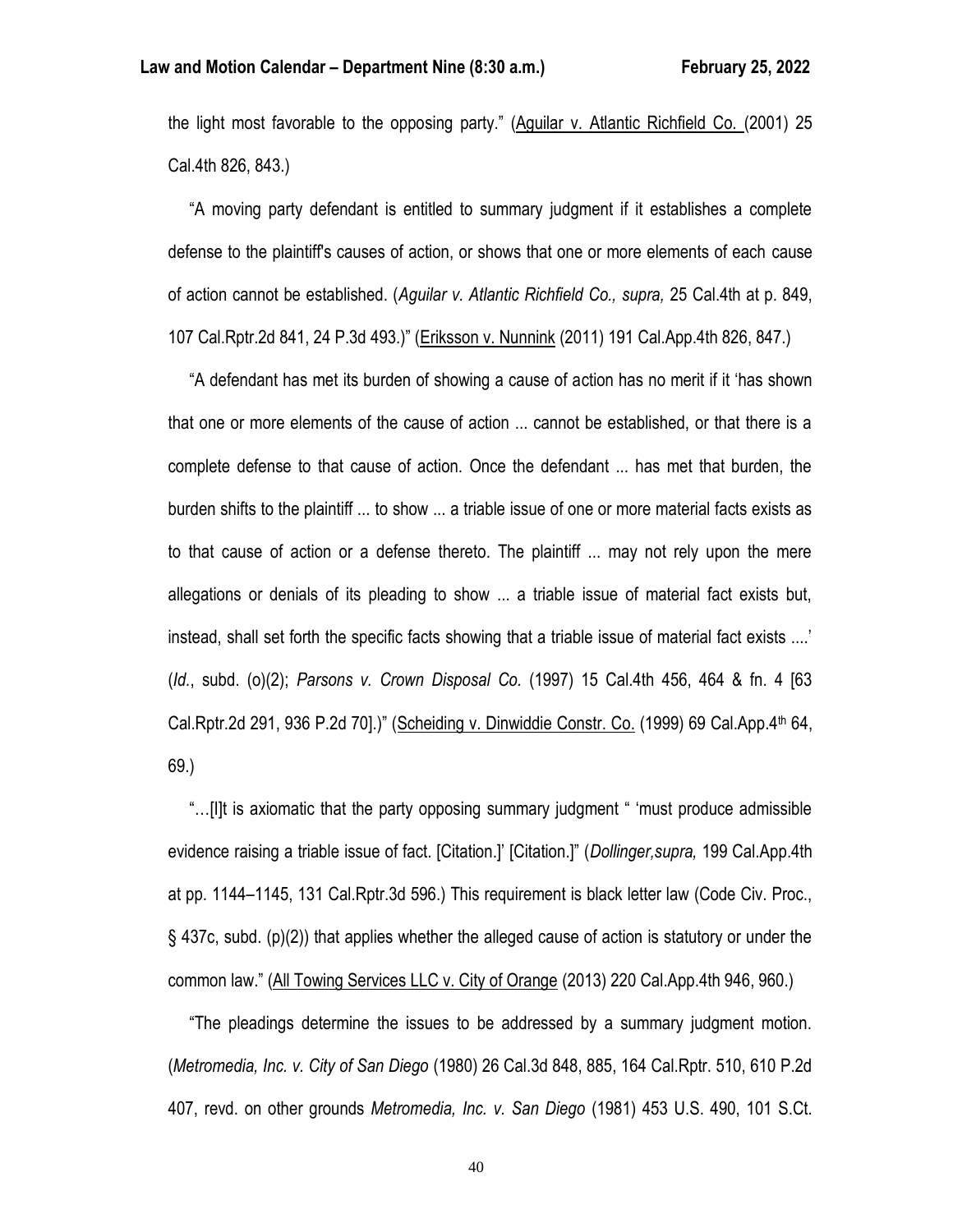the light most favorable to the opposing party." (Aguilar v. Atlantic Richfield Co. (2001) 25 Cal.4th 826, 843.)

"A moving party defendant is entitled to summary judgment if it establishes a complete defense to the plaintiff's causes of action, or shows that one or more elements of each cause of action cannot be established. (*Aguilar v. Atlantic Richfield Co., supra,* 25 Cal.4th at p. 849, 107 Cal.Rptr.2d 841, 24 P.3d 493.)" (Eriksson v. Nunnink (2011) 191 Cal.App.4th 826, 847.)

"A defendant has met its burden of showing a cause of action has no merit if it 'has shown that one or more elements of the cause of action ... cannot be established, or that there is a complete defense to that cause of action. Once the defendant ... has met that burden, the burden shifts to the plaintiff ... to show ... a triable issue of one or more material facts exists as to that cause of action or a defense thereto. The plaintiff ... may not rely upon the mere allegations or denials of its pleading to show ... a triable issue of material fact exists but, instead, shall set forth the specific facts showing that a triable issue of material fact exists ....' (*Id*., subd. (o)(2); *Parsons v. Crown Disposal Co.* (1997) 15 Cal.4th 456, 464 & fn. 4 [63 Cal.Rptr.2d 291, 936 P.2d 70].)" (Scheiding v. Dinwiddie Constr. Co. (1999) 69 Cal.App.4th 64, 69.)

"…[I]t is axiomatic that the party opposing summary judgment " 'must produce admissible evidence raising a triable issue of fact. [Citation.]' [Citation.]" (*Dollinger,supra,* 199 Cal.App.4th at pp. 1144–1145, 131 Cal.Rptr.3d 596.) This requirement is black letter law (Code Civ. Proc., § 437c, subd. (p)(2)) that applies whether the alleged cause of action is statutory or under the common law." (All Towing Services LLC v. City of Orange (2013) 220 Cal.App.4th 946, 960.)

"The pleadings determine the issues to be addressed by a summary judgment motion. (*Metromedia, Inc. v. City of San Diego* (1980) 26 Cal.3d 848, 885, 164 Cal.Rptr. 510, 610 P.2d 407, revd. on other grounds *Metromedia, Inc. v. San Diego* (1981) 453 U.S. 490, 101 S.Ct.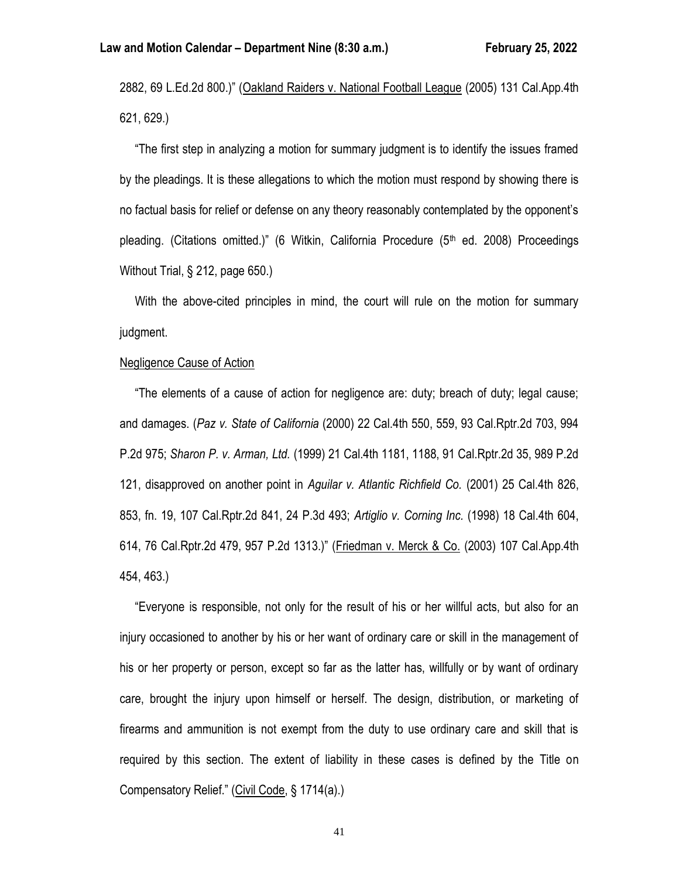2882, 69 L.Ed.2d 800.)" (Oakland Raiders v. National Football League (2005) 131 Cal.App.4th 621, 629.)

"The first step in analyzing a motion for summary judgment is to identify the issues framed by the pleadings. It is these allegations to which the motion must respond by showing there is no factual basis for relief or defense on any theory reasonably contemplated by the opponent's pleading. (Citations omitted.)" (6 Witkin, California Procedure (5th ed. 2008) Proceedings Without Trial, § 212, page 650.)

With the above-cited principles in mind, the court will rule on the motion for summary judgment.

Negligence Cause of Action

"The elements of a cause of action for negligence are: duty; breach of duty; legal cause; and damages. (*Paz v. State of California* (2000) 22 Cal.4th 550, 559, 93 Cal.Rptr.2d 703, 994 P.2d 975; *Sharon P. v. Arman, Ltd.* (1999) 21 Cal.4th 1181, 1188, 91 Cal.Rptr.2d 35, 989 P.2d 121, disapproved on another point in *Aguilar v. Atlantic Richfield Co.* (2001) 25 Cal.4th 826, 853, fn. 19, 107 Cal.Rptr.2d 841, 24 P.3d 493; *Artiglio v. Corning Inc.* (1998) 18 Cal.4th 604, 614, 76 Cal.Rptr.2d 479, 957 P.2d 1313.)" (Friedman v. Merck & Co. (2003) 107 Cal.App.4th 454, 463.)

"Everyone is responsible, not only for the result of his or her willful acts, but also for an injury occasioned to another by his or her want of ordinary care or skill in the management of his or her property or person, except so far as the latter has, willfully or by want of ordinary care, brought the injury upon himself or herself. The design, distribution, or marketing of firearms and ammunition is not exempt from the duty to use ordinary care and skill that is required by this section. The extent of liability in these cases is defined by the Title on Compensatory Relief." (Civil Code, § 1714(a).)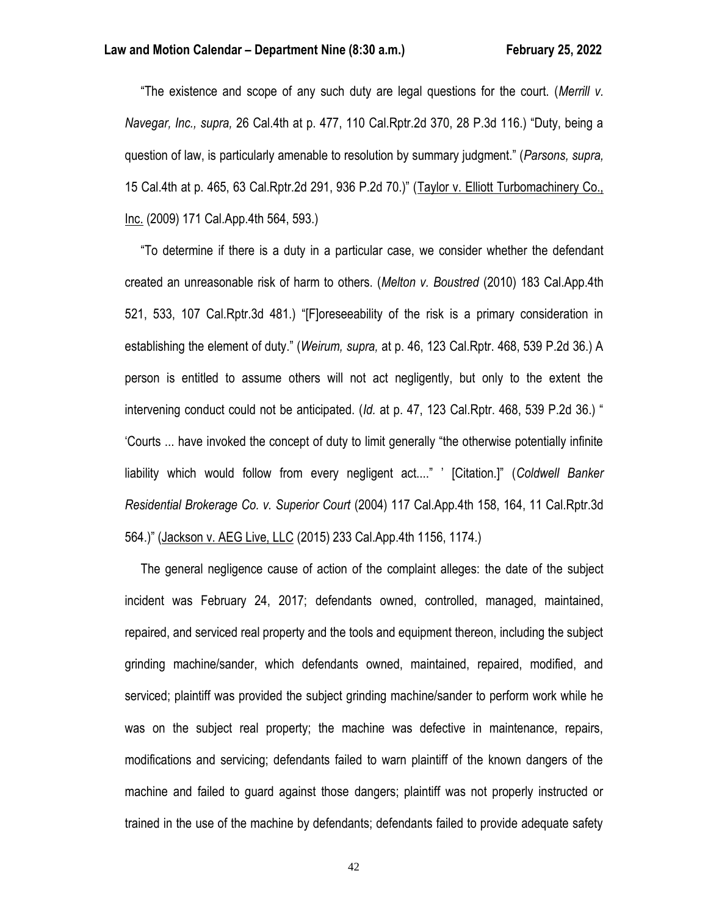"The existence and scope of any such duty are legal questions for the court. (*Merrill v. Navegar, Inc., supra,* 26 Cal.4th at p. 477, 110 Cal.Rptr.2d 370, 28 P.3d 116.) "Duty, being a question of law, is particularly amenable to resolution by summary judgment." (*Parsons, supra,* 15 Cal.4th at p. 465, 63 Cal.Rptr.2d 291, 936 P.2d 70.)" (Taylor v. Elliott Turbomachinery Co., Inc. (2009) 171 Cal.App.4th 564, 593.)

"To determine if there is a duty in a particular case, we consider whether the defendant created an unreasonable risk of harm to others. (*Melton v. Boustred* (2010) 183 Cal.App.4th 521, 533, 107 Cal.Rptr.3d 481.) "[F]oreseeability of the risk is a primary consideration in establishing the element of duty." (*Weirum, supra,* at p. 46, 123 Cal.Rptr. 468, 539 P.2d 36.) A person is entitled to assume others will not act negligently, but only to the extent the intervening conduct could not be anticipated. (*Id.* at p. 47, 123 Cal.Rptr. 468, 539 P.2d 36.) " 'Courts ... have invoked the concept of duty to limit generally "the otherwise potentially infinite liability which would follow from every negligent act...." ' [Citation.]" (*Coldwell Banker Residential Brokerage Co. v. Superior Court* (2004) 117 Cal.App.4th 158, 164, 11 Cal.Rptr.3d 564.)" (Jackson v. AEG Live, LLC (2015) 233 Cal.App.4th 1156, 1174.)

The general negligence cause of action of the complaint alleges: the date of the subject incident was February 24, 2017; defendants owned, controlled, managed, maintained, repaired, and serviced real property and the tools and equipment thereon, including the subject grinding machine/sander, which defendants owned, maintained, repaired, modified, and serviced; plaintiff was provided the subject grinding machine/sander to perform work while he was on the subject real property; the machine was defective in maintenance, repairs, modifications and servicing; defendants failed to warn plaintiff of the known dangers of the machine and failed to guard against those dangers; plaintiff was not properly instructed or trained in the use of the machine by defendants; defendants failed to provide adequate safety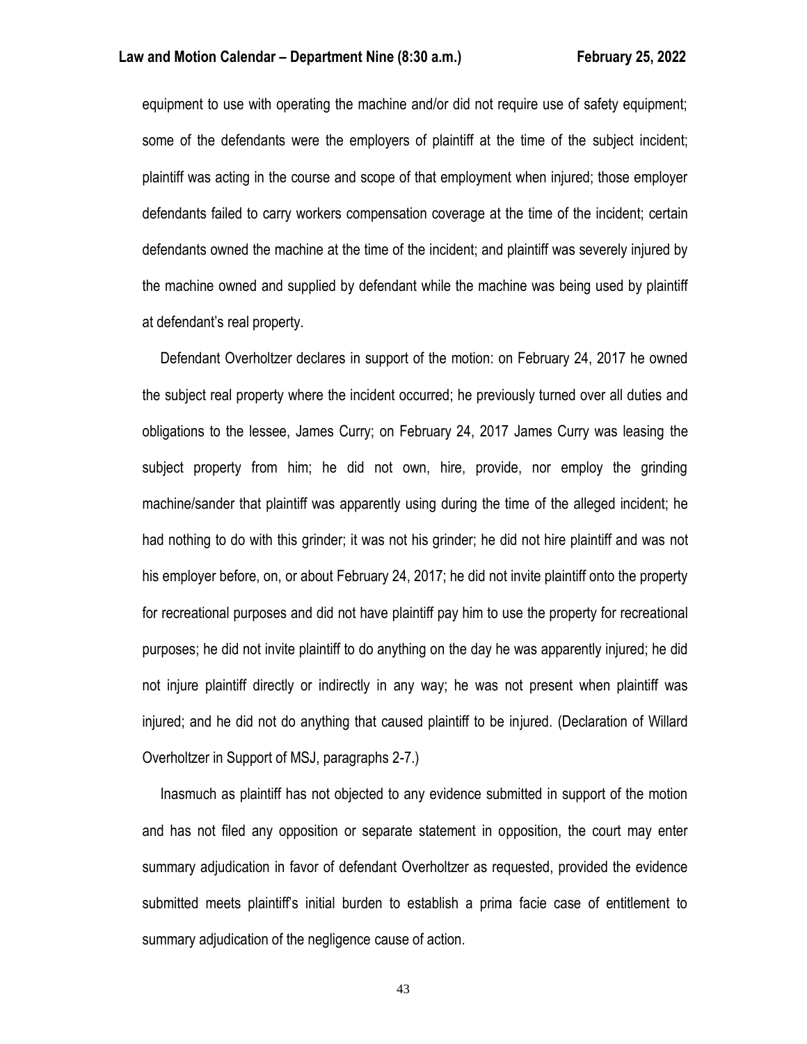equipment to use with operating the machine and/or did not require use of safety equipment; some of the defendants were the employers of plaintiff at the time of the subject incident; plaintiff was acting in the course and scope of that employment when injured; those employer defendants failed to carry workers compensation coverage at the time of the incident; certain defendants owned the machine at the time of the incident; and plaintiff was severely injured by the machine owned and supplied by defendant while the machine was being used by plaintiff at defendant's real property.

Defendant Overholtzer declares in support of the motion: on February 24, 2017 he owned the subject real property where the incident occurred; he previously turned over all duties and obligations to the lessee, James Curry; on February 24, 2017 James Curry was leasing the subject property from him; he did not own, hire, provide, nor employ the grinding machine/sander that plaintiff was apparently using during the time of the alleged incident; he had nothing to do with this grinder; it was not his grinder; he did not hire plaintiff and was not his employer before, on, or about February 24, 2017; he did not invite plaintiff onto the property for recreational purposes and did not have plaintiff pay him to use the property for recreational purposes; he did not invite plaintiff to do anything on the day he was apparently injured; he did not injure plaintiff directly or indirectly in any way; he was not present when plaintiff was injured; and he did not do anything that caused plaintiff to be injured. (Declaration of Willard Overholtzer in Support of MSJ, paragraphs 2-7.)

Inasmuch as plaintiff has not objected to any evidence submitted in support of the motion and has not filed any opposition or separate statement in opposition, the court may enter summary adjudication in favor of defendant Overholtzer as requested, provided the evidence submitted meets plaintiff's initial burden to establish a prima facie case of entitlement to summary adjudication of the negligence cause of action.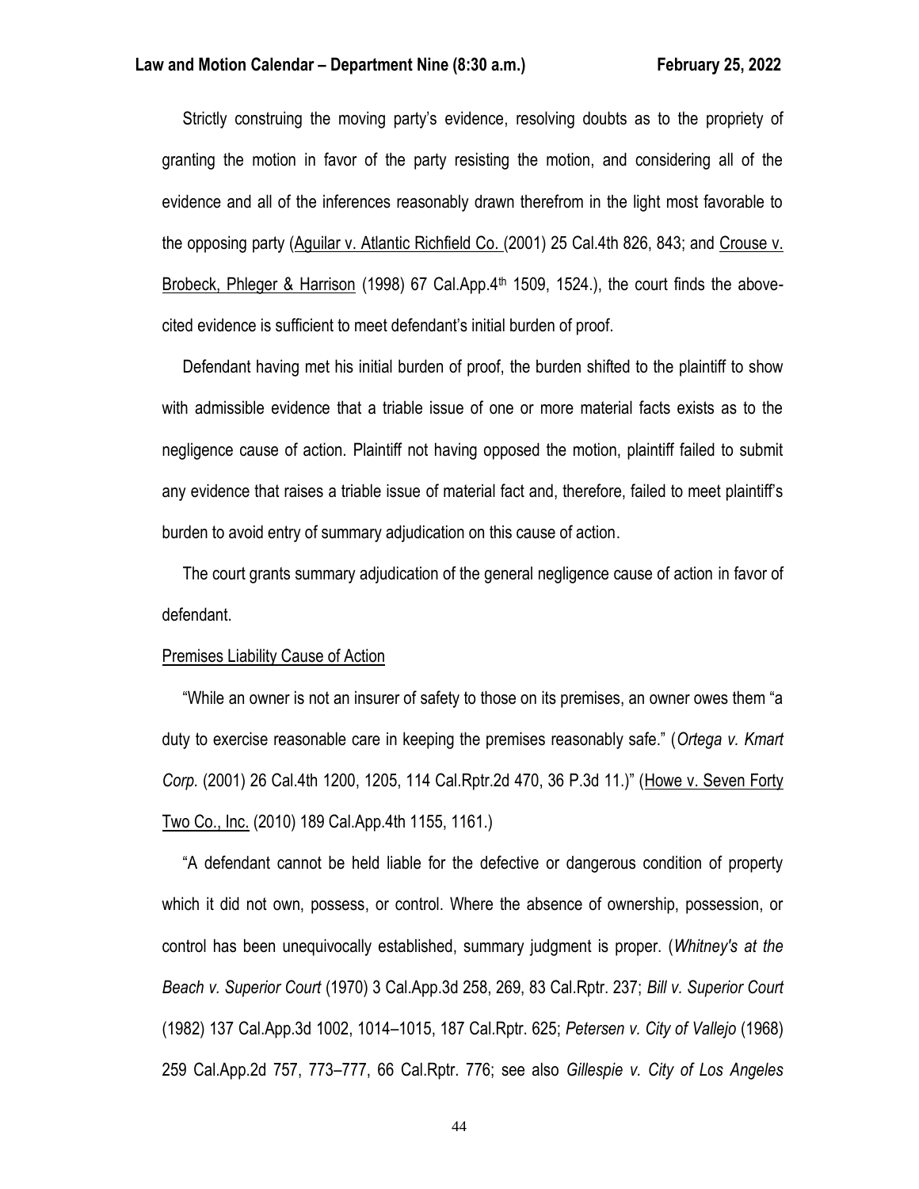Strictly construing the moving party's evidence, resolving doubts as to the propriety of granting the motion in favor of the party resisting the motion, and considering all of the evidence and all of the inferences reasonably drawn therefrom in the light most favorable to the opposing party (Aguilar v. Atlantic Richfield Co. (2001) 25 Cal.4th 826, 843; and Crouse v. Brobeck, Phleger & Harrison (1998) 67 Cal.App.4th 1509, 1524.), the court finds the above-cited evidence is sufficient to meet defendant's initial burden of proof.

Defendant having met his initial burden of proof, the burden shifted to the plaintiff to show with admissible evidence that a triable issue of one or more material facts exists as to the negligence cause of action. Plaintiff not having opposed the motion, plaintiff failed to submit any evidence that raises a triable issue of material fact and, therefore, failed to meet plaintiff's burden to avoid entry of summary adjudication on this cause of action.

The court grants summary adjudication of the general negligence cause of action in favor of defendant.

Premises Liability Cause of Action

"While an owner is not an insurer of safety to those on its premises, an owner owes them "a duty to exercise reasonable care in keeping the premises reasonably safe." (*Ortega v. Kmart Corp.* (2001) 26 Cal.4th 1200, 1205, 114 Cal.Rptr.2d 470, 36 P.3d 11.)" (Howe v. Seven Forty Two Co., Inc. (2010) 189 Cal.App.4th 1155, 1161.)

"A defendant cannot be held liable for the defective or dangerous condition of property which it did not own, possess, or control. Where the absence of ownership, possession, or control has been unequivocally established, summary judgment is proper. (*Whitney's at the Beach v. Superior Court* (1970) 3 Cal.App.3d 258, 269, 83 Cal.Rptr. 237; *Bill v. Superior Court* (1982) 137 Cal.App.3d 1002, 1014–1015, 187 Cal.Rptr. 625; *Petersen v. City of Vallejo* (1968) 259 Cal.App.2d 757, 773–777, 66 Cal.Rptr. 776; see also *Gillespie v. City of Los Angeles*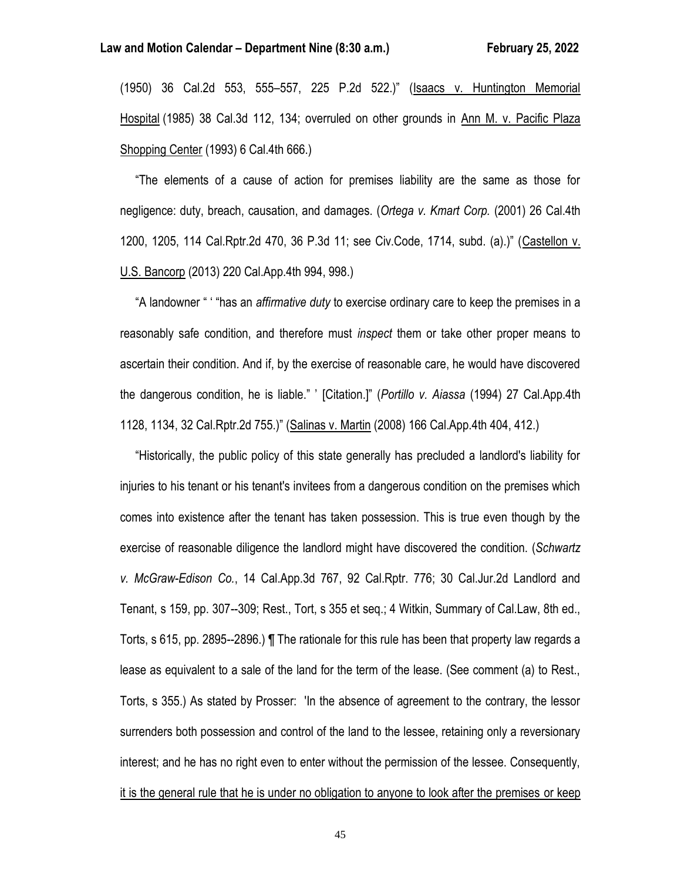(1950) 36 Cal.2d 553, 555–557, 225 P.2d 522.)" (Isaacs v. Huntington Memorial Hospital (1985) 38 Cal.3d 112, 134; overruled on other grounds in Ann M. v. Pacific Plaza Shopping Center (1993) 6 Cal.4th 666.)

"The elements of a cause of action for premises liability are the same as those for negligence: duty, breach, causation, and damages. (*Ortega v. Kmart Corp.* (2001) 26 Cal.4th 1200, 1205, 114 Cal.Rptr.2d 470, 36 P.3d 11; see Civ.Code, 1714, subd. (a).)" (Castellon v. U.S. Bancorp (2013) 220 Cal.App.4th 994, 998.)

"A landowner " ' "has an *affirmative duty* to exercise ordinary care to keep the premises in a reasonably safe condition, and therefore must *inspect* them or take other proper means to ascertain their condition. And if, by the exercise of reasonable care, he would have discovered the dangerous condition, he is liable." ' [Citation.]" (*Portillo v. Aiassa* (1994) 27 Cal.App.4th 1128, 1134, 32 Cal.Rptr.2d 755.)" (Salinas v. Martin (2008) 166 Cal.App.4th 404, 412.)

"Historically, the public policy of this state generally has precluded a landlord's liability for injuries to his tenant or his tenant's invitees from a dangerous condition on the premises which comes into existence after the tenant has taken possession. This is true even though by the exercise of reasonable diligence the landlord might have discovered the condition. (*Schwartz v. McGraw-Edison Co.*, 14 Cal.App.3d 767, 92 Cal.Rptr. 776; 30 Cal.Jur.2d Landlord and Tenant, s 159, pp. 307--309; Rest., Tort, s 355 et seq.; 4 Witkin, Summary of Cal.Law, 8th ed., Torts, s 615, pp. 2895--2896.) ¶ The rationale for this rule has been that property law regards a lease as equivalent to a sale of the land for the term of the lease. (See comment (a) to Rest., Torts, s 355.) As stated by Prosser: 'In the absence of agreement to the contrary, the lessor surrenders both possession and control of the land to the lessee, retaining only a reversionary interest; and he has no right even to enter without the permission of the lessee. Consequently, it is the general rule that he is under no obligation to anyone to look after the premises or keep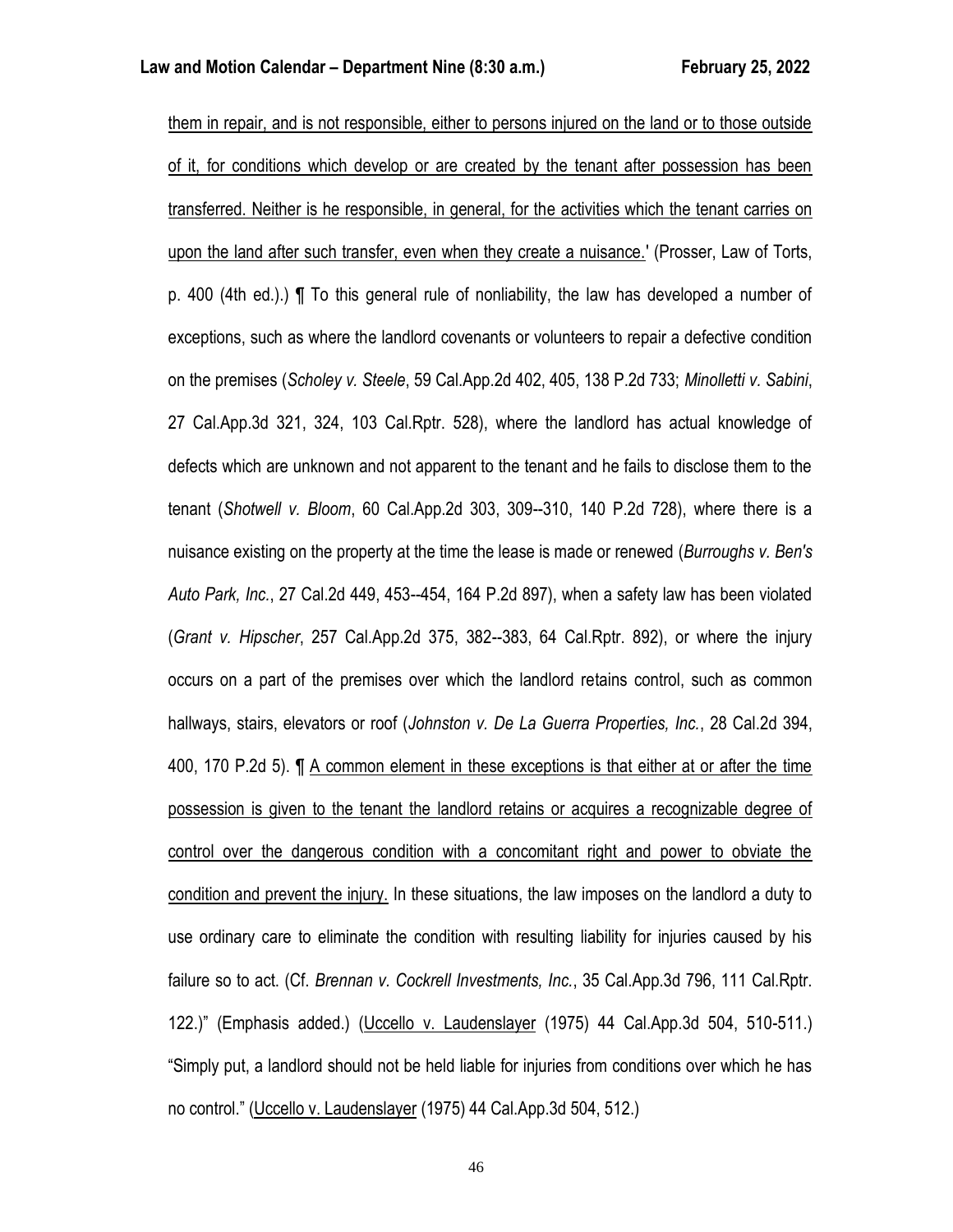them in repair, and is not responsible, either to persons injured on the land or to those outside of it, for conditions which develop or are created by the tenant after possession has been transferred. Neither is he responsible, in general, for the activities which the tenant carries on upon the land after such transfer, even when they create a nuisance.' (Prosser, Law of Torts, p. 400 (4th ed.).) ¶ To this general rule of nonliability, the law has developed a number of exceptions, such as where the landlord covenants or volunteers to repair a defective condition on the premises (*Scholey v. Steele*, 59 Cal.App.2d 402, 405, 138 P.2d 733; *Minolletti v. Sabini*, 27 Cal.App.3d 321, 324, 103 Cal.Rptr. 528), where the landlord has actual knowledge of defects which are unknown and not apparent to the tenant and he fails to disclose them to the tenant (*Shotwell v. Bloom*, 60 Cal.App.2d 303, 309--310, 140 P.2d 728), where there is a nuisance existing on the property at the time the lease is made or renewed (*Burroughs v. Ben's Auto Park, Inc.*, 27 Cal.2d 449, 453--454, 164 P.2d 897), when a safety law has been violated (*Grant v. Hipscher*, 257 Cal.App.2d 375, 382--383, 64 Cal.Rptr. 892), or where the injury occurs on a part of the premises over which the landlord retains control, such as common hallways, stairs, elevators or roof (*Johnston v. De La Guerra Properties, Inc.*, 28 Cal.2d 394, 400, 170 P.2d 5). ¶ A common element in these exceptions is that either at or after the time possession is given to the tenant the landlord retains or acquires a recognizable degree of control over the dangerous condition with a concomitant right and power to obviate the condition and prevent the injury. In these situations, the law imposes on the landlord a duty to use ordinary care to eliminate the condition with resulting liability for injuries caused by his failure so to act. (Cf. *Brennan v. Cockrell Investments, Inc.*, 35 Cal.App.3d 796, 111 Cal.Rptr. 122.)" (Emphasis added.) (Uccello v. Laudenslayer (1975) 44 Cal.App.3d 504, 510-511.) "Simply put, a landlord should not be held liable for injuries from conditions over which he has no control." (Uccello v. Laudenslayer (1975) 44 Cal.App.3d 504, 512.)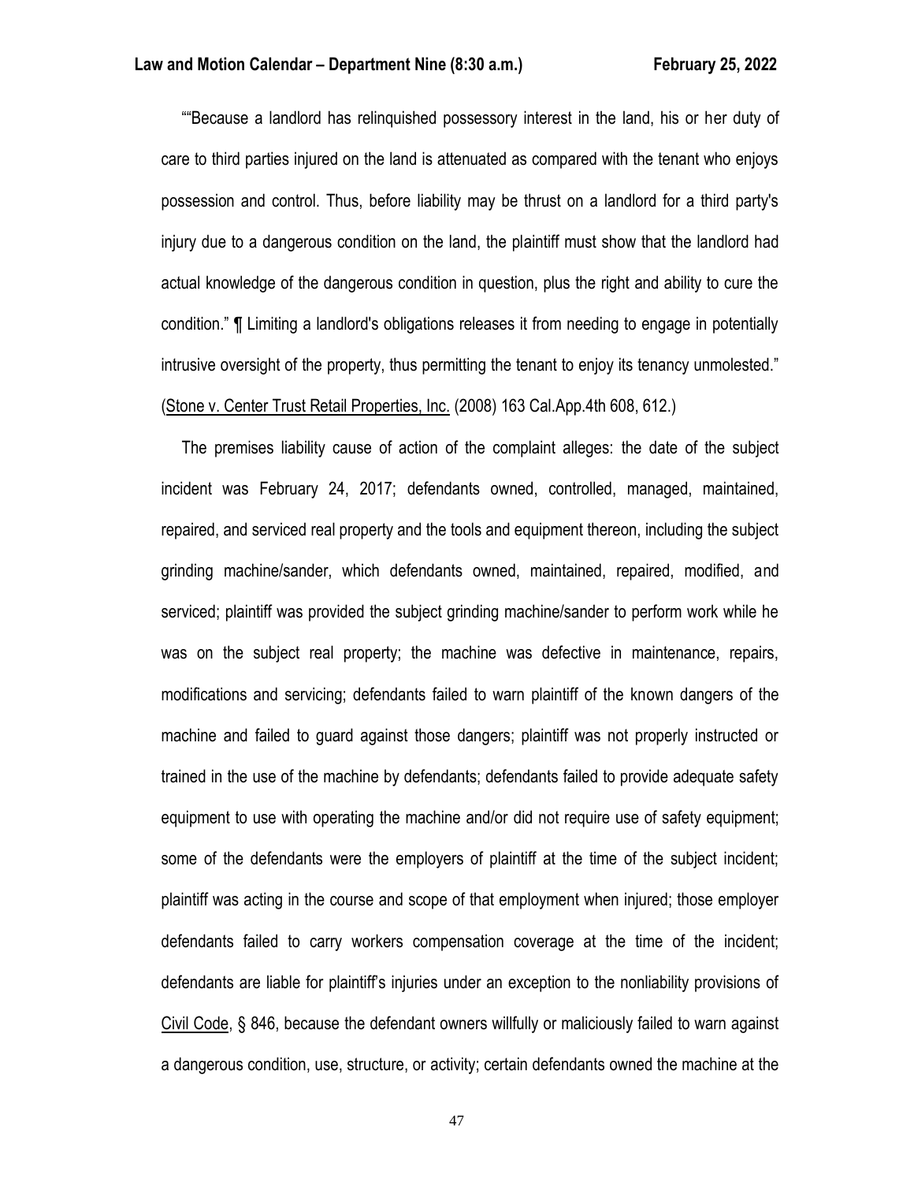""Because a landlord has relinquished possessory interest in the land, his or her duty of care to third parties injured on the land is attenuated as compared with the tenant who enjoys possession and control. Thus, before liability may be thrust on a landlord for a third party's injury due to a dangerous condition on the land, the plaintiff must show that the landlord had actual knowledge of the dangerous condition in question, plus the right and ability to cure the condition." ¶ Limiting a landlord's obligations releases it from needing to engage in potentially intrusive oversight of the property, thus permitting the tenant to enjoy its tenancy unmolested." (Stone v. Center Trust Retail Properties, Inc. (2008) 163 Cal.App.4th 608, 612.)

The premises liability cause of action of the complaint alleges: the date of the subject incident was February 24, 2017; defendants owned, controlled, managed, maintained, repaired, and serviced real property and the tools and equipment thereon, including the subject grinding machine/sander, which defendants owned, maintained, repaired, modified, and serviced; plaintiff was provided the subject grinding machine/sander to perform work while he was on the subject real property; the machine was defective in maintenance, repairs, modifications and servicing; defendants failed to warn plaintiff of the known dangers of the machine and failed to guard against those dangers; plaintiff was not properly instructed or trained in the use of the machine by defendants; defendants failed to provide adequate safety equipment to use with operating the machine and/or did not require use of safety equipment; some of the defendants were the employers of plaintiff at the time of the subject incident; plaintiff was acting in the course and scope of that employment when injured; those employer defendants failed to carry workers compensation coverage at the time of the incident; defendants are liable for plaintiff's injuries under an exception to the nonliability provisions of Civil Code, § 846, because the defendant owners willfully or maliciously failed to warn against a dangerous condition, use, structure, or activity; certain defendants owned the machine at the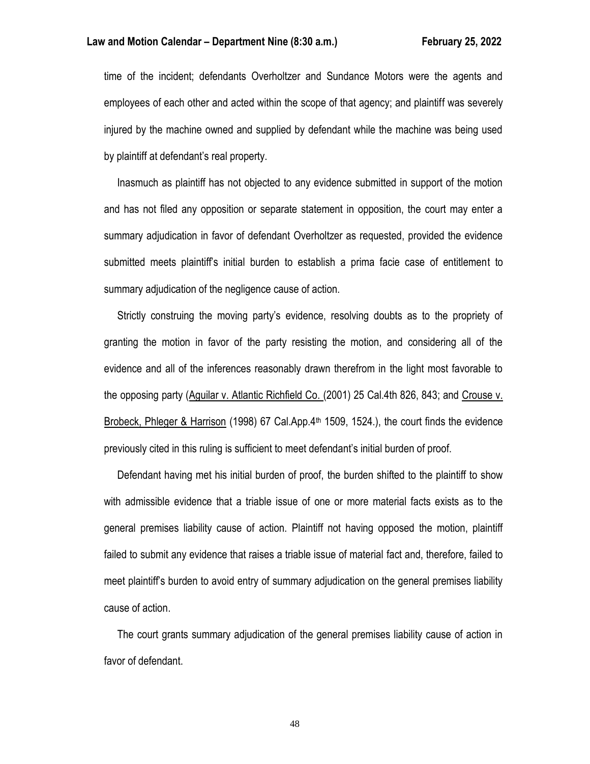time of the incident; defendants Overholtzer and Sundance Motors were the agents and employees of each other and acted within the scope of that agency; and plaintiff was severely injured by the machine owned and supplied by defendant while the machine was being used by plaintiff at defendant's real property.

Inasmuch as plaintiff has not objected to any evidence submitted in support of the motion and has not filed any opposition or separate statement in opposition, the court may enter a summary adjudication in favor of defendant Overholtzer as requested, provided the evidence submitted meets plaintiff's initial burden to establish a prima facie case of entitlement to summary adjudication of the negligence cause of action.

Strictly construing the moving party's evidence, resolving doubts as to the propriety of granting the motion in favor of the party resisting the motion, and considering all of the evidence and all of the inferences reasonably drawn therefrom in the light most favorable to the opposing party (Aguilar v. Atlantic Richfield Co. (2001) 25 Cal.4th 826, 843; and Crouse v. Brobeck, Phleger & Harrison (1998) 67 Cal.App.4th 1509, 1524.), the court finds the evidence previously cited in this ruling is sufficient to meet defendant's initial burden of proof.

Defendant having met his initial burden of proof, the burden shifted to the plaintiff to show with admissible evidence that a triable issue of one or more material facts exists as to the general premises liability cause of action. Plaintiff not having opposed the motion, plaintiff failed to submit any evidence that raises a triable issue of material fact and, therefore, failed to meet plaintiff's burden to avoid entry of summary adjudication on the general premises liability cause of action.

The court grants summary adjudication of the general premises liability cause of action in favor of defendant.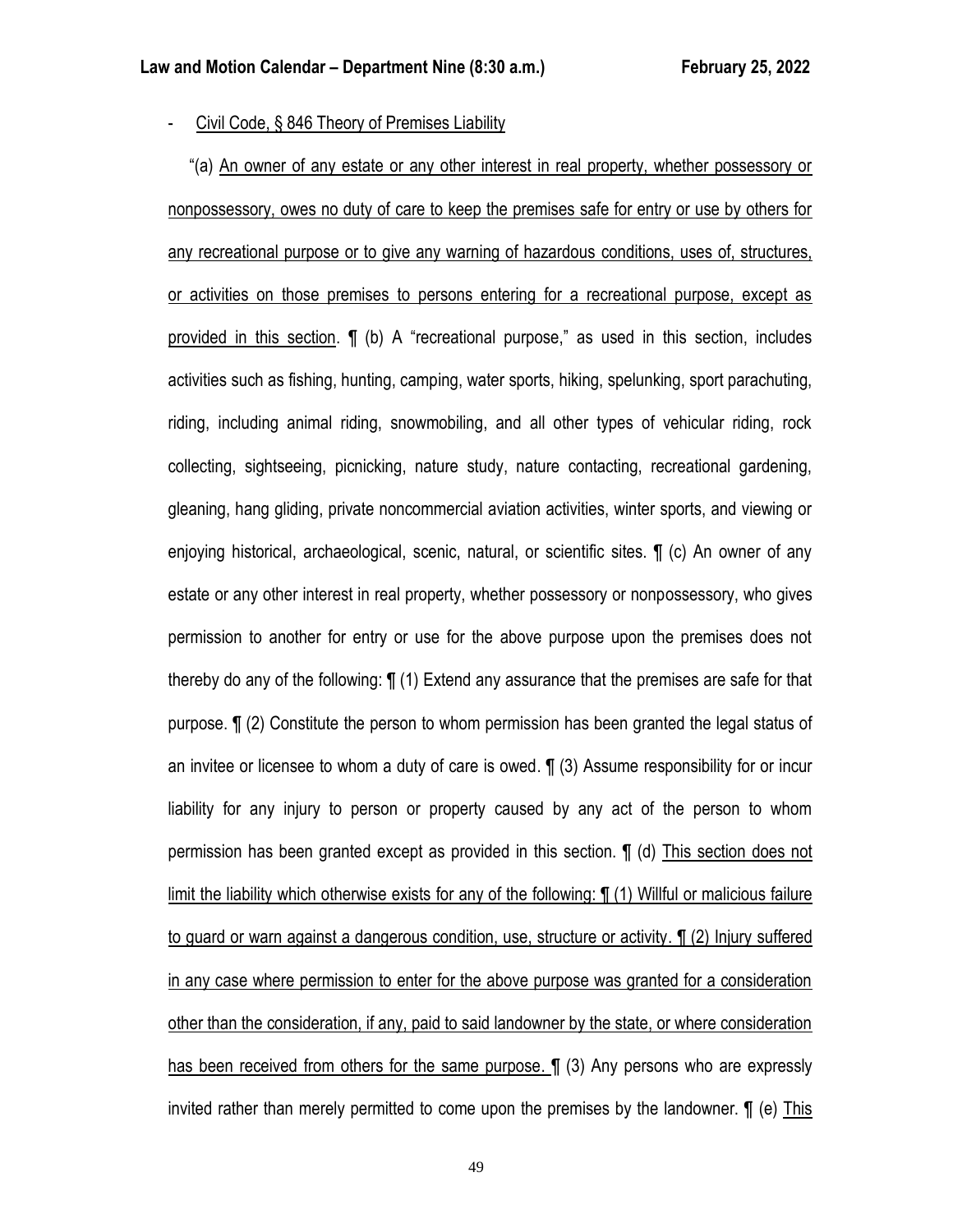- <u>Civil Code, § 846 Theory of Premises Liability</u>

"(a) <u>An owner of any estate or any other interest in real property, whether possessory or nonpossessory, owes no duty of care to keep the premises safe for entry or use by others for any recreational purpose or to give any warning of hazardous conditions, uses of, structures, or activities on those premises to persons entering for a recreational purpose, except as provided in this section</u>. ¶ (b) A "recreational purpose," as used in this section, includes activities such as fishing, hunting, camping, water sports, hiking, spelunking, sport parachuting, riding, including animal riding, snowmobiling, and all other types of vehicular riding, rock collecting, sightseeing, picnicking, nature study, nature contacting, recreational gardening, gleaning, hang gliding, private noncommercial aviation activities, winter sports, and viewing or enjoying historical, archaeological, scenic, natural, or scientific sites. ¶ (c) An owner of any estate or any other interest in real property, whether possessory or nonpossessory, who gives permission to another for entry or use for the above purpose upon the premises does not thereby do any of the following: ¶ (1) Extend any assurance that the premises are safe for that purpose. ¶ (2) Constitute the person to whom permission has been granted the legal status of an invitee or licensee to whom a duty of care is owed. ¶ (3) Assume responsibility for or incur liability for any injury to person or property caused by any act of the person to whom permission has been granted except as provided in this section. ¶ (d) <u>This section does not limit the liability which otherwise exists for any of the following: ¶ (1) Willful or malicious failure to guard or warn against a dangerous condition, use, structure or activity. ¶ (2) Injury suffered in any case where permission to enter for the above purpose was granted for a consideration other than the consideration, if any, paid to said landowner by the state, or where consideration has been received from others for the same purpose.</u> ¶ (3) Any persons who are expressly invited rather than merely permitted to come upon the premises by the landowner. ¶ (e) <u>This</u>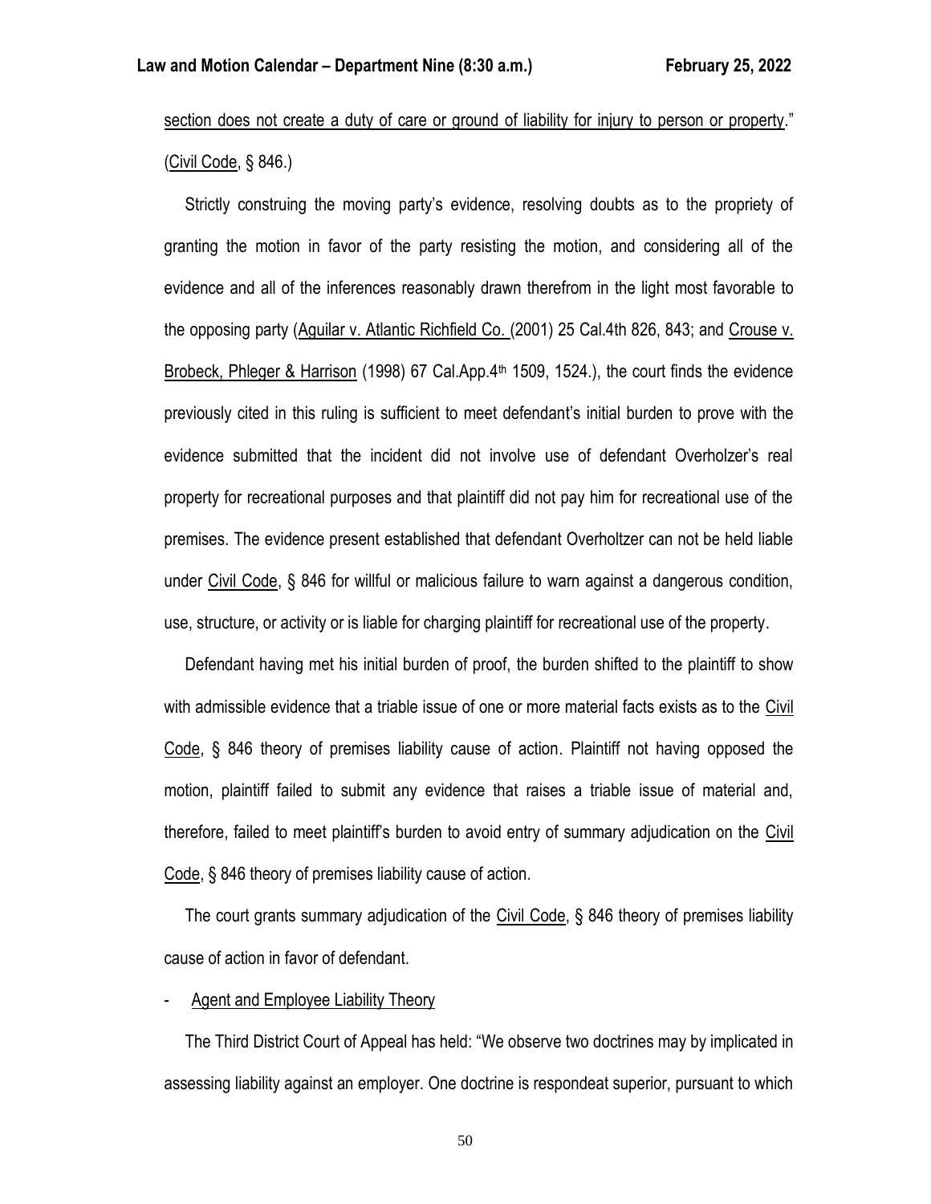section does not create a duty of care or ground of liability for injury to person or property." (Civil Code, § 846.)

Strictly construing the moving party's evidence, resolving doubts as to the propriety of granting the motion in favor of the party resisting the motion, and considering all of the evidence and all of the inferences reasonably drawn therefrom in the light most favorable to the opposing party (Aguilar v. Atlantic Richfield Co. (2001) 25 Cal.4th 826, 843; and Crouse v. Brobeck, Phleger & Harrison (1998) 67 Cal.App.4th 1509, 1524.), the court finds the evidence previously cited in this ruling is sufficient to meet defendant's initial burden to prove with the evidence submitted that the incident did not involve use of defendant Overholzer's real property for recreational purposes and that plaintiff did not pay him for recreational use of the premises. The evidence present established that defendant Overholtzer can not be held liable under Civil Code, § 846 for willful or malicious failure to warn against a dangerous condition, use, structure, or activity or is liable for charging plaintiff for recreational use of the property.

Defendant having met his initial burden of proof, the burden shifted to the plaintiff to show with admissible evidence that a triable issue of one or more material facts exists as to the Civil Code, § 846 theory of premises liability cause of action. Plaintiff not having opposed the motion, plaintiff failed to submit any evidence that raises a triable issue of material and, therefore, failed to meet plaintiff's burden to avoid entry of summary adjudication on the Civil Code, § 846 theory of premises liability cause of action.

The court grants summary adjudication of the Civil Code, § 846 theory of premises liability cause of action in favor of defendant.

- Agent and Employee Liability Theory

The Third District Court of Appeal has held: "We observe two doctrines may by implicated in assessing liability against an employer. One doctrine is respondeat superior, pursuant to which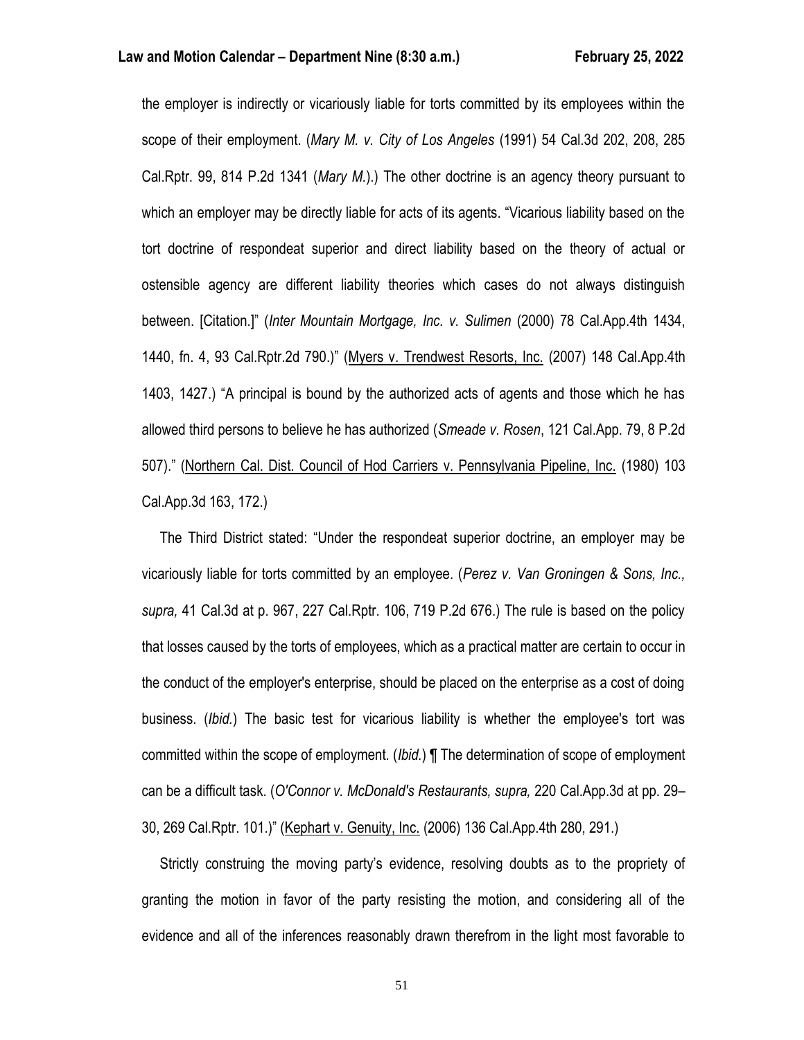the employer is indirectly or vicariously liable for torts committed by its employees within the scope of their employment. (*Mary M. v. City of Los Angeles* (1991) 54 Cal.3d 202, 208, 285 Cal.Rptr. 99, 814 P.2d 1341 (*Mary M.*).) The other doctrine is an agency theory pursuant to which an employer may be directly liable for acts of its agents. "Vicarious liability based on the tort doctrine of respondeat superior and direct liability based on the theory of actual or ostensible agency are different liability theories which cases do not always distinguish between. [Citation.]" (*Inter Mountain Mortgage, Inc. v. Sulimen* (2000) 78 Cal.App.4th 1434, 1440, fn. 4, 93 Cal.Rptr.2d 790.)" (Myers v. Trendwest Resorts, Inc. (2007) 148 Cal.App.4th 1403, 1427.) "A principal is bound by the authorized acts of agents and those which he has allowed third persons to believe he has authorized (*Smeade v. Rosen*, 121 Cal.App. 79, 8 P.2d 507)." (Northern Cal. Dist. Council of Hod Carriers v. Pennsylvania Pipeline, Inc. (1980) 103 Cal.App.3d 163, 172.)

The Third District stated: "Under the respondeat superior doctrine, an employer may be vicariously liable for torts committed by an employee. (*Perez v. Van Groningen & Sons, Inc., supra,* 41 Cal.3d at p. 967, 227 Cal.Rptr. 106, 719 P.2d 676.) The rule is based on the policy that losses caused by the torts of employees, which as a practical matter are certain to occur in the conduct of the employer's enterprise, should be placed on the enterprise as a cost of doing business. (*Ibid.*) The basic test for vicarious liability is whether the employee's tort was committed within the scope of employment. (*Ibid.*) ¶ The determination of scope of employment can be a difficult task. (*O'Connor v. McDonald's Restaurants, supra,* 220 Cal.App.3d at pp. 29–30, 269 Cal.Rptr. 101.)" (Kephart v. Genuity, Inc. (2006) 136 Cal.App.4th 280, 291.)

Strictly construing the moving party's evidence, resolving doubts as to the propriety of granting the motion in favor of the party resisting the motion, and considering all of the evidence and all of the inferences reasonably drawn therefrom in the light most favorable to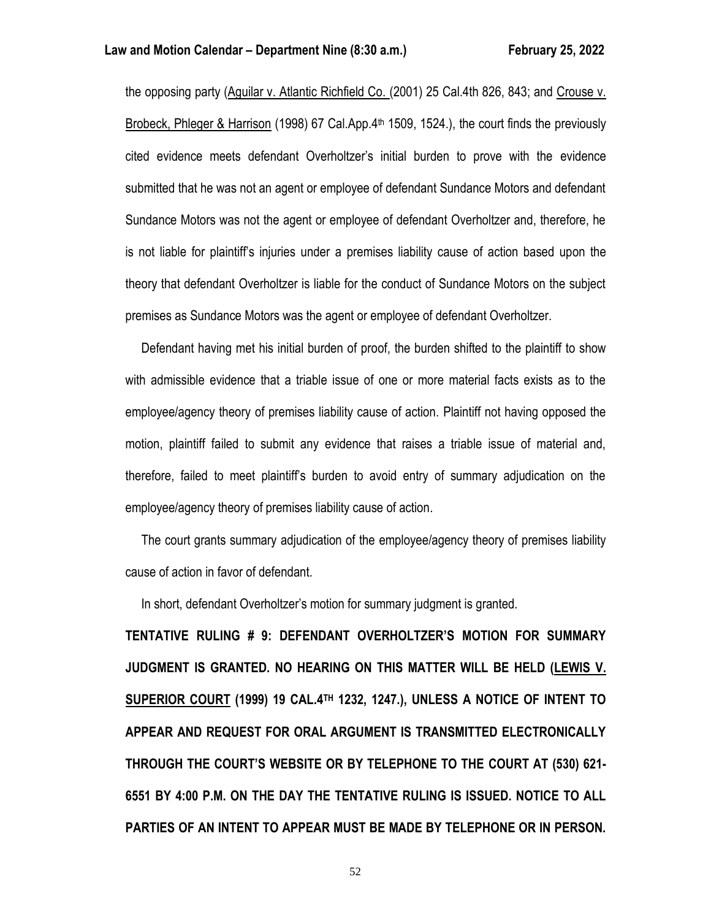the opposing party (Aguilar v. Atlantic Richfield Co. (2001) 25 Cal.4th 826, 843; and Crouse v. Brobeck, Phleger & Harrison (1998) 67 Cal.App.4th 1509, 1524.), the court finds the previously cited evidence meets defendant Overholtzer's initial burden to prove with the evidence submitted that he was not an agent or employee of defendant Sundance Motors and defendant Sundance Motors was not the agent or employee of defendant Overholtzer and, therefore, he is not liable for plaintiff's injuries under a premises liability cause of action based upon the theory that defendant Overholtzer is liable for the conduct of Sundance Motors on the subject premises as Sundance Motors was the agent or employee of defendant Overholtzer.

Defendant having met his initial burden of proof, the burden shifted to the plaintiff to show with admissible evidence that a triable issue of one or more material facts exists as to the employee/agency theory of premises liability cause of action. Plaintiff not having opposed the motion, plaintiff failed to submit any evidence that raises a triable issue of material and, therefore, failed to meet plaintiff's burden to avoid entry of summary adjudication on the employee/agency theory of premises liability cause of action.

The court grants summary adjudication of the employee/agency theory of premises liability cause of action in favor of defendant.

In short, defendant Overholtzer's motion for summary judgment is granted.

**TENTATIVE RULING # 9: DEFENDANT OVERHOLTZER'S MOTION FOR SUMMARY JUDGMENT IS GRANTED. NO HEARING ON THIS MATTER WILL BE HELD (LEWIS V. SUPERIOR COURT (1999) 19 CAL.4TH 1232, 1247.), UNLESS A NOTICE OF INTENT TO APPEAR AND REQUEST FOR ORAL ARGUMENT IS TRANSMITTED ELECTRONICALLY THROUGH THE COURT'S WEBSITE OR BY TELEPHONE TO THE COURT AT (530) 621-6551 BY 4:00 P.M. ON THE DAY THE TENTATIVE RULING IS ISSUED. NOTICE TO ALL PARTIES OF AN INTENT TO APPEAR MUST BE MADE BY TELEPHONE OR IN PERSON.**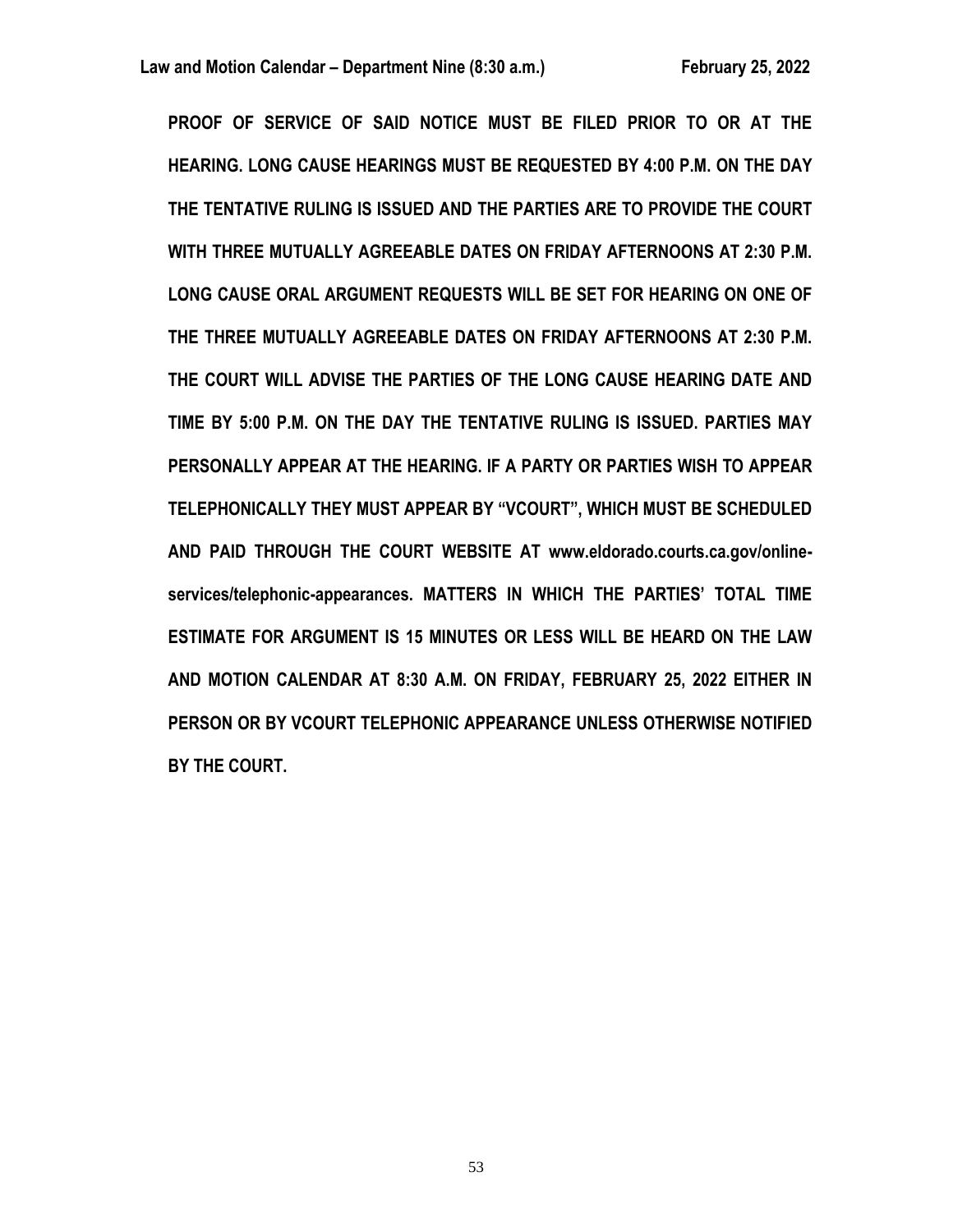**PROOF OF SERVICE OF SAID NOTICE MUST BE FILED PRIOR TO OR AT THE HEARING. LONG CAUSE HEARINGS MUST BE REQUESTED BY 4:00 P.M. ON THE DAY THE TENTATIVE RULING IS ISSUED AND THE PARTIES ARE TO PROVIDE THE COURT WITH THREE MUTUALLY AGREEABLE DATES ON FRIDAY AFTERNOONS AT 2:30 P.M. LONG CAUSE ORAL ARGUMENT REQUESTS WILL BE SET FOR HEARING ON ONE OF THE THREE MUTUALLY AGREEABLE DATES ON FRIDAY AFTERNOONS AT 2:30 P.M. THE COURT WILL ADVISE THE PARTIES OF THE LONG CAUSE HEARING DATE AND TIME BY 5:00 P.M. ON THE DAY THE TENTATIVE RULING IS ISSUED. PARTIES MAY PERSONALLY APPEAR AT THE HEARING. IF A PARTY OR PARTIES WISH TO APPEAR TELEPHONICALLY THEY MUST APPEAR BY "VCOURT", WHICH MUST BE SCHEDULED AND PAID THROUGH THE COURT WEBSITE AT www.eldorado.courts.ca.gov/online-services/telephonic-appearances. MATTERS IN WHICH THE PARTIES' TOTAL TIME ESTIMATE FOR ARGUMENT IS 15 MINUTES OR LESS WILL BE HEARD ON THE LAW AND MOTION CALENDAR AT 8:30 A.M. ON FRIDAY, FEBRUARY 25, 2022 EITHER IN PERSON OR BY VCOURT TELEPHONIC APPEARANCE UNLESS OTHERWISE NOTIFIED BY THE COURT.**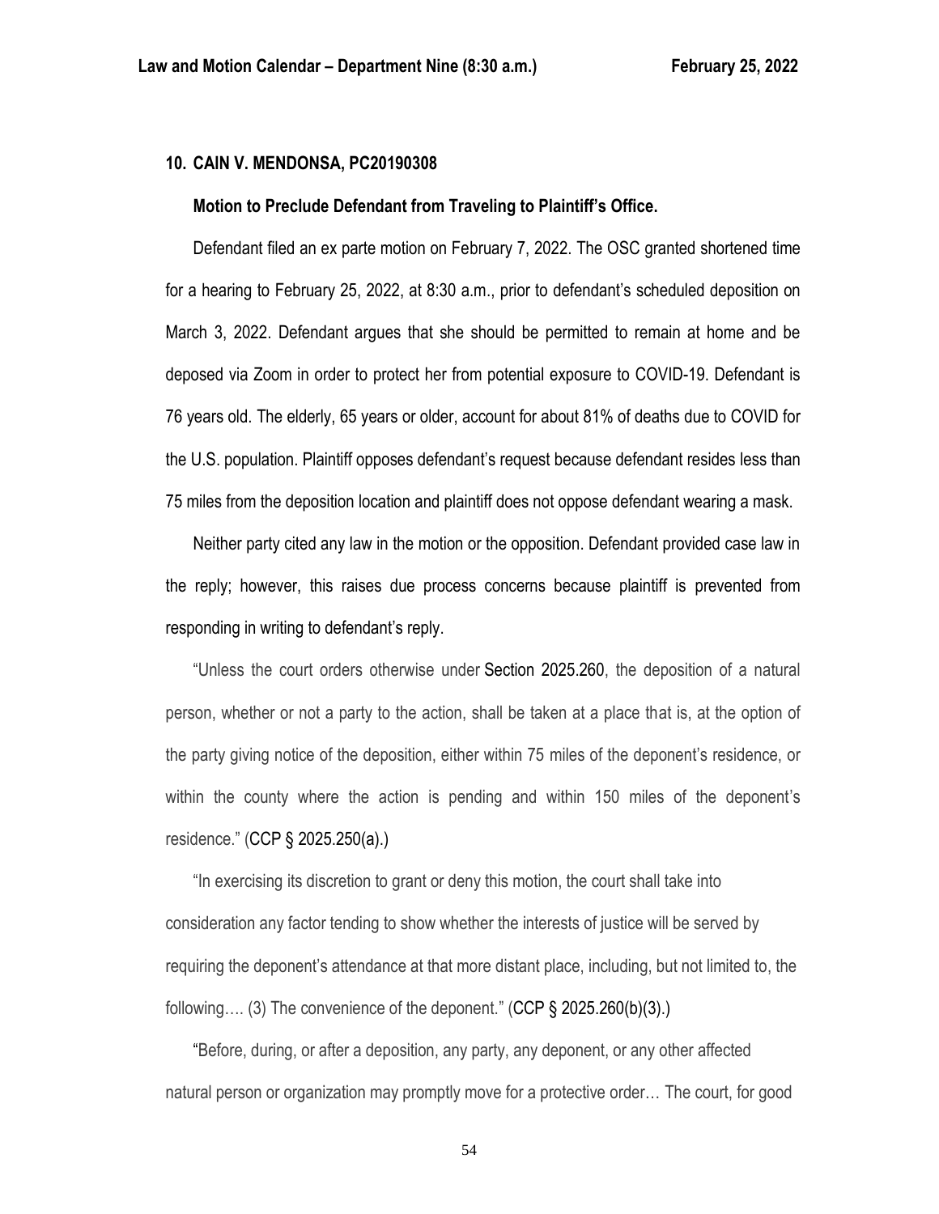## 10. CAIN V. MENDONSA, PC20190308

**Motion to Preclude Defendant from Traveling to Plaintiff's Office.**

Defendant filed an ex parte motion on February 7, 2022. The OSC granted shortened time for a hearing to February 25, 2022, at 8:30 a.m., prior to defendant's scheduled deposition on March 3, 2022. Defendant argues that she should be permitted to remain at home and be deposed via Zoom in order to protect her from potential exposure to COVID-19. Defendant is 76 years old. The elderly, 65 years or older, account for about 81% of deaths due to COVID for the U.S. population. Plaintiff opposes defendant's request because defendant resides less than 75 miles from the deposition location and plaintiff does not oppose defendant wearing a mask.

Neither party cited any law in the motion or the opposition. Defendant provided case law in the reply; however, this raises due process concerns because plaintiff is prevented from responding in writing to defendant's reply.

"Unless the court orders otherwise under Section 2025.260, the deposition of a natural person, whether or not a party to the action, shall be taken at a place that is, at the option of the party giving notice of the deposition, either within 75 miles of the deponent's residence, or within the county where the action is pending and within 150 miles of the deponent's residence." (CCP § 2025.250(a).)

"In exercising its discretion to grant or deny this motion, the court shall take into consideration any factor tending to show whether the interests of justice will be served by requiring the deponent's attendance at that more distant place, including, but not limited to, the following…. (3) The convenience of the deponent." (CCP § 2025.260(b)(3).)

"Before, during, or after a deposition, any party, any deponent, or any other affected natural person or organization may promptly move for a protective order… The court, for good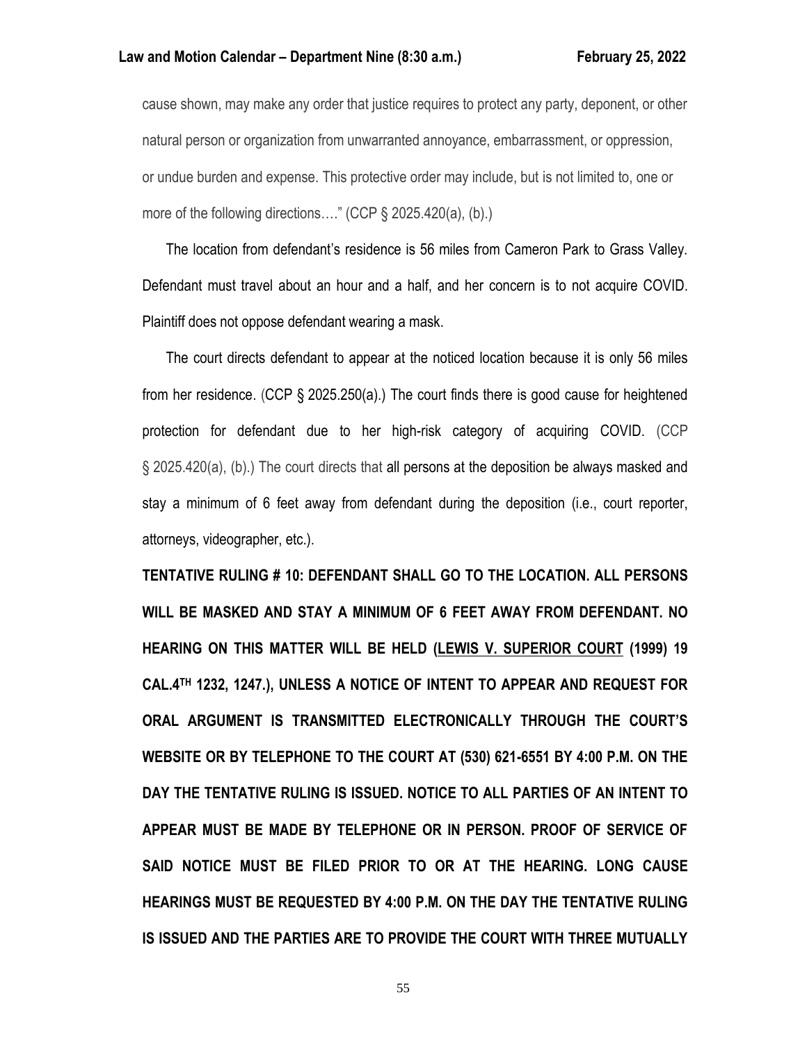cause shown, may make any order that justice requires to protect any party, deponent, or other natural person or organization from unwarranted annoyance, embarrassment, or oppression, or undue burden and expense. This protective order may include, but is not limited to, one or more of the following directions…." (CCP § 2025.420(a), (b).)

The location from defendant's residence is 56 miles from Cameron Park to Grass Valley. Defendant must travel about an hour and a half, and her concern is to not acquire COVID. Plaintiff does not oppose defendant wearing a mask.

The court directs defendant to appear at the noticed location because it is only 56 miles from her residence. (CCP § 2025.250(a).) The court finds there is good cause for heightened protection for defendant due to her high-risk category of acquiring COVID. (CCP § 2025.420(a), (b).) The court directs that all persons at the deposition be always masked and stay a minimum of 6 feet away from defendant during the deposition (i.e., court reporter, attorneys, videographer, etc.).

**TENTATIVE RULING # 10: DEFENDANT SHALL GO TO THE LOCATION. ALL PERSONS WILL BE MASKED AND STAY A MINIMUM OF 6 FEET AWAY FROM DEFENDANT. NO HEARING ON THIS MATTER WILL BE HELD (<u>LEWIS V. SUPERIOR COURT</u> (1999) 19 CAL.4TH 1232, 1247.), UNLESS A NOTICE OF INTENT TO APPEAR AND REQUEST FOR ORAL ARGUMENT IS TRANSMITTED ELECTRONICALLY THROUGH THE COURT'S WEBSITE OR BY TELEPHONE TO THE COURT AT (530) 621-6551 BY 4:00 P.M. ON THE DAY THE TENTATIVE RULING IS ISSUED. NOTICE TO ALL PARTIES OF AN INTENT TO APPEAR MUST BE MADE BY TELEPHONE OR IN PERSON. PROOF OF SERVICE OF SAID NOTICE MUST BE FILED PRIOR TO OR AT THE HEARING. LONG CAUSE HEARINGS MUST BE REQUESTED BY 4:00 P.M. ON THE DAY THE TENTATIVE RULING IS ISSUED AND THE PARTIES ARE TO PROVIDE THE COURT WITH THREE MUTUALLY**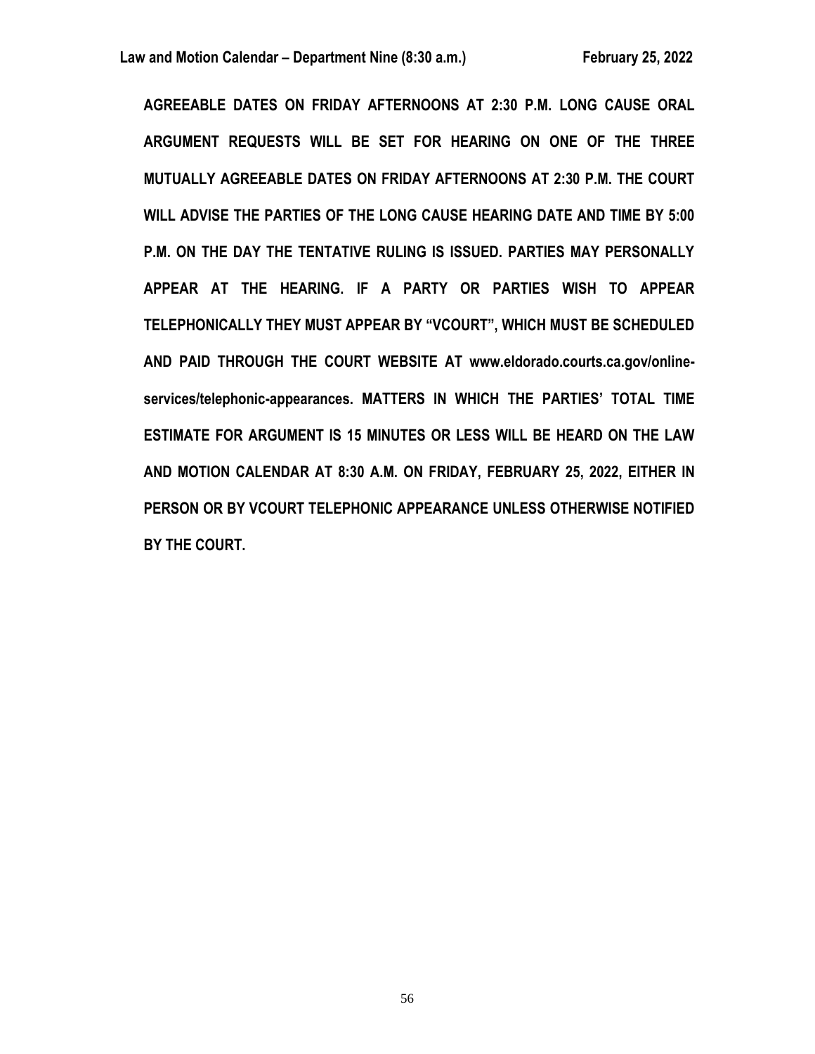**AGREEABLE DATES ON FRIDAY AFTERNOONS AT 2:30 P.M. LONG CAUSE ORAL ARGUMENT REQUESTS WILL BE SET FOR HEARING ON ONE OF THE THREE MUTUALLY AGREEABLE DATES ON FRIDAY AFTERNOONS AT 2:30 P.M. THE COURT WILL ADVISE THE PARTIES OF THE LONG CAUSE HEARING DATE AND TIME BY 5:00 P.M. ON THE DAY THE TENTATIVE RULING IS ISSUED. PARTIES MAY PERSONALLY APPEAR AT THE HEARING. IF A PARTY OR PARTIES WISH TO APPEAR TELEPHONICALLY THEY MUST APPEAR BY "VCOURT", WHICH MUST BE SCHEDULED AND PAID THROUGH THE COURT WEBSITE AT www.eldorado.courts.ca.gov/online-services/telephonic-appearances. MATTERS IN WHICH THE PARTIES' TOTAL TIME ESTIMATE FOR ARGUMENT IS 15 MINUTES OR LESS WILL BE HEARD ON THE LAW AND MOTION CALENDAR AT 8:30 A.M. ON FRIDAY, FEBRUARY 25, 2022, EITHER IN PERSON OR BY VCOURT TELEPHONIC APPEARANCE UNLESS OTHERWISE NOTIFIED BY THE COURT.**